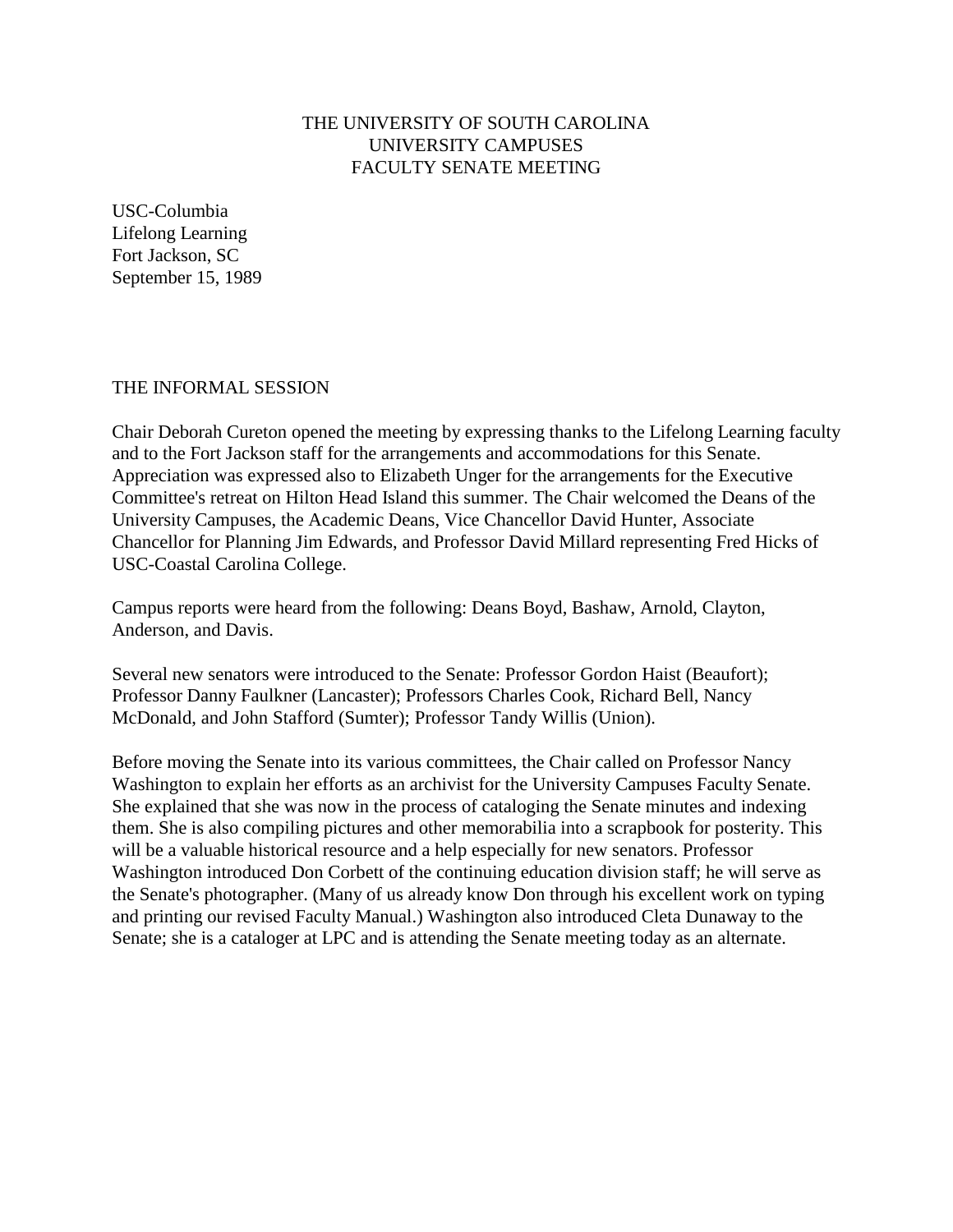# THE UNIVERSITY OF SOUTH CAROLINA
# UNIVERSITY CAMPUSES
# FACULTY SENATE MEETING

USC-Columbia
Lifelong Learning
Fort Jackson, SC
September 15, 1989

## THE INFORMAL SESSION

Chair Deborah Cureton opened the meeting by expressing thanks to the Lifelong Learning faculty and to the Fort Jackson staff for the arrangements and accommodations for this Senate. Appreciation was expressed also to Elizabeth Unger for the arrangements for the Executive Committee's retreat on Hilton Head Island this summer. The Chair welcomed the Deans of the University Campuses, the Academic Deans, Vice Chancellor David Hunter, Associate Chancellor for Planning Jim Edwards, and Professor David Millard representing Fred Hicks of USC-Coastal Carolina College.

Campus reports were heard from the following: Deans Boyd, Bashaw, Arnold, Clayton, Anderson, and Davis.

Several new senators were introduced to the Senate: Professor Gordon Haist (Beaufort); Professor Danny Faulkner (Lancaster); Professors Charles Cook, Richard Bell, Nancy McDonald, and John Stafford (Sumter); Professor Tandy Willis (Union).

Before moving the Senate into its various committees, the Chair called on Professor Nancy Washington to explain her efforts as an archivist for the University Campuses Faculty Senate. She explained that she was now in the process of cataloging the Senate minutes and indexing them. She is also compiling pictures and other memorabilia into a scrapbook for posterity. This will be a valuable historical resource and a help especially for new senators. Professor Washington introduced Don Corbett of the continuing education division staff; he will serve as the Senate's photographer. (Many of us already know Don through his excellent work on typing and printing our revised Faculty Manual.) Washington also introduced Cleta Dunaway to the Senate; she is a cataloger at LPC and is attending the Senate meeting today as an alternate.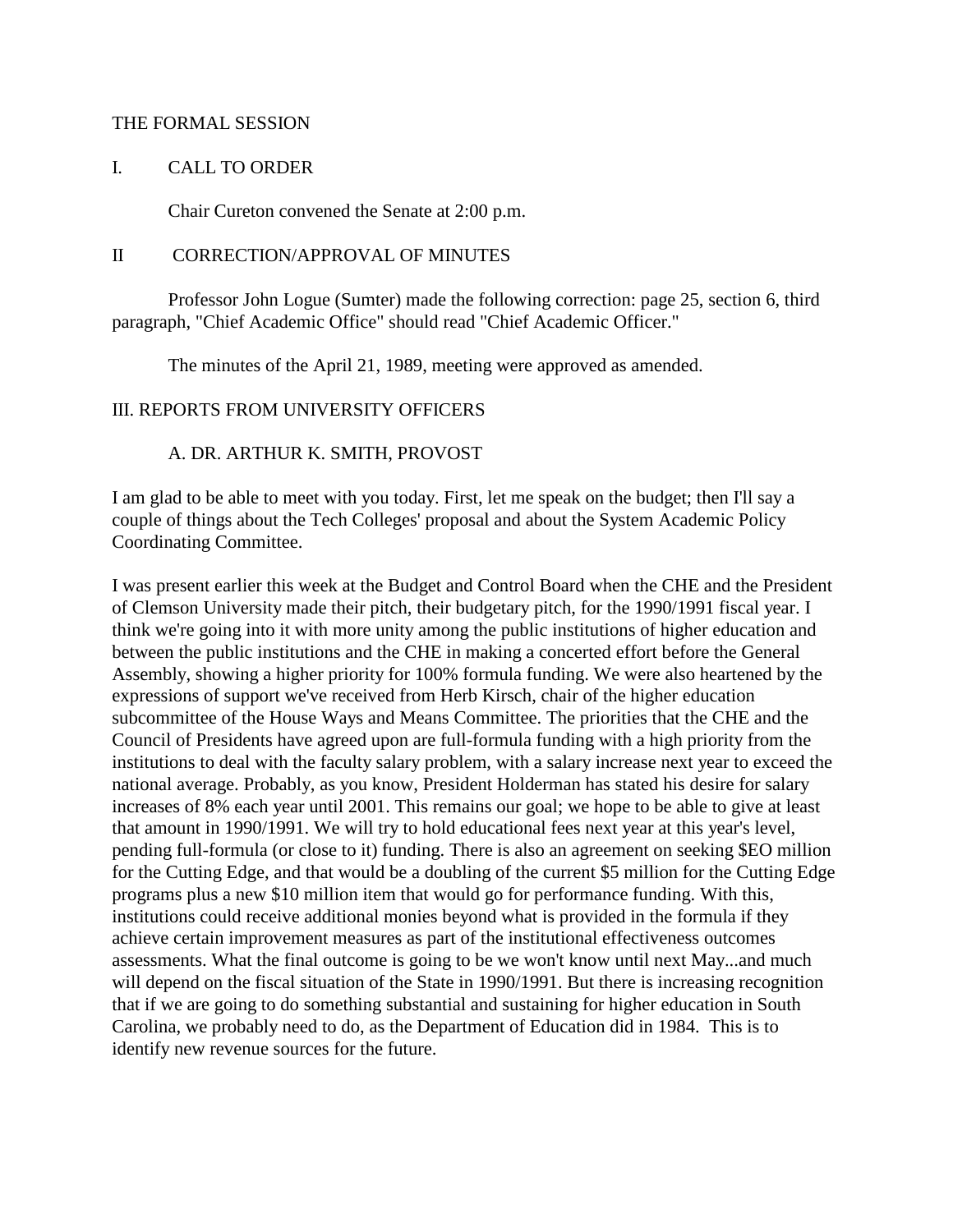THE FORMAL SESSION

I. CALL TO ORDER

Chair Cureton convened the Senate at 2:00 p.m.

II CORRECTION/APPROVAL OF MINUTES

Professor John Logue (Sumter) made the following correction: page 25, section 6, third paragraph, "Chief Academic Office" should read "Chief Academic Officer."

The minutes of the April 21, 1989, meeting were approved as amended.

III. REPORTS FROM UNIVERSITY OFFICERS

A. DR. ARTHUR K. SMITH, PROVOST

I am glad to be able to meet with you today. First, let me speak on the budget; then I'll say a couple of things about the Tech Colleges' proposal and about the System Academic Policy Coordinating Committee.

I was present earlier this week at the Budget and Control Board when the CHE and the President of Clemson University made their pitch, their budgetary pitch, for the 1990/1991 fiscal year. I think we're going into it with more unity among the public institutions of higher education and between the public institutions and the CHE in making a concerted effort before the General Assembly, showing a higher priority for 100% formula funding. We were also heartened by the expressions of support we've received from Herb Kirsch, chair of the higher education subcommittee of the House Ways and Means Committee. The priorities that the CHE and the Council of Presidents have agreed upon are full-formula funding with a high priority from the institutions to deal with the faculty salary problem, with a salary increase next year to exceed the national average. Probably, as you know, President Holderman has stated his desire for salary increases of 8% each year until 2001. This remains our goal; we hope to be able to give at least that amount in 1990/1991. We will try to hold educational fees next year at this year's level, pending full-formula (or close to it) funding. There is also an agreement on seeking $EO million for the Cutting Edge, and that would be a doubling of the current $5 million for the Cutting Edge programs plus a new $10 million item that would go for performance funding. With this, institutions could receive additional monies beyond what is provided in the formula if they achieve certain improvement measures as part of the institutional effectiveness outcomes assessments. What the final outcome is going to be we won't know until next May...and much will depend on the fiscal situation of the State in 1990/1991. But there is increasing recognition that if we are going to do something substantial and sustaining for higher education in South Carolina, we probably need to do, as the Department of Education did in 1984. This is to identify new revenue sources for the future.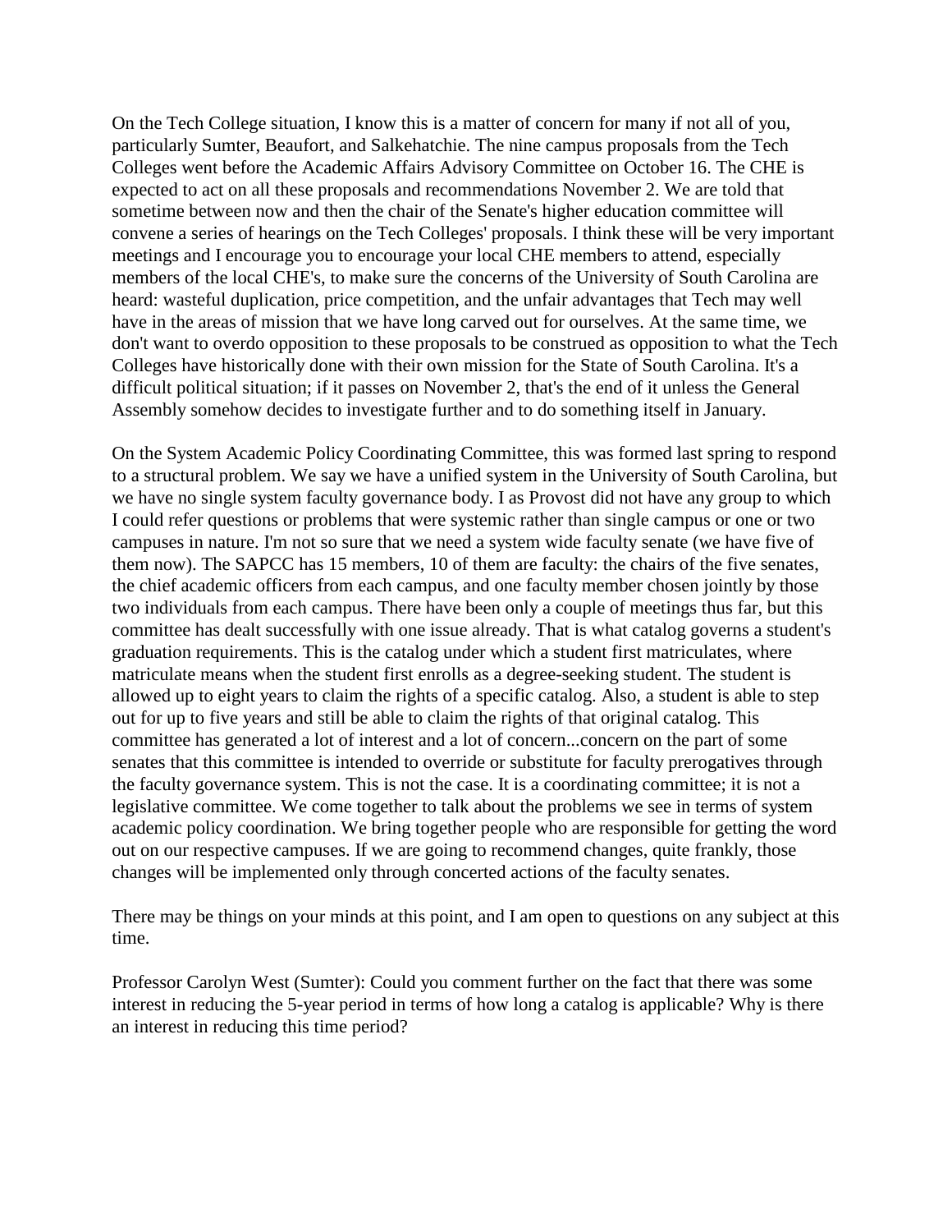On the Tech College situation, I know this is a matter of concern for many if not all of you, particularly Sumter, Beaufort, and Salkehatchie. The nine campus proposals from the Tech Colleges went before the Academic Affairs Advisory Committee on October 16. The CHE is expected to act on all these proposals and recommendations November 2. We are told that sometime between now and then the chair of the Senate's higher education committee will convene a series of hearings on the Tech Colleges' proposals. I think these will be very important meetings and I encourage you to encourage your local CHE members to attend, especially members of the local CHE's, to make sure the concerns of the University of South Carolina are heard: wasteful duplication, price competition, and the unfair advantages that Tech may well have in the areas of mission that we have long carved out for ourselves. At the same time, we don't want to overdo opposition to these proposals to be construed as opposition to what the Tech Colleges have historically done with their own mission for the State of South Carolina. It's a difficult political situation; if it passes on November 2, that's the end of it unless the General Assembly somehow decides to investigate further and to do something itself in January.

On the System Academic Policy Coordinating Committee, this was formed last spring to respond to a structural problem. We say we have a unified system in the University of South Carolina, but we have no single system faculty governance body. I as Provost did not have any group to which I could refer questions or problems that were systemic rather than single campus or one or two campuses in nature. I'm not so sure that we need a system wide faculty senate (we have five of them now). The SAPCC has 15 members, 10 of them are faculty: the chairs of the five senates, the chief academic officers from each campus, and one faculty member chosen jointly by those two individuals from each campus. There have been only a couple of meetings thus far, but this committee has dealt successfully with one issue already. That is what catalog governs a student's graduation requirements. This is the catalog under which a student first matriculates, where matriculate means when the student first enrolls as a degree-seeking student. The student is allowed up to eight years to claim the rights of a specific catalog. Also, a student is able to step out for up to five years and still be able to claim the rights of that original catalog. This committee has generated a lot of interest and a lot of concern...concern on the part of some senates that this committee is intended to override or substitute for faculty prerogatives through the faculty governance system. This is not the case. It is a coordinating committee; it is not a legislative committee. We come together to talk about the problems we see in terms of system academic policy coordination. We bring together people who are responsible for getting the word out on our respective campuses. If we are going to recommend changes, quite frankly, those changes will be implemented only through concerted actions of the faculty senates.

There may be things on your minds at this point, and I am open to questions on any subject at this time.

Professor Carolyn West (Sumter): Could you comment further on the fact that there was some interest in reducing the 5-year period in terms of how long a catalog is applicable? Why is there an interest in reducing this time period?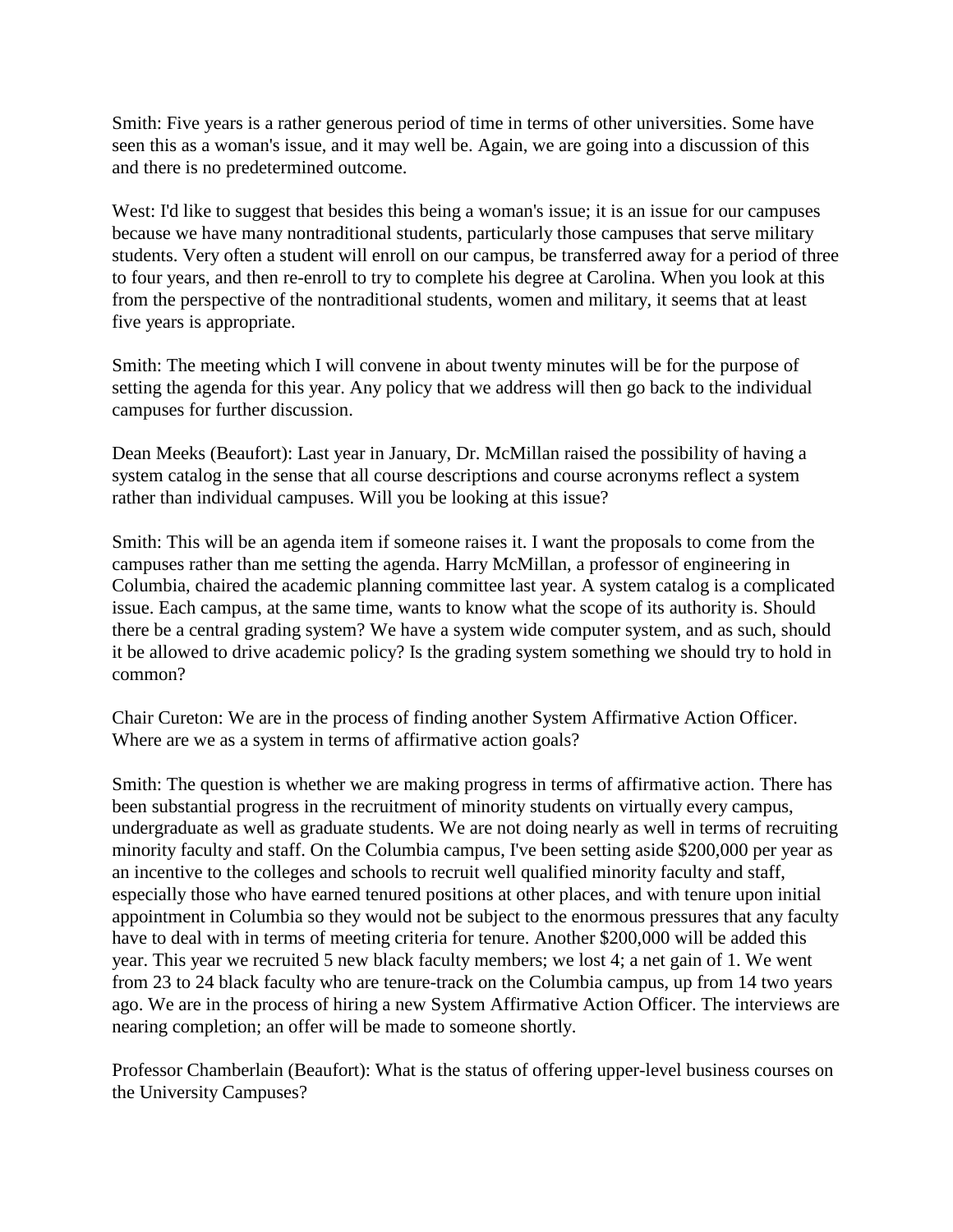Smith: Five years is a rather generous period of time in terms of other universities. Some have seen this as a woman's issue, and it may well be. Again, we are going into a discussion of this and there is no predetermined outcome.

West: I'd like to suggest that besides this being a woman's issue; it is an issue for our campuses because we have many nontraditional students, particularly those campuses that serve military students. Very often a student will enroll on our campus, be transferred away for a period of three to four years, and then re-enroll to try to complete his degree at Carolina. When you look at this from the perspective of the nontraditional students, women and military, it seems that at least five years is appropriate.

Smith: The meeting which I will convene in about twenty minutes will be for the purpose of setting the agenda for this year. Any policy that we address will then go back to the individual campuses for further discussion.

Dean Meeks (Beaufort): Last year in January, Dr. McMillan raised the possibility of having a system catalog in the sense that all course descriptions and course acronyms reflect a system rather than individual campuses. Will you be looking at this issue?

Smith: This will be an agenda item if someone raises it. I want the proposals to come from the campuses rather than me setting the agenda. Harry McMillan, a professor of engineering in Columbia, chaired the academic planning committee last year. A system catalog is a complicated issue. Each campus, at the same time, wants to know what the scope of its authority is. Should there be a central grading system? We have a system wide computer system, and as such, should it be allowed to drive academic policy? Is the grading system something we should try to hold in common?

Chair Cureton: We are in the process of finding another System Affirmative Action Officer. Where are we as a system in terms of affirmative action goals?

Smith: The question is whether we are making progress in terms of affirmative action. There has been substantial progress in the recruitment of minority students on virtually every campus, undergraduate as well as graduate students. We are not doing nearly as well in terms of recruiting minority faculty and staff. On the Columbia campus, I've been setting aside $200,000 per year as an incentive to the colleges and schools to recruit well qualified minority faculty and staff, especially those who have earned tenured positions at other places, and with tenure upon initial appointment in Columbia so they would not be subject to the enormous pressures that any faculty have to deal with in terms of meeting criteria for tenure. Another $200,000 will be added this year. This year we recruited 5 new black faculty members; we lost 4; a net gain of 1. We went from 23 to 24 black faculty who are tenure-track on the Columbia campus, up from 14 two years ago. We are in the process of hiring a new System Affirmative Action Officer. The interviews are nearing completion; an offer will be made to someone shortly.

Professor Chamberlain (Beaufort): What is the status of offering upper-level business courses on the University Campuses?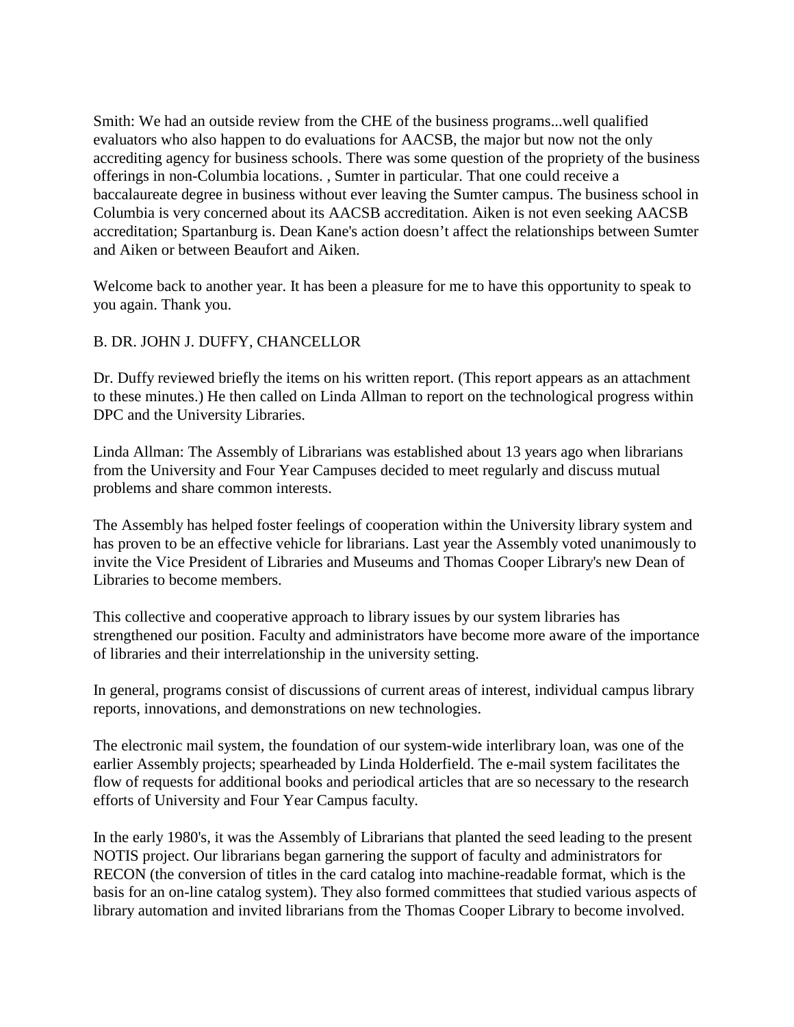Smith: We had an outside review from the CHE of the business programs...well qualified evaluators who also happen to do evaluations for AACSB, the major but now not the only accrediting agency for business schools. There was some question of the propriety of the business offerings in non-Columbia locations. , Sumter in particular. That one could receive a baccalaureate degree in business without ever leaving the Sumter campus. The business school in Columbia is very concerned about its AACSB accreditation. Aiken is not even seeking AACSB accreditation; Spartanburg is. Dean Kane's action doesn't affect the relationships between Sumter and Aiken or between Beaufort and Aiken.

Welcome back to another year. It has been a pleasure for me to have this opportunity to speak to you again. Thank you.

B. DR. JOHN J. DUFFY, CHANCELLOR

Dr. Duffy reviewed briefly the items on his written report. (This report appears as an attachment to these minutes.) He then called on Linda Allman to report on the technological progress within DPC and the University Libraries.

Linda Allman: The Assembly of Librarians was established about 13 years ago when librarians from the University and Four Year Campuses decided to meet regularly and discuss mutual problems and share common interests.

The Assembly has helped foster feelings of cooperation within the University library system and has proven to be an effective vehicle for librarians. Last year the Assembly voted unanimously to invite the Vice President of Libraries and Museums and Thomas Cooper Library's new Dean of Libraries to become members.

This collective and cooperative approach to library issues by our system libraries has strengthened our position. Faculty and administrators have become more aware of the importance of libraries and their interrelationship in the university setting.

In general, programs consist of discussions of current areas of interest, individual campus library reports, innovations, and demonstrations on new technologies.

The electronic mail system, the foundation of our system-wide interlibrary loan, was one of the earlier Assembly projects; spearheaded by Linda Holderfield. The e-mail system facilitates the flow of requests for additional books and periodical articles that are so necessary to the research efforts of University and Four Year Campus faculty.

In the early 1980's, it was the Assembly of Librarians that planted the seed leading to the present NOTIS project. Our librarians began garnering the support of faculty and administrators for RECON (the conversion of titles in the card catalog into machine-readable format, which is the basis for an on-line catalog system). They also formed committees that studied various aspects of library automation and invited librarians from the Thomas Cooper Library to become involved.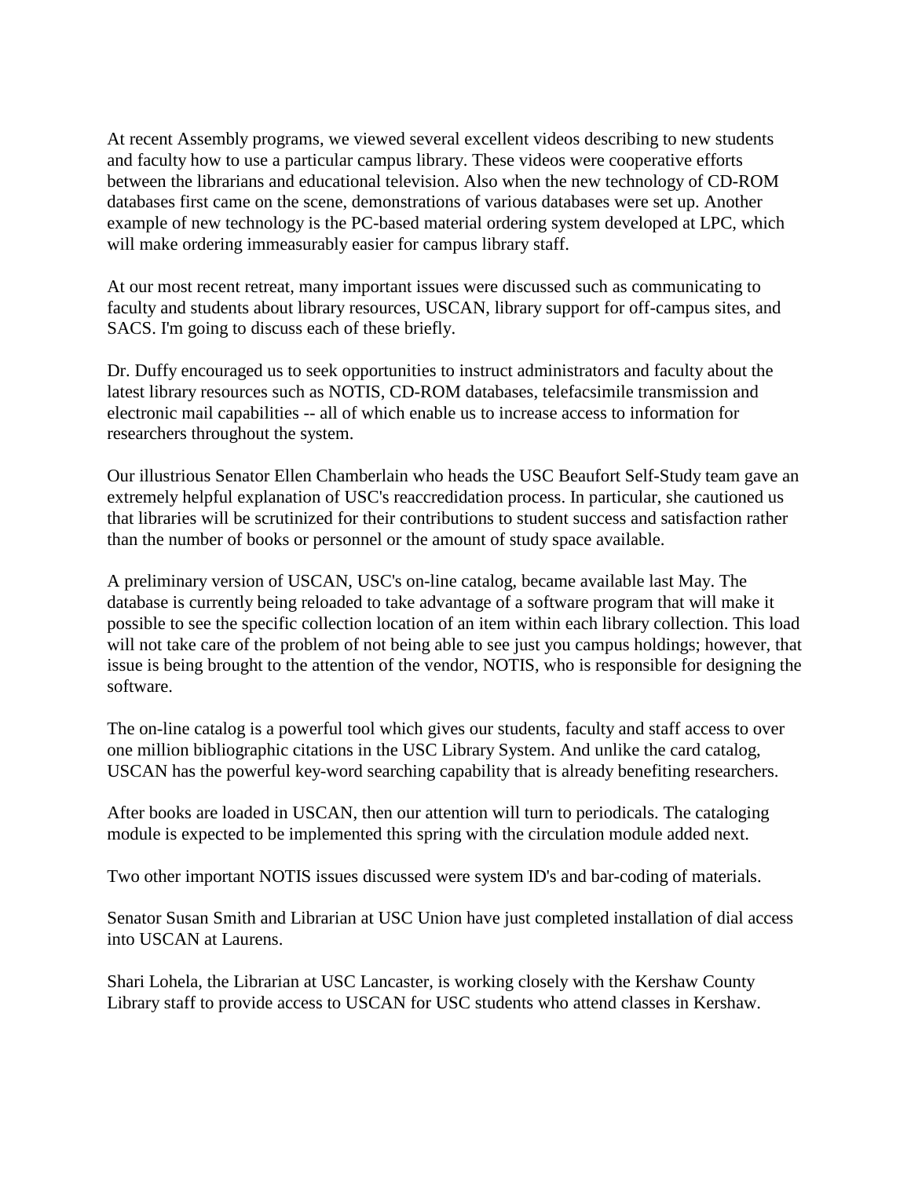At recent Assembly programs, we viewed several excellent videos describing to new students and faculty how to use a particular campus library. These videos were cooperative efforts between the librarians and educational television. Also when the new technology of CD-ROM databases first came on the scene, demonstrations of various databases were set up. Another example of new technology is the PC-based material ordering system developed at LPC, which will make ordering immeasurably easier for campus library staff.

At our most recent retreat, many important issues were discussed such as communicating to faculty and students about library resources, USCAN, library support for off-campus sites, and SACS. I'm going to discuss each of these briefly.

Dr. Duffy encouraged us to seek opportunities to instruct administrators and faculty about the latest library resources such as NOTIS, CD-ROM databases, telefacsimile transmission and electronic mail capabilities -- all of which enable us to increase access to information for researchers throughout the system.

Our illustrious Senator Ellen Chamberlain who heads the USC Beaufort Self-Study team gave an extremely helpful explanation of USC's reaccredidation process. In particular, she cautioned us that libraries will be scrutinized for their contributions to student success and satisfaction rather than the number of books or personnel or the amount of study space available.

A preliminary version of USCAN, USC's on-line catalog, became available last May. The database is currently being reloaded to take advantage of a software program that will make it possible to see the specific collection location of an item within each library collection. This load will not take care of the problem of not being able to see just you campus holdings; however, that issue is being brought to the attention of the vendor, NOTIS, who is responsible for designing the software.

The on-line catalog is a powerful tool which gives our students, faculty and staff access to over one million bibliographic citations in the USC Library System. And unlike the card catalog, USCAN has the powerful key-word searching capability that is already benefiting researchers.

After books are loaded in USCAN, then our attention will turn to periodicals. The cataloging module is expected to be implemented this spring with the circulation module added next.

Two other important NOTIS issues discussed were system ID's and bar-coding of materials.

Senator Susan Smith and Librarian at USC Union have just completed installation of dial access into USCAN at Laurens.

Shari Lohela, the Librarian at USC Lancaster, is working closely with the Kershaw County Library staff to provide access to USCAN for USC students who attend classes in Kershaw.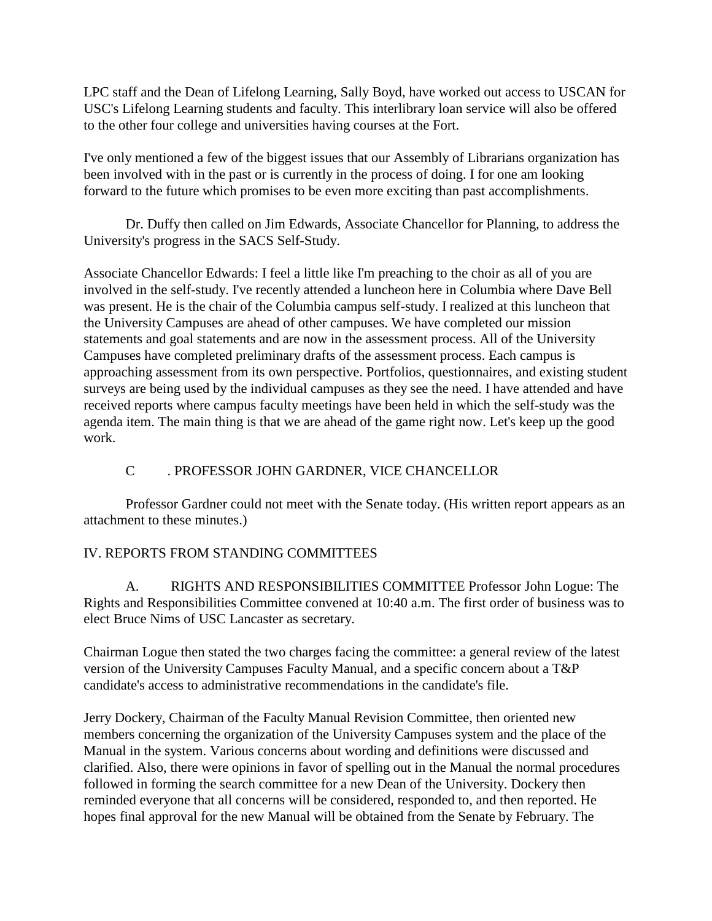LPC staff and the Dean of Lifelong Learning, Sally Boyd, have worked out access to USCAN for USC's Lifelong Learning students and faculty. This interlibrary loan service will also be offered to the other four college and universities having courses at the Fort.

I've only mentioned a few of the biggest issues that our Assembly of Librarians organization has been involved with in the past or is currently in the process of doing. I for one am looking forward to the future which promises to be even more exciting than past accomplishments.

Dr. Duffy then called on Jim Edwards, Associate Chancellor for Planning, to address the University's progress in the SACS Self-Study.

Associate Chancellor Edwards: I feel a little like I'm preaching to the choir as all of you are involved in the self-study. I've recently attended a luncheon here in Columbia where Dave Bell was present. He is the chair of the Columbia campus self-study. I realized at this luncheon that the University Campuses are ahead of other campuses. We have completed our mission statements and goal statements and are now in the assessment process. All of the University Campuses have completed preliminary drafts of the assessment process. Each campus is approaching assessment from its own perspective. Portfolios, questionnaires, and existing student surveys are being used by the individual campuses as they see the need. I have attended and have received reports where campus faculty meetings have been held in which the self-study was the agenda item. The main thing is that we are ahead of the game right now. Let's keep up the good work.

C . PROFESSOR JOHN GARDNER, VICE CHANCELLOR

Professor Gardner could not meet with the Senate today. (His written report appears as an attachment to these minutes.)

IV. REPORTS FROM STANDING COMMITTEES

A. RIGHTS AND RESPONSIBILITIES COMMITTEE Professor John Logue: The Rights and Responsibilities Committee convened at 10:40 a.m. The first order of business was to elect Bruce Nims of USC Lancaster as secretary.

Chairman Logue then stated the two charges facing the committee: a general review of the latest version of the University Campuses Faculty Manual, and a specific concern about a T&P candidate's access to administrative recommendations in the candidate's file.

Jerry Dockery, Chairman of the Faculty Manual Revision Committee, then oriented new members concerning the organization of the University Campuses system and the place of the Manual in the system. Various concerns about wording and definitions were discussed and clarified. Also, there were opinions in favor of spelling out in the Manual the normal procedures followed in forming the search committee for a new Dean of the University. Dockery then reminded everyone that all concerns will be considered, responded to, and then reported. He hopes final approval for the new Manual will be obtained from the Senate by February. The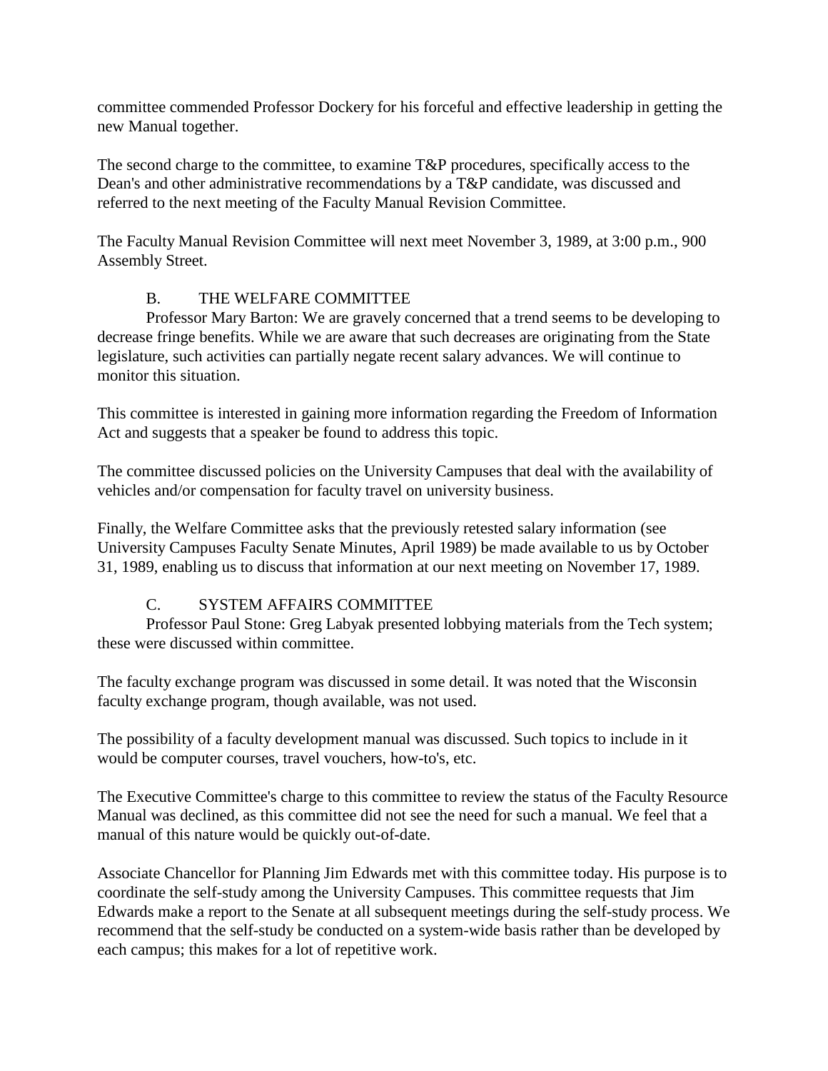committee commended Professor Dockery for his forceful and effective leadership in getting the new Manual together.

The second charge to the committee, to examine T&P procedures, specifically access to the Dean's and other administrative recommendations by a T&P candidate, was discussed and referred to the next meeting of the Faculty Manual Revision Committee.

The Faculty Manual Revision Committee will next meet November 3, 1989, at 3:00 p.m., 900 Assembly Street.

B. THE WELFARE COMMITTEE

Professor Mary Barton: We are gravely concerned that a trend seems to be developing to decrease fringe benefits. While we are aware that such decreases are originating from the State legislature, such activities can partially negate recent salary advances. We will continue to monitor this situation.

This committee is interested in gaining more information regarding the Freedom of Information Act and suggests that a speaker be found to address this topic.

The committee discussed policies on the University Campuses that deal with the availability of vehicles and/or compensation for faculty travel on university business.

Finally, the Welfare Committee asks that the previously retested salary information (see University Campuses Faculty Senate Minutes, April 1989) be made available to us by October 31, 1989, enabling us to discuss that information at our next meeting on November 17, 1989.

C. SYSTEM AFFAIRS COMMITTEE

Professor Paul Stone: Greg Labyak presented lobbying materials from the Tech system; these were discussed within committee.

The faculty exchange program was discussed in some detail. It was noted that the Wisconsin faculty exchange program, though available, was not used.

The possibility of a faculty development manual was discussed. Such topics to include in it would be computer courses, travel vouchers, how-to's, etc.

The Executive Committee's charge to this committee to review the status of the Faculty Resource Manual was declined, as this committee did not see the need for such a manual. We feel that a manual of this nature would be quickly out-of-date.

Associate Chancellor for Planning Jim Edwards met with this committee today. His purpose is to coordinate the self-study among the University Campuses. This committee requests that Jim Edwards make a report to the Senate at all subsequent meetings during the self-study process. We recommend that the self-study be conducted on a system-wide basis rather than be developed by each campus; this makes for a lot of repetitive work.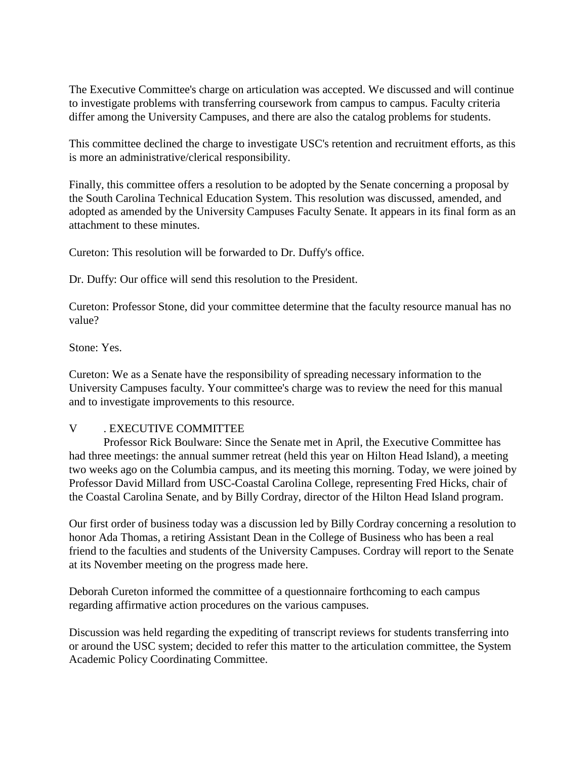The Executive Committee's charge on articulation was accepted. We discussed and will continue to investigate problems with transferring coursework from campus to campus. Faculty criteria differ among the University Campuses, and there are also the catalog problems for students.

This committee declined the charge to investigate USC's retention and recruitment efforts, as this is more an administrative/clerical responsibility.

Finally, this committee offers a resolution to be adopted by the Senate concerning a proposal by the South Carolina Technical Education System. This resolution was discussed, amended, and adopted as amended by the University Campuses Faculty Senate. It appears in its final form as an attachment to these minutes.

Cureton: This resolution will be forwarded to Dr. Duffy's office.

Dr. Duffy: Our office will send this resolution to the President.

Cureton: Professor Stone, did your committee determine that the faculty resource manual has no value?

Stone: Yes.

Cureton: We as a Senate have the responsibility of spreading necessary information to the University Campuses faculty. Your committee's charge was to review the need for this manual and to investigate improvements to this resource.

## V. EXECUTIVE COMMITTEE

Professor Rick Boulware: Since the Senate met in April, the Executive Committee has had three meetings: the annual summer retreat (held this year on Hilton Head Island), a meeting two weeks ago on the Columbia campus, and its meeting this morning. Today, we were joined by Professor David Millard from USC-Coastal Carolina College, representing Fred Hicks, chair of the Coastal Carolina Senate, and by Billy Cordray, director of the Hilton Head Island program.

Our first order of business today was a discussion led by Billy Cordray concerning a resolution to honor Ada Thomas, a retiring Assistant Dean in the College of Business who has been a real friend to the faculties and students of the University Campuses. Cordray will report to the Senate at its November meeting on the progress made here.

Deborah Cureton informed the committee of a questionnaire forthcoming to each campus regarding affirmative action procedures on the various campuses.

Discussion was held regarding the expediting of transcript reviews for students transferring into or around the USC system; decided to refer this matter to the articulation committee, the System Academic Policy Coordinating Committee.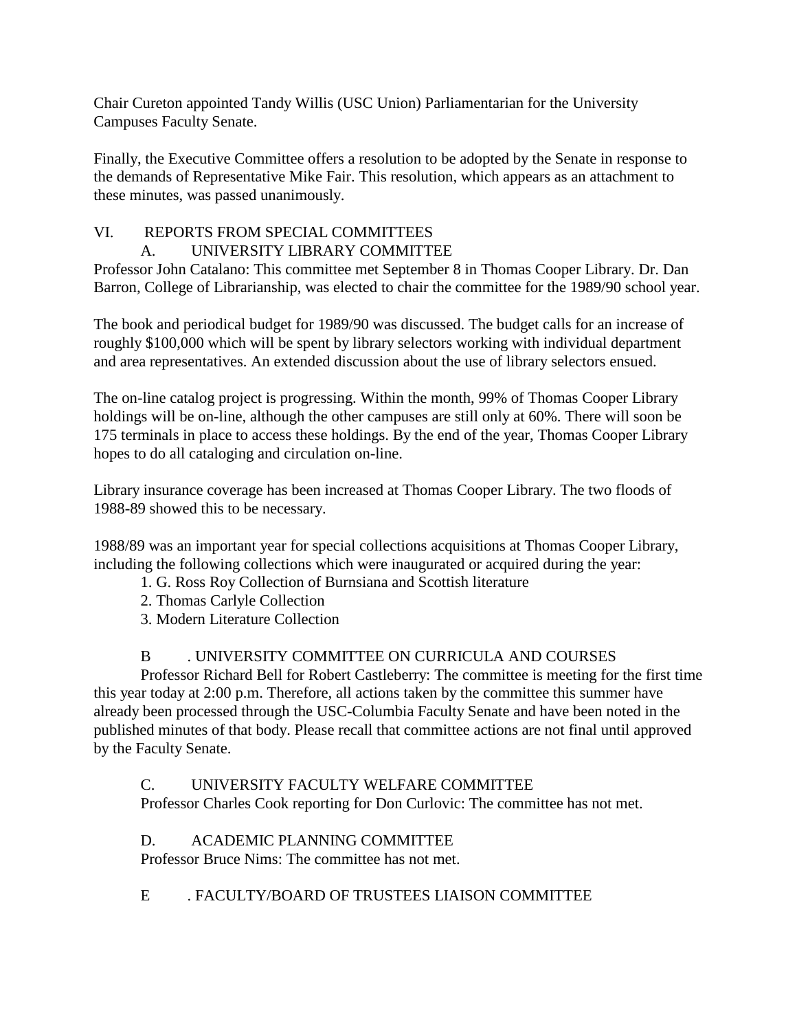Chair Cureton appointed Tandy Willis (USC Union) Parliamentarian for the University Campuses Faculty Senate.

Finally, the Executive Committee offers a resolution to be adopted by the Senate in response to the demands of Representative Mike Fair. This resolution, which appears as an attachment to these minutes, was passed unanimously.

## VI. REPORTS FROM SPECIAL COMMITTEES

### A. UNIVERSITY LIBRARY COMMITTEE

Professor John Catalano: This committee met September 8 in Thomas Cooper Library. Dr. Dan Barron, College of Librarianship, was elected to chair the committee for the 1989/90 school year.

The book and periodical budget for 1989/90 was discussed. The budget calls for an increase of roughly $100,000 which will be spent by library selectors working with individual department and area representatives. An extended discussion about the use of library selectors ensued.

The on-line catalog project is progressing. Within the month, 99% of Thomas Cooper Library holdings will be on-line, although the other campuses are still only at 60%. There will soon be 175 terminals in place to access these holdings. By the end of the year, Thomas Cooper Library hopes to do all cataloging and circulation on-line.

Library insurance coverage has been increased at Thomas Cooper Library. The two floods of 1988-89 showed this to be necessary.

1988/89 was an important year for special collections acquisitions at Thomas Cooper Library, including the following collections which were inaugurated or acquired during the year:

1. G. Ross Roy Collection of Burnsiana and Scottish literature
2. Thomas Carlyle Collection
3. Modern Literature Collection

### B. UNIVERSITY COMMITTEE ON CURRICULA AND COURSES

Professor Richard Bell for Robert Castleberry: The committee is meeting for the first time this year today at 2:00 p.m. Therefore, all actions taken by the committee this summer have already been processed through the USC-Columbia Faculty Senate and have been noted in the published minutes of that body. Please recall that committee actions are not final until approved by the Faculty Senate.

### C. UNIVERSITY FACULTY WELFARE COMMITTEE

Professor Charles Cook reporting for Don Curlovic: The committee has not met.

### D. ACADEMIC PLANNING COMMITTEE

Professor Bruce Nims: The committee has not met.

### E. FACULTY/BOARD OF TRUSTEES LIAISON COMMITTEE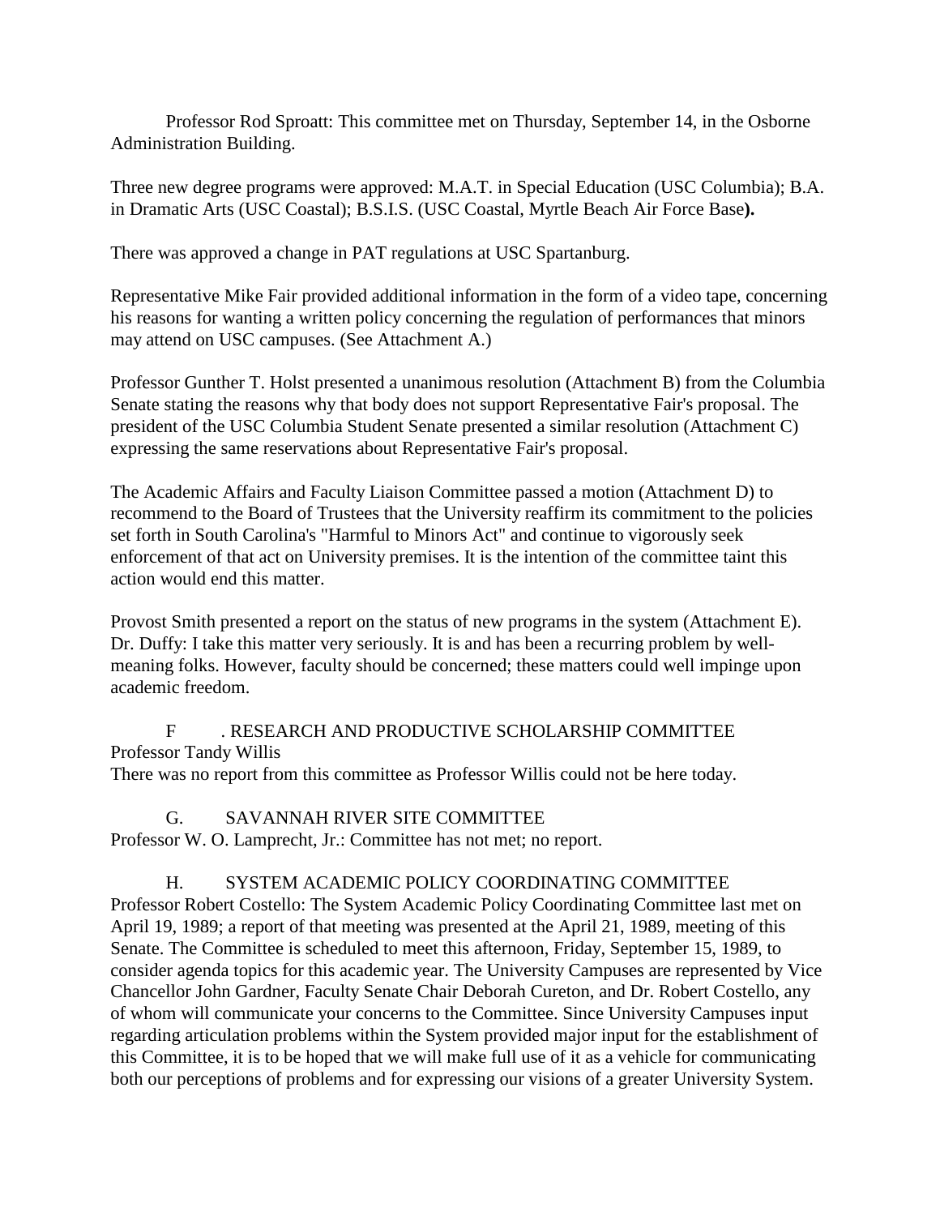Professor Rod Sproatt: This committee met on Thursday, September 14, in the Osborne Administration Building.

Three new degree programs were approved: M.A.T. in Special Education (USC Columbia); B.A. in Dramatic Arts (USC Coastal); B.S.I.S. (USC Coastal, Myrtle Beach Air Force Base**).**

There was approved a change in PAT regulations at USC Spartanburg.

Representative Mike Fair provided additional information in the form of a video tape, concerning his reasons for wanting a written policy concerning the regulation of performances that minors may attend on USC campuses. (See Attachment A.)

Professor Gunther T. Holst presented a unanimous resolution (Attachment B) from the Columbia Senate stating the reasons why that body does not support Representative Fair's proposal. The president of the USC Columbia Student Senate presented a similar resolution (Attachment C) expressing the same reservations about Representative Fair's proposal.

The Academic Affairs and Faculty Liaison Committee passed a motion (Attachment D) to recommend to the Board of Trustees that the University reaffirm its commitment to the policies set forth in South Carolina's "Harmful to Minors Act" and continue to vigorously seek enforcement of that act on University premises. It is the intention of the committee taint this action would end this matter.

Provost Smith presented a report on the status of new programs in the system (Attachment E).
Dr. Duffy: I take this matter very seriously. It is and has been a recurring problem by well-meaning folks. However, faculty should be concerned; these matters could well impinge upon academic freedom.

F . RESEARCH AND PRODUCTIVE SCHOLARSHIP COMMITTEE

Professor Tandy Willis
There was no report from this committee as Professor Willis could not be here today.

G. SAVANNAH RIVER SITE COMMITTEE

Professor W. O. Lamprecht, Jr.: Committee has not met; no report.

H. SYSTEM ACADEMIC POLICY COORDINATING COMMITTEE

Professor Robert Costello: The System Academic Policy Coordinating Committee last met on April 19, 1989; a report of that meeting was presented at the April 21, 1989, meeting of this Senate. The Committee is scheduled to meet this afternoon, Friday, September 15, 1989, to consider agenda topics for this academic year. The University Campuses are represented by Vice Chancellor John Gardner, Faculty Senate Chair Deborah Cureton, and Dr. Robert Costello, any of whom will communicate your concerns to the Committee. Since University Campuses input regarding articulation problems within the System provided major input for the establishment of this Committee, it is to be hoped that we will make full use of it as a vehicle for communicating both our perceptions of problems and for expressing our visions of a greater University System.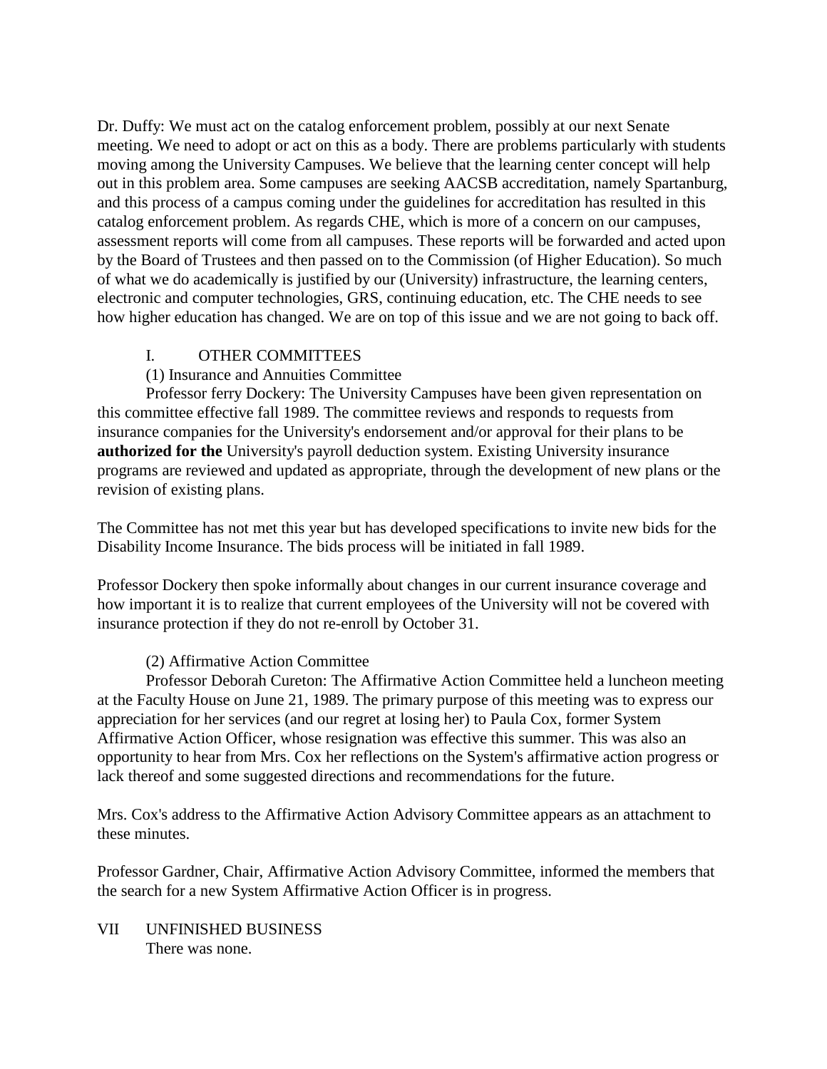Dr. Duffy: We must act on the catalog enforcement problem, possibly at our next Senate meeting. We need to adopt or act on this as a body. There are problems particularly with students moving among the University Campuses. We believe that the learning center concept will help out in this problem area. Some campuses are seeking AACSB accreditation, namely Spartanburg, and this process of a campus coming under the guidelines for accreditation has resulted in this catalog enforcement problem. As regards CHE, which is more of a concern on our campuses, assessment reports will come from all campuses. These reports will be forwarded and acted upon by the Board of Trustees and then passed on to the Commission (of Higher Education). So much of what we do academically is justified by our (University) infrastructure, the learning centers, electronic and computer technologies, GRS, continuing education, etc. The CHE needs to see how higher education has changed. We are on top of this issue and we are not going to back off.

I. OTHER COMMITTEES

(1) Insurance and Annuities Committee

Professor ferry Dockery: The University Campuses have been given representation on this committee effective fall 1989. The committee reviews and responds to requests from insurance companies for the University's endorsement and/or approval for their plans to be **authorized for the** University's payroll deduction system. Existing University insurance programs are reviewed and updated as appropriate, through the development of new plans or the revision of existing plans.

The Committee has not met this year but has developed specifications to invite new bids for the Disability Income Insurance. The bids process will be initiated in fall 1989.

Professor Dockery then spoke informally about changes in our current insurance coverage and how important it is to realize that current employees of the University will not be covered with insurance protection if they do not re-enroll by October 31.

(2) Affirmative Action Committee

Professor Deborah Cureton: The Affirmative Action Committee held a luncheon meeting at the Faculty House on June 21, 1989. The primary purpose of this meeting was to express our appreciation for her services (and our regret at losing her) to Paula Cox, former System Affirmative Action Officer, whose resignation was effective this summer. This was also an opportunity to hear from Mrs. Cox her reflections on the System's affirmative action progress or lack thereof and some suggested directions and recommendations for the future.

Mrs. Cox's address to the Affirmative Action Advisory Committee appears as an attachment to these minutes.

Professor Gardner, Chair, Affirmative Action Advisory Committee, informed the members that the search for a new System Affirmative Action Officer is in progress.

VII UNFINISHED BUSINESS

There was none.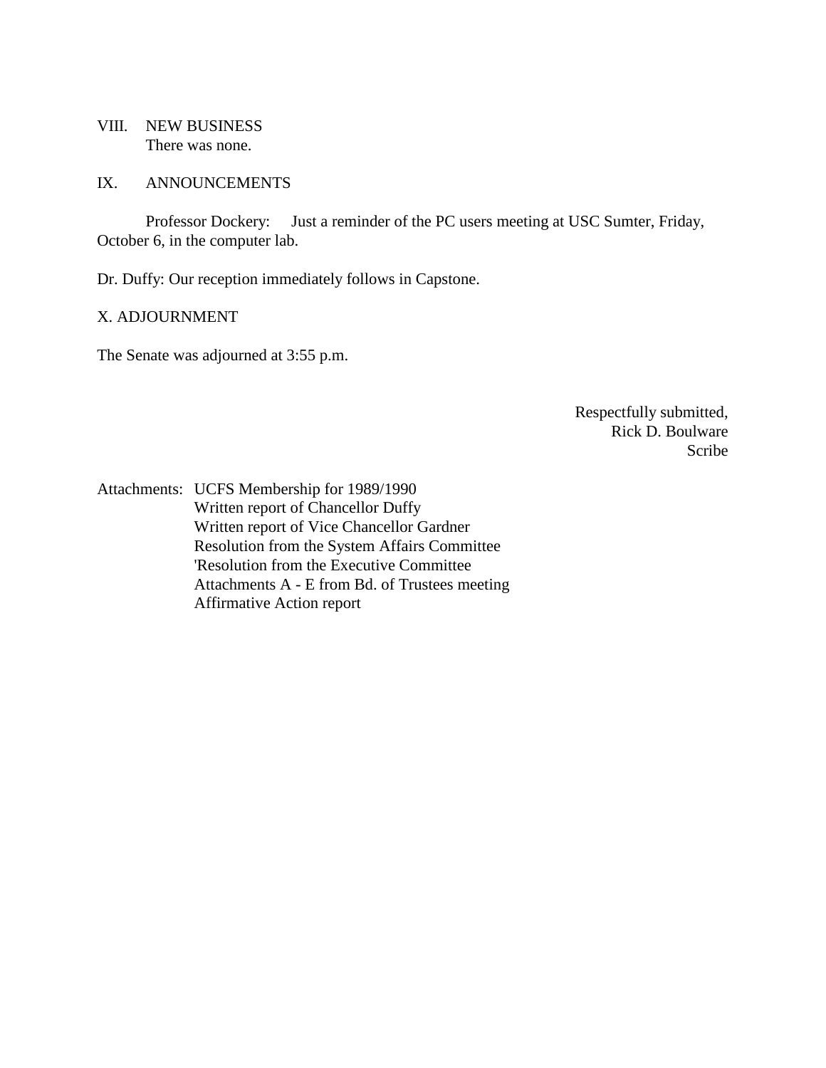VIII. NEW BUSINESS
There was none.

IX. ANNOUNCEMENTS

Professor Dockery: Just a reminder of the PC users meeting at USC Sumter, Friday, October 6, in the computer lab.

Dr. Duffy: Our reception immediately follows in Capstone.

X. ADJOURNMENT

The Senate was adjourned at 3:55 p.m.

Respectfully submitted,
Rick D. Boulware
Scribe

Attachments: UCFS Membership for 1989/1990
Written report of Chancellor Duffy
Written report of Vice Chancellor Gardner
Resolution from the System Affairs Committee
'Resolution from the Executive Committee
Attachments A - E from Bd. of Trustees meeting
Affirmative Action report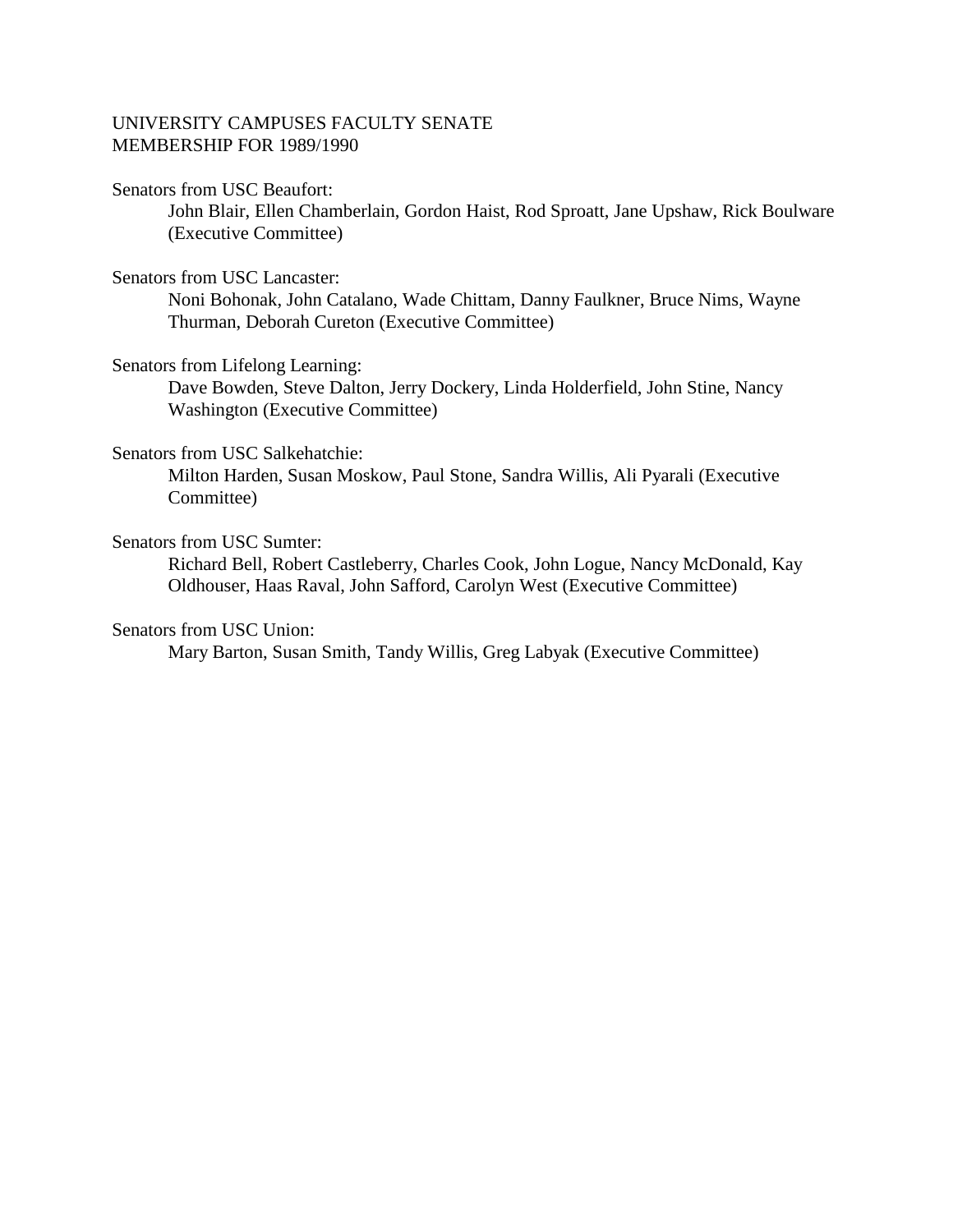UNIVERSITY CAMPUSES FACULTY SENATE
MEMBERSHIP FOR 1989/1990

Senators from USC Beaufort:

John Blair, Ellen Chamberlain, Gordon Haist, Rod Sproatt, Jane Upshaw, Rick Boulware (Executive Committee)

Senators from USC Lancaster:

Noni Bohonak, John Catalano, Wade Chittam, Danny Faulkner, Bruce Nims, Wayne Thurman, Deborah Cureton (Executive Committee)

Senators from Lifelong Learning:

Dave Bowden, Steve Dalton, Jerry Dockery, Linda Holderfield, John Stine, Nancy Washington (Executive Committee)

Senators from USC Salkehatchie:

Milton Harden, Susan Moskow, Paul Stone, Sandra Willis, Ali Pyarali (Executive Committee)

Senators from USC Sumter:

Richard Bell, Robert Castleberry, Charles Cook, John Logue, Nancy McDonald, Kay Oldhouser, Haas Raval, John Safford, Carolyn West (Executive Committee)

Senators from USC Union:

Mary Barton, Susan Smith, Tandy Willis, Greg Labyak (Executive Committee)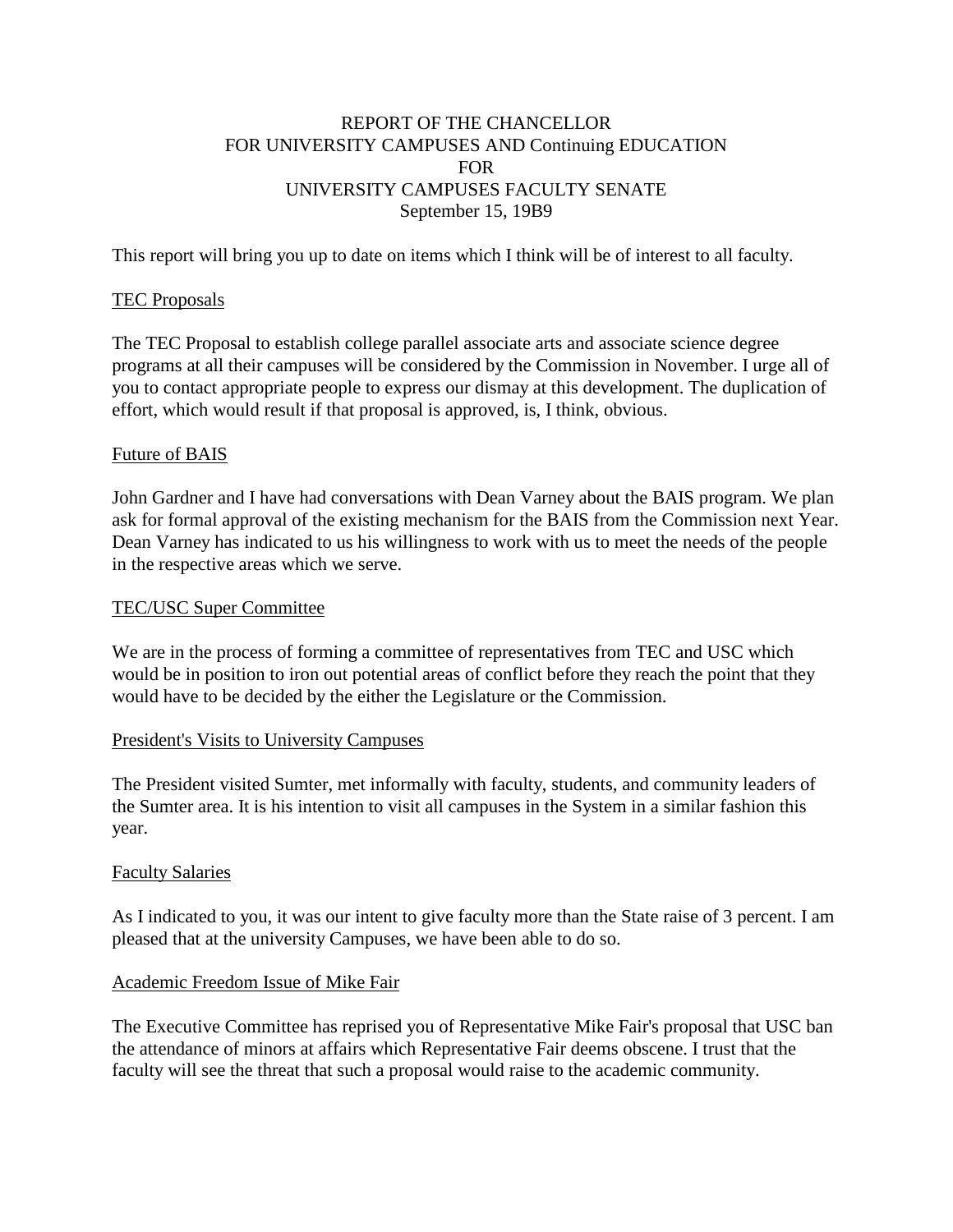# REPORT OF THE CHANCELLOR
# FOR UNIVERSITY CAMPUSES AND Continuing EDUCATION
# FOR
# UNIVERSITY CAMPUSES FACULTY SENATE
# September 15, 19B9

This report will bring you up to date on items which I think will be of interest to all faculty.

## TEC Proposals

The TEC Proposal to establish college parallel associate arts and associate science degree programs at all their campuses will be considered by the Commission in November. I urge all of you to contact appropriate people to express our dismay at this development. The duplication of effort, which would result if that proposal is approved, is, I think, obvious.

## Future of BAIS

John Gardner and I have had conversations with Dean Varney about the BAIS program. We plan ask for formal approval of the existing mechanism for the BAIS from the Commission next Year. Dean Varney has indicated to us his willingness to work with us to meet the needs of the people in the respective areas which we serve.

## TEC/USC Super Committee

We are in the process of forming a committee of representatives from TEC and USC which would be in position to iron out potential areas of conflict before they reach the point that they would have to be decided by the either the Legislature or the Commission.

## President's Visits to University Campuses

The President visited Sumter, met informally with faculty, students, and community leaders of the Sumter area. It is his intention to visit all campuses in the System in a similar fashion this year.

## Faculty Salaries

As I indicated to you, it was our intent to give faculty more than the State raise of 3 percent. I am pleased that at the university Campuses, we have been able to do so.

## Academic Freedom Issue of Mike Fair

The Executive Committee has reprised you of Representative Mike Fair's proposal that USC ban the attendance of minors at affairs which Representative Fair deems obscene. I trust that the faculty will see the threat that such a proposal would raise to the academic community.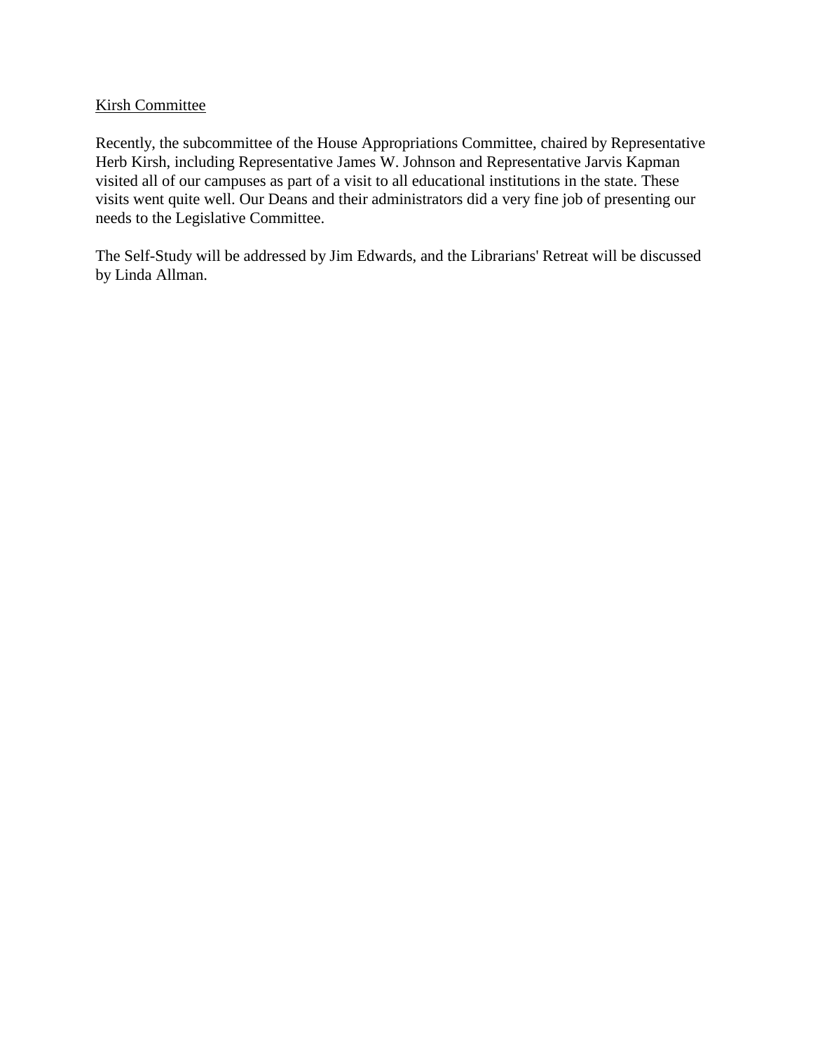<u>Kirsh Committee</u>

Recently, the subcommittee of the House Appropriations Committee, chaired by Representative Herb Kirsh, including Representative James W. Johnson and Representative Jarvis Kapman visited all of our campuses as part of a visit to all educational institutions in the state. These visits went quite well. Our Deans and their administrators did a very fine job of presenting our needs to the Legislative Committee.

The Self-Study will be addressed by Jim Edwards, and the Librarians' Retreat will be discussed by Linda Allman.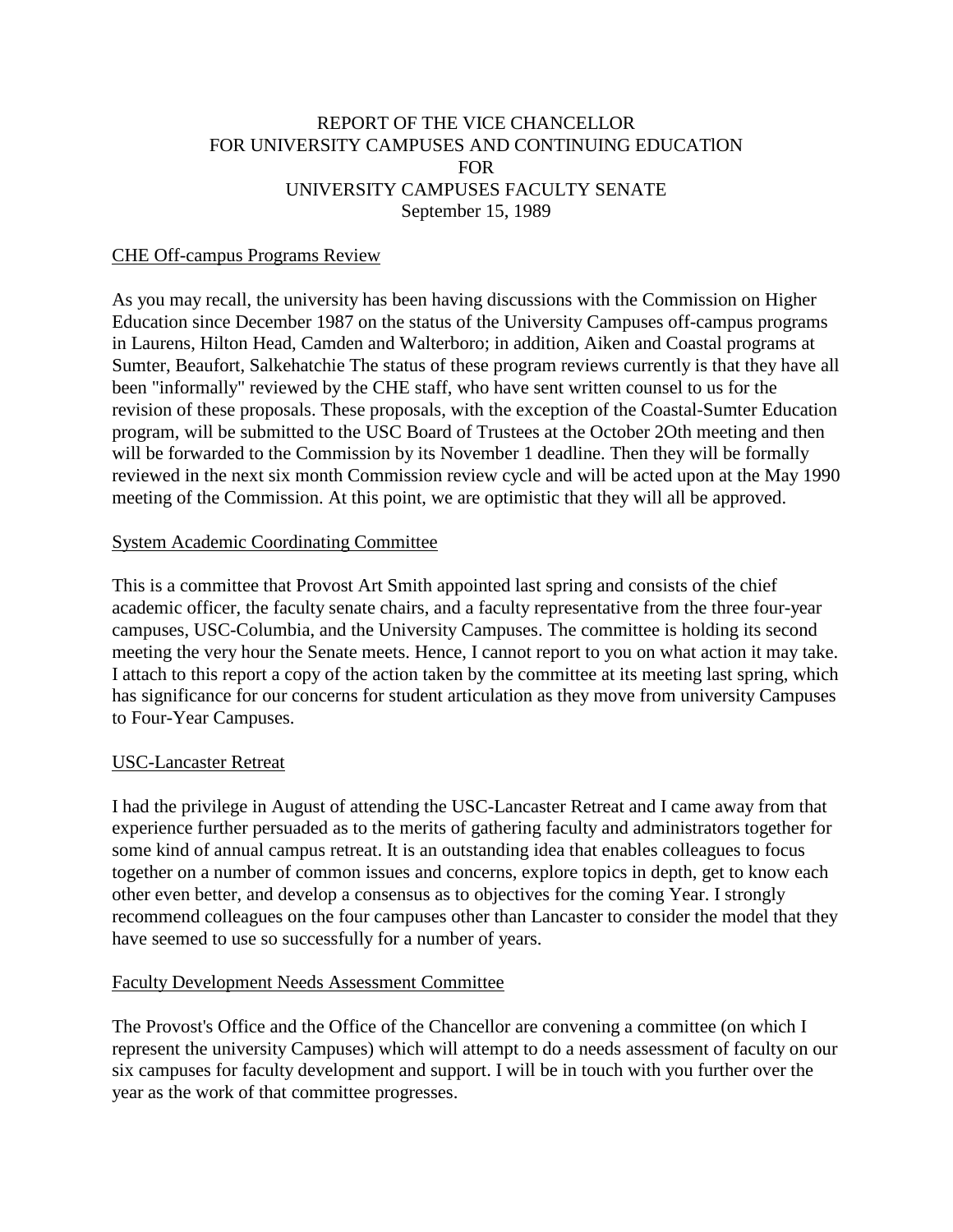# REPORT OF THE VICE CHANCELLOR FOR UNIVERSITY CAMPUSES AND CONTINUING EDUCATlON FOR UNIVERSITY CAMPUSES FACULTY SENATE

September 15, 1989

## CHE Off-campus Programs Review

As you may recall, the university has been having discussions with the Commission on Higher Education since December 1987 on the status of the University Campuses off-campus programs in Laurens, Hilton Head, Camden and Walterboro; in addition, Aiken and Coastal programs at Sumter, Beaufort, Salkehatchie The status of these program reviews currently is that they have all been "informally" reviewed by the CHE staff, who have sent written counsel to us for the revision of these proposals. These proposals, with the exception of the Coastal-Sumter Education program, will be submitted to the USC Board of Trustees at the October 2Oth meeting and then will be forwarded to the Commission by its November 1 deadline. Then they will be formally reviewed in the next six month Commission review cycle and will be acted upon at the May 1990 meeting of the Commission. At this point, we are optimistic that they will all be approved.

## System Academic Coordinating Committee

This is a committee that Provost Art Smith appointed last spring and consists of the chief academic officer, the faculty senate chairs, and a faculty representative from the three four-year campuses, USC-Columbia, and the University Campuses. The committee is holding its second meeting the very hour the Senate meets. Hence, I cannot report to you on what action it may take. I attach to this report a copy of the action taken by the committee at its meeting last spring, which has significance for our concerns for student articulation as they move from university Campuses to Four-Year Campuses.

## USC-Lancaster Retreat

I had the privilege in August of attending the USC-Lancaster Retreat and I came away from that experience further persuaded as to the merits of gathering faculty and administrators together for some kind of annual campus retreat. It is an outstanding idea that enables colleagues to focus together on a number of common issues and concerns, explore topics in depth, get to know each other even better, and develop a consensus as to objectives for the coming Year. I strongly recommend colleagues on the four campuses other than Lancaster to consider the model that they have seemed to use so successfully for a number of years.

## Faculty Development Needs Assessment Committee

The Provost's Office and the Office of the Chancellor are convening a committee (on which I represent the university Campuses) which will attempt to do a needs assessment of faculty on our six campuses for faculty development and support. I will be in touch with you further over the year as the work of that committee progresses.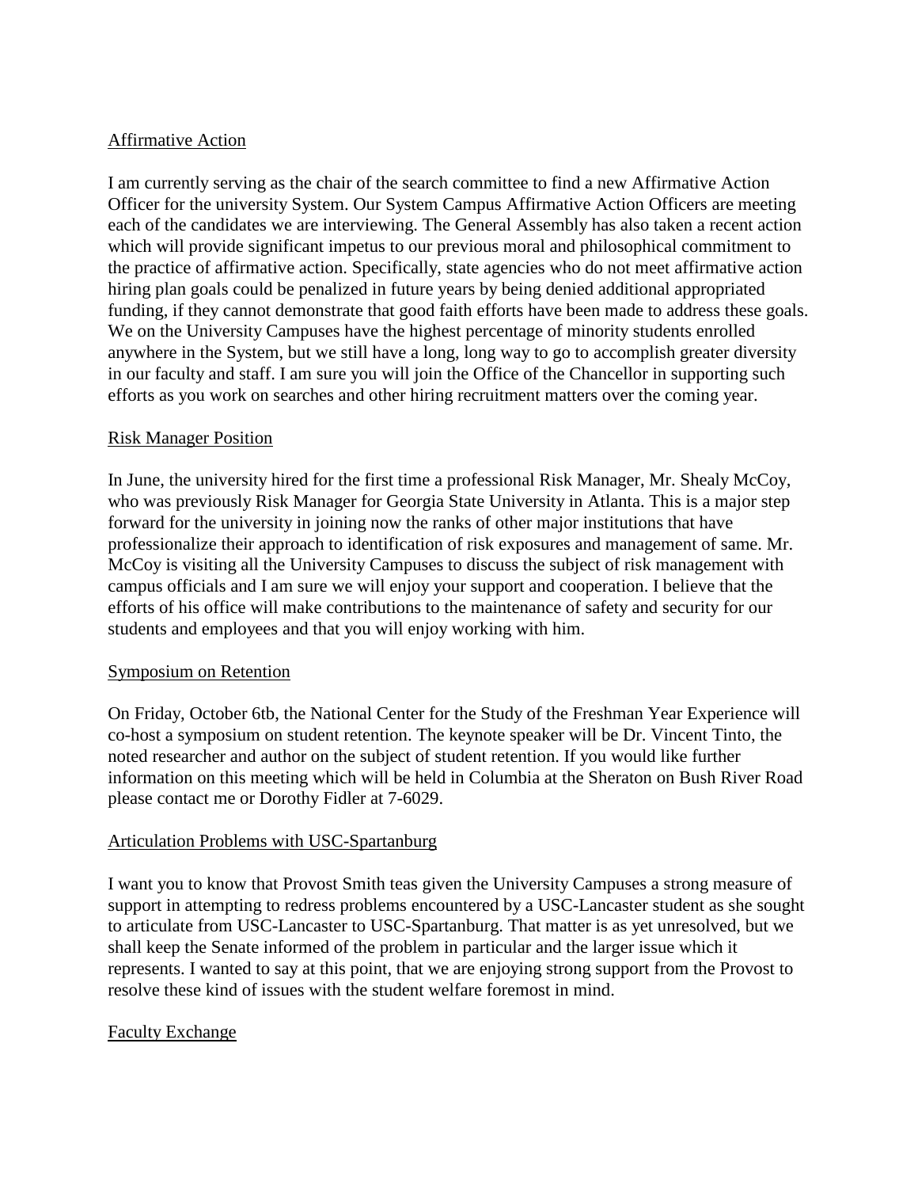Affirmative Action

I am currently serving as the chair of the search committee to find a new Affirmative Action Officer for the university System. Our System Campus Affirmative Action Officers are meeting each of the candidates we are interviewing. The General Assembly has also taken a recent action which will provide significant impetus to our previous moral and philosophical commitment to the practice of affirmative action. Specifically, state agencies who do not meet affirmative action hiring plan goals could be penalized in future years by being denied additional appropriated funding, if they cannot demonstrate that good faith efforts have been made to address these goals. We on the University Campuses have the highest percentage of minority students enrolled anywhere in the System, but we still have a long, long way to go to accomplish greater diversity in our faculty and staff. I am sure you will join the Office of the Chancellor in supporting such efforts as you work on searches and other hiring recruitment matters over the coming year.

Risk Manager Position

In June, the university hired for the first time a professional Risk Manager, Mr. Shealy McCoy, who was previously Risk Manager for Georgia State University in Atlanta. This is a major step forward for the university in joining now the ranks of other major institutions that have professionalize their approach to identification of risk exposures and management of same. Mr. McCoy is visiting all the University Campuses to discuss the subject of risk management with campus officials and I am sure we will enjoy your support and cooperation. I believe that the efforts of his office will make contributions to the maintenance of safety and security for our students and employees and that you will enjoy working with him.

Symposium on Retention

On Friday, October 6tb, the National Center for the Study of the Freshman Year Experience will co-host a symposium on student retention. The keynote speaker will be Dr. Vincent Tinto, the noted researcher and author on the subject of student retention. If you would like further information on this meeting which will be held in Columbia at the Sheraton on Bush River Road please contact me or Dorothy Fidler at 7-6029.

Articulation Problems with USC-Spartanburg

I want you to know that Provost Smith teas given the University Campuses a strong measure of support in attempting to redress problems encountered by a USC-Lancaster student as she sought to articulate from USC-Lancaster to USC-Spartanburg. That matter is as yet unresolved, but we shall keep the Senate informed of the problem in particular and the larger issue which it represents. I wanted to say at this point, that we are enjoying strong support from the Provost to resolve these kind of issues with the student welfare foremost in mind.

Faculty Exchange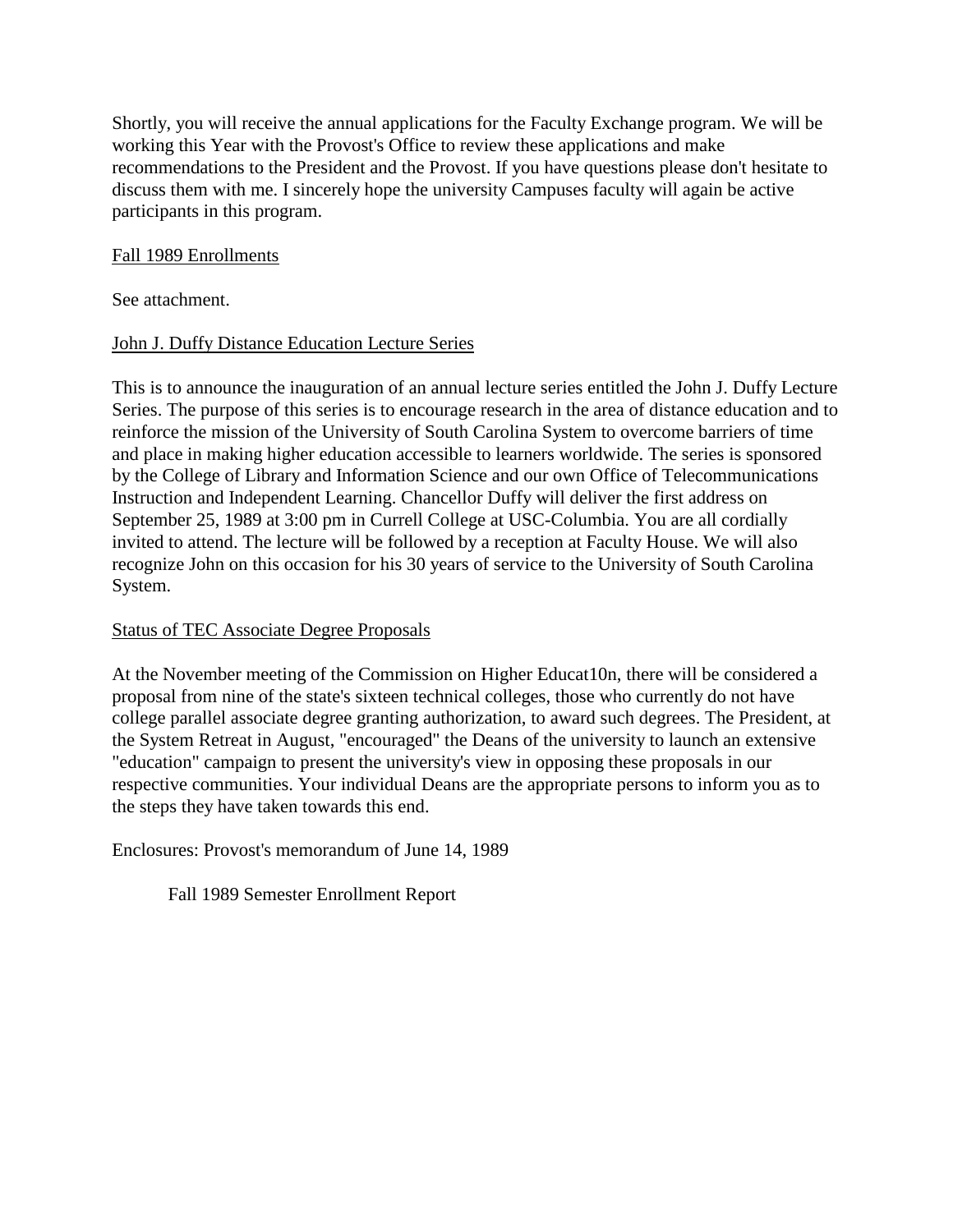Shortly, you will receive the annual applications for the Faculty Exchange program. We will be working this Year with the Provost's Office to review these applications and make recommendations to the President and the Provost. If you have questions please don't hesitate to discuss them with me. I sincerely hope the university Campuses faculty will again be active participants in this program.

<u>Fall 1989 Enrollments</u>

See attachment.

<u>John J. Duffy Distance Education Lecture Series</u>

This is to announce the inauguration of an annual lecture series entitled the John J. Duffy Lecture Series. The purpose of this series is to encourage research in the area of distance education and to reinforce the mission of the University of South Carolina System to overcome barriers of time and place in making higher education accessible to learners worldwide. The series is sponsored by the College of Library and Information Science and our own Office of Telecommunications Instruction and Independent Learning. Chancellor Duffy will deliver the first address on September 25, 1989 at 3:00 pm in Currell College at USC-Columbia. You are all cordially invited to attend. The lecture will be followed by a reception at Faculty House. We will also recognize John on this occasion for his 30 years of service to the University of South Carolina System.

<u>Status of TEC Associate Degree Proposals</u>

At the November meeting of the Commission on Higher Educat10n, there will be considered a proposal from nine of the state's sixteen technical colleges, those who currently do not have college parallel associate degree granting authorization, to award such degrees. The President, at the System Retreat in August, "encouraged" the Deans of the university to launch an extensive "education" campaign to present the university's view in opposing these proposals in our respective communities. Your individual Deans are the appropriate persons to inform you as to the steps they have taken towards this end.

Enclosures: Provost's memorandum of June 14, 1989

Fall 1989 Semester Enrollment Report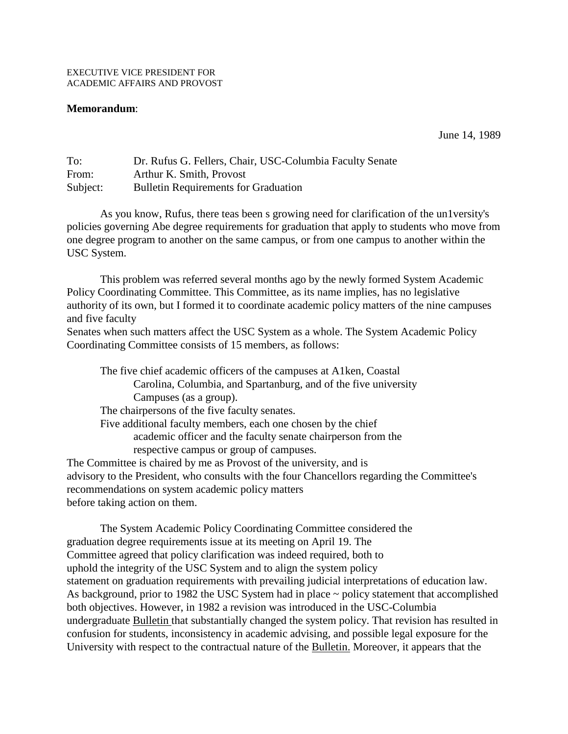EXECUTIVE VICE PRESIDENT FOR
ACADEMIC AFFAIRS AND PROVOST

**Memorandum**:

June 14, 1989

To: Dr. Rufus G. Fellers, Chair, USC-Columbia Faculty Senate
From: Arthur K. Smith, Provost
Subject: Bulletin Requirements for Graduation

As you know, Rufus, there teas been s growing need for clarification of the un1versity's policies governing Abe degree requirements for graduation that apply to students who move from one degree program to another on the same campus, or from one campus to another within the USC System.

This problem was referred several months ago by the newly formed System Academic Policy Coordinating Committee. This Committee, as its name implies, has no legislative authority of its own, but I formed it to coordinate academic policy matters of the nine campuses and five faculty
Senates when such matters affect the USC System as a whole. The System Academic Policy Coordinating Committee consists of 15 members, as follows:

The five chief academic officers of the campuses at A1ken, Coastal Carolina, Columbia, and Spartanburg, and of the five university Campuses (as a group).
The chairpersons of the five faculty senates.
Five additional faculty members, each one chosen by the chief academic officer and the faculty senate chairperson from the respective campus or group of campuses.

The Committee is chaired by me as Provost of the university, and is advisory to the President, who consults with the four Chancellors regarding the Committee's recommendations on system academic policy matters
before taking action on them.

The System Academic Policy Coordinating Committee considered the graduation degree requirements issue at its meeting on April 19. The Committee agreed that policy clarification was indeed required, both to uphold the integrity of the USC System and to align the system policy statement on graduation requirements with prevailing judicial interpretations of education law. As background, prior to 1982 the USC System had in place ~ policy statement that accomplished both objectives. However, in 1982 a revision was introduced in the USC-Columbia undergraduate Bulletin that substantially changed the system policy. That revision has resulted in confusion for students, inconsistency in academic advising, and possible legal exposure for the University with respect to the contractual nature of the Bulletin. Moreover, it appears that the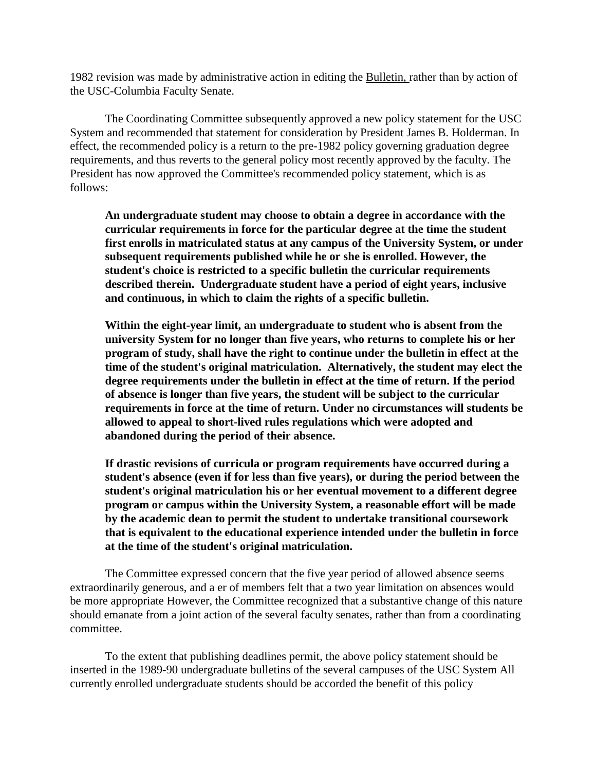1982 revision was made by administrative action in editing the Bulletin, rather than by action of the USC-Columbia Faculty Senate.

The Coordinating Committee subsequently approved a new policy statement for the USC System and recommended that statement for consideration by President James B. Holderman. In effect, the recommended policy is a return to the pre-1982 policy governing graduation degree requirements, and thus reverts to the general policy most recently approved by the faculty. The President has now approved the Committee's recommended policy statement, which is as follows:

> **An undergraduate student may choose to obtain a degree in accordance with the curricular requirements in force for the particular degree at the time the student first enrolls in matriculated status at any campus of the University System, or under subsequent requirements published while he or she is enrolled. However, the student's choice is restricted to a specific bulletin the curricular requirements described therein. Undergraduate student have a period of eight years, inclusive and continuous, in which to claim the rights of a specific bulletin.**
>
> **Within the eight-year limit, an undergraduate to student who is absent from the university System for no longer than five years, who returns to complete his or her program of study, shall have the right to continue under the bulletin in effect at the time of the student's original matriculation. Alternatively, the student may elect the degree requirements under the bulletin in effect at the time of return. If the period of absence is longer than five years, the student will be subject to the curricular requirements in force at the time of return. Under no circumstances will students be allowed to appeal to short-lived rules regulations which were adopted and abandoned during the period of their absence.**
>
> **If drastic revisions of curricula or program requirements have occurred during a student's absence (even if for less than five years), or during the period between the student's original matriculation his or her eventual movement to a different degree program or campus within the University System, a reasonable effort will be made by the academic dean to permit the student to undertake transitional coursework that is equivalent to the educational experience intended under the bulletin in force at the time of the student's original matriculation.**

The Committee expressed concern that the five year period of allowed absence seems extraordinarily generous, and a er of members felt that a two year limitation on absences would be more appropriate However, the Committee recognized that a substantive change of this nature should emanate from a joint action of the several faculty senates, rather than from a coordinating committee.

To the extent that publishing deadlines permit, the above policy statement should be inserted in the 1989-90 undergraduate bulletins of the several campuses of the USC System All currently enrolled undergraduate students should be accorded the benefit of this policy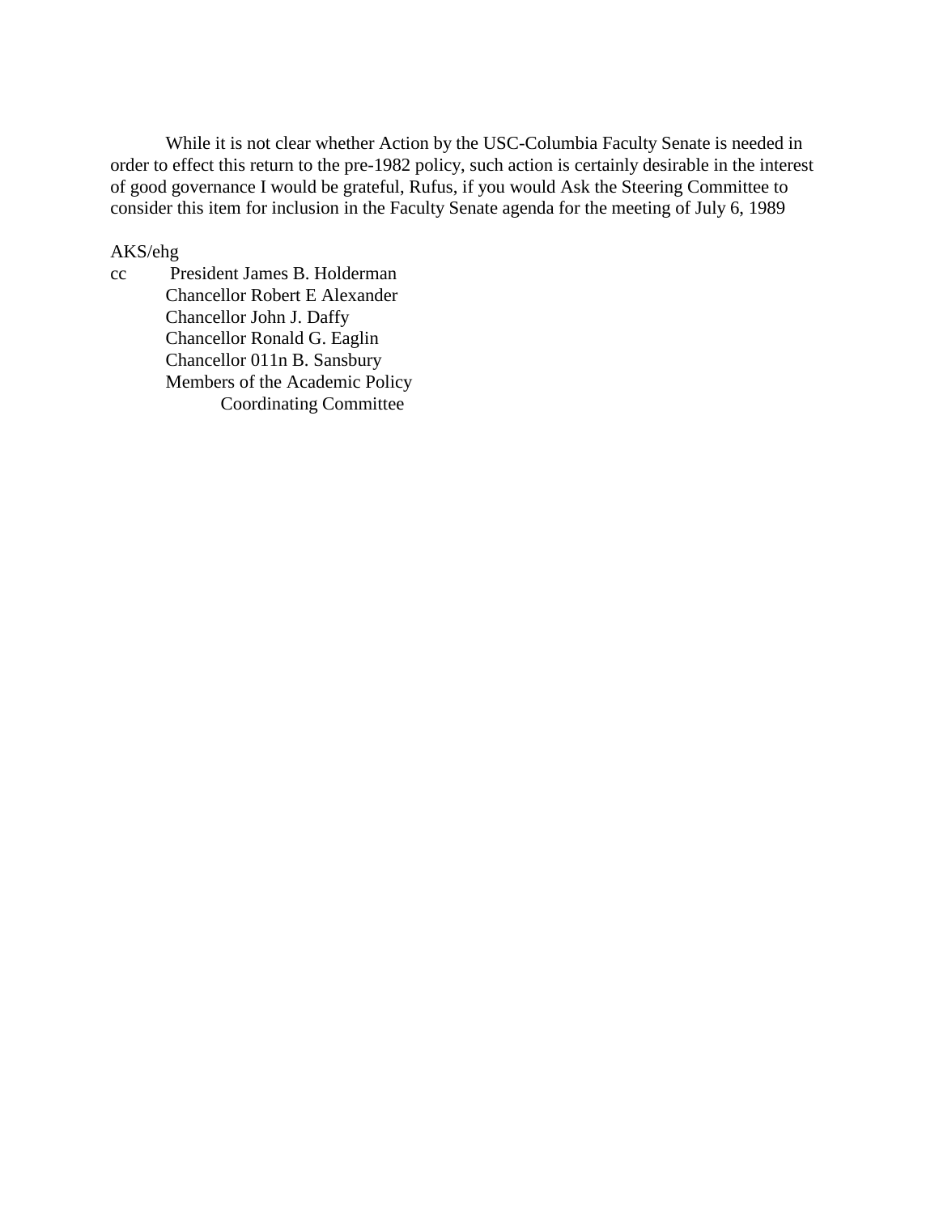While it is not clear whether Action by the USC-Columbia Faculty Senate is needed in order to effect this return to the pre-1982 policy, such action is certainly desirable in the interest of good governance I would be grateful, Rufus, if you would Ask the Steering Committee to consider this item for inclusion in the Faculty Senate agenda for the meeting of July 6, 1989

AKS/ehg

cc President James B. Holderman
Chancellor Robert E Alexander
Chancellor John J. Daffy
Chancellor Ronald G. Eaglin
Chancellor 011n B. Sansbury
Members of the Academic Policy
Coordinating Committee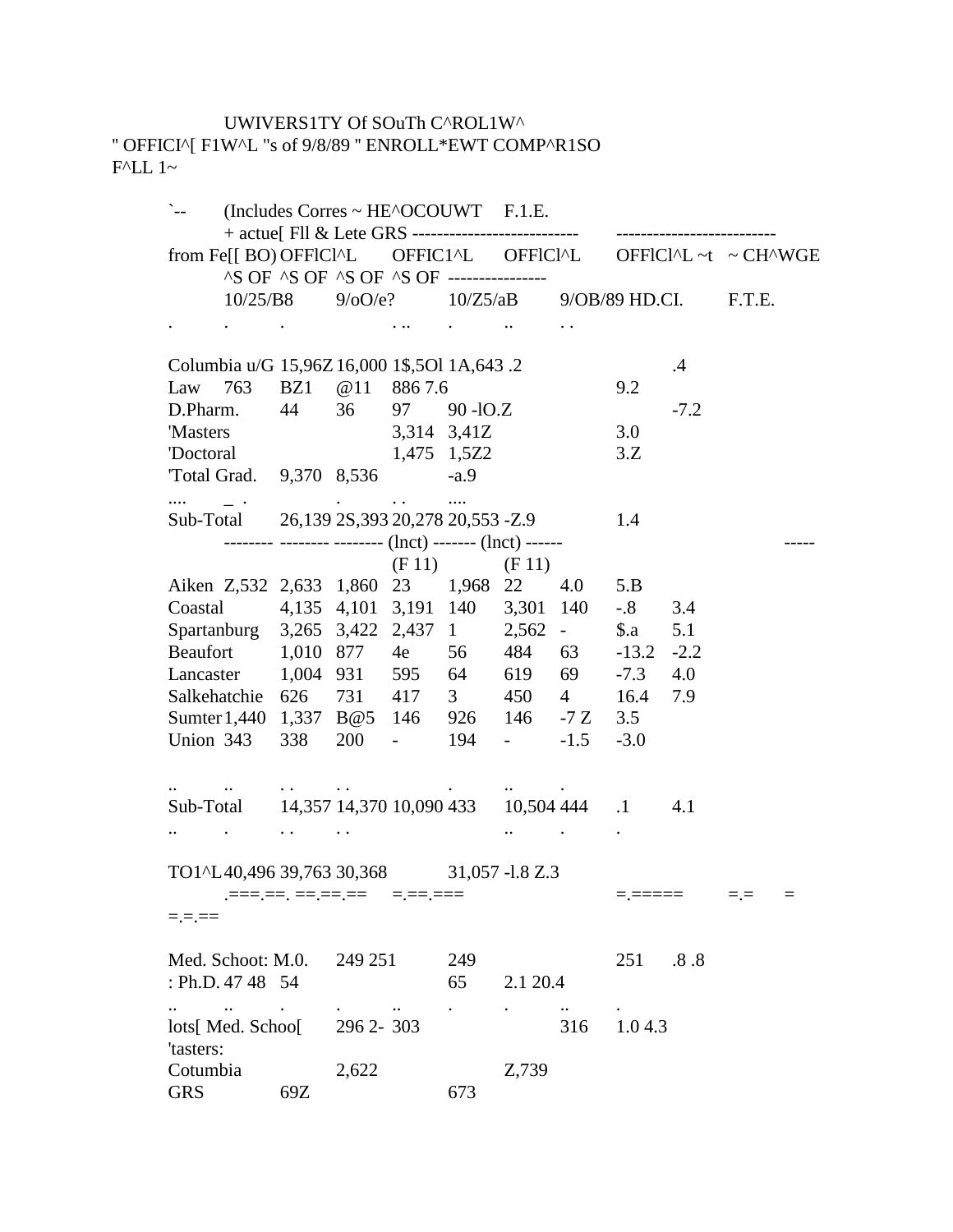UWIVERS1TY Of SOuTh C^ROL1W^
" OFFICI^[ F1W^L "s of 9/8/89 " ENROLL*EWT COMP^R1SO
F^LL 1~

`-- (Includes Corres ~ HE^OCOUWT F.1.E.
+ actue[ Fll & Lete GRS --------------------------- --------------------------
from Fe[[ BO) OFFlCl^L OFFIC1^L OFFlCl^L OFFlCl^L ~t ~ CH^WGE
^S OF ^S OF ^S OF ^S OF ----------------
10/25/B8 9/oO/e? 10/Z5/aB 9/OB/89 HD.CI. F.T.E.

Columbia u/G 15,96Z 16,000 1$,5Ol 1A,643 .2 .4
Law 763 BZ1 @11 886 7.6 9.2
D.Pharm. 44 36 97 90 -lO.Z -7.2
'Masters 3,314 3,41Z 3.0
'Doctoral 1,475 1,5Z2 3.Z
'Total Grad. 9,370 8,536 -a.9
Sub-Total 26,139 2S,393 20,278 20,553 -Z.9 1.4
-------- -------- -------- (lnct) ------- (lnct) ------ -----
(F 11) (F 11)
Aiken Z,532 2,633 1,860 23 1,968 22 4.0 5.B
Coastal 4,135 4,101 3,191 140 3,301 140 -.8 3.4
Spartanburg 3,265 3,422 2,437 1 2,562 - $.a 5.1
Beaufort 1,010 877 4e 56 484 63 -13.2 -2.2
Lancaster 1,004 931 595 64 619 69 -7.3 4.0
Salkehatchie 626 731 417 3 450 4 16.4 7.9
Sumter 1,440 1,337 B@5 146 926 146 -7 Z 3.5
Union 343 338 200 - 194 - -1.5 -3.0

Sub-Total 14,357 14,370 10,090 433 10,504 444 .1 4.1

TO1^L 40,496 39,763 30,368 31,057 -l.8 Z.3
.===.==. ==.==.== =.==.=== =.===== =.= = =.=.==

Med. Schoot: M.0. 249 251 249 251 .8 .8
: Ph.D. 47 48 54 65 2.1 20.4
lots[ Med. Schoo[ 296 2- 303 316 1.0 4.3
'tasters:
Cotumbia 2,622 Z,739
GRS 69Z 673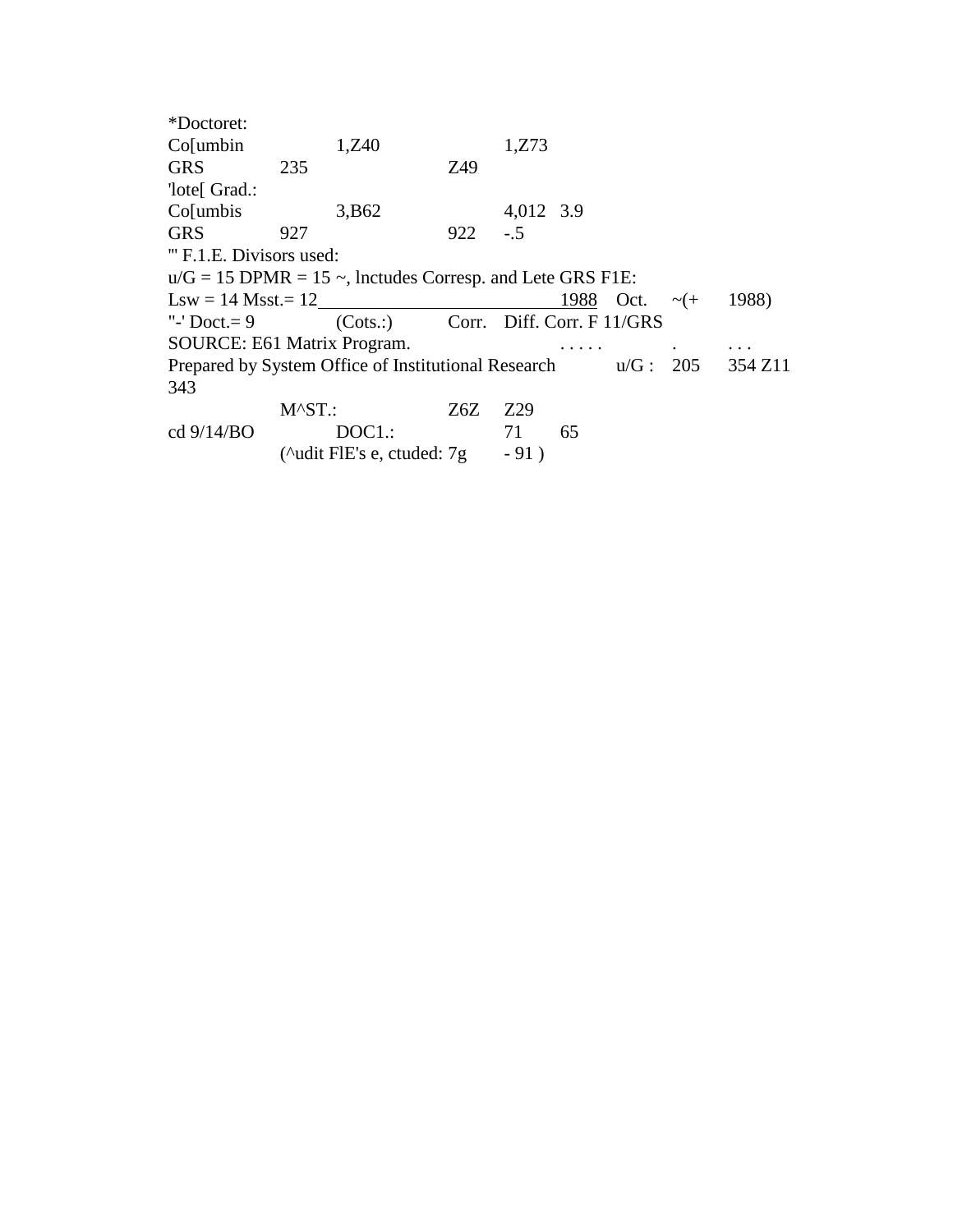*Doctoret:

| | | | | | | | |
|---|---|---|---|---|---|---|---|
| Co[umbin | | 1,Z40 | | 1,Z73 | | | |
| GRS | 235 | | Z49 | | | | |

'lote[ Grad.:

| | | | | | | | |
|---|---|---|---|---|---|---|---|
| Co[umbis | | 3,B62 | | 4,012 | 3.9 | | |
| GRS | 927 | | 922 | -.5 | | | |

"' F.1.E. Divisors used:

u/G = 15 DPMR = 15 ~, lnctudes Corresp. and Lete GRS F1E:

Lsw = 14 Msst.= 12 1988 Oct. ~(+ 1988)

"-' Doct.= 9 (Cots.:) Corr. Diff. Corr. F 11/GRS

SOURCE: E61 Matrix Program. . . . . . . . . .

Prepared by System Office of Institutional Research u/G : 205 354 Z11 343

M^ST.: Z6Z Z29

cd 9/14/BO DOC1.: 71 65

(^udit FlE's e, ctuded: 7g - 91 )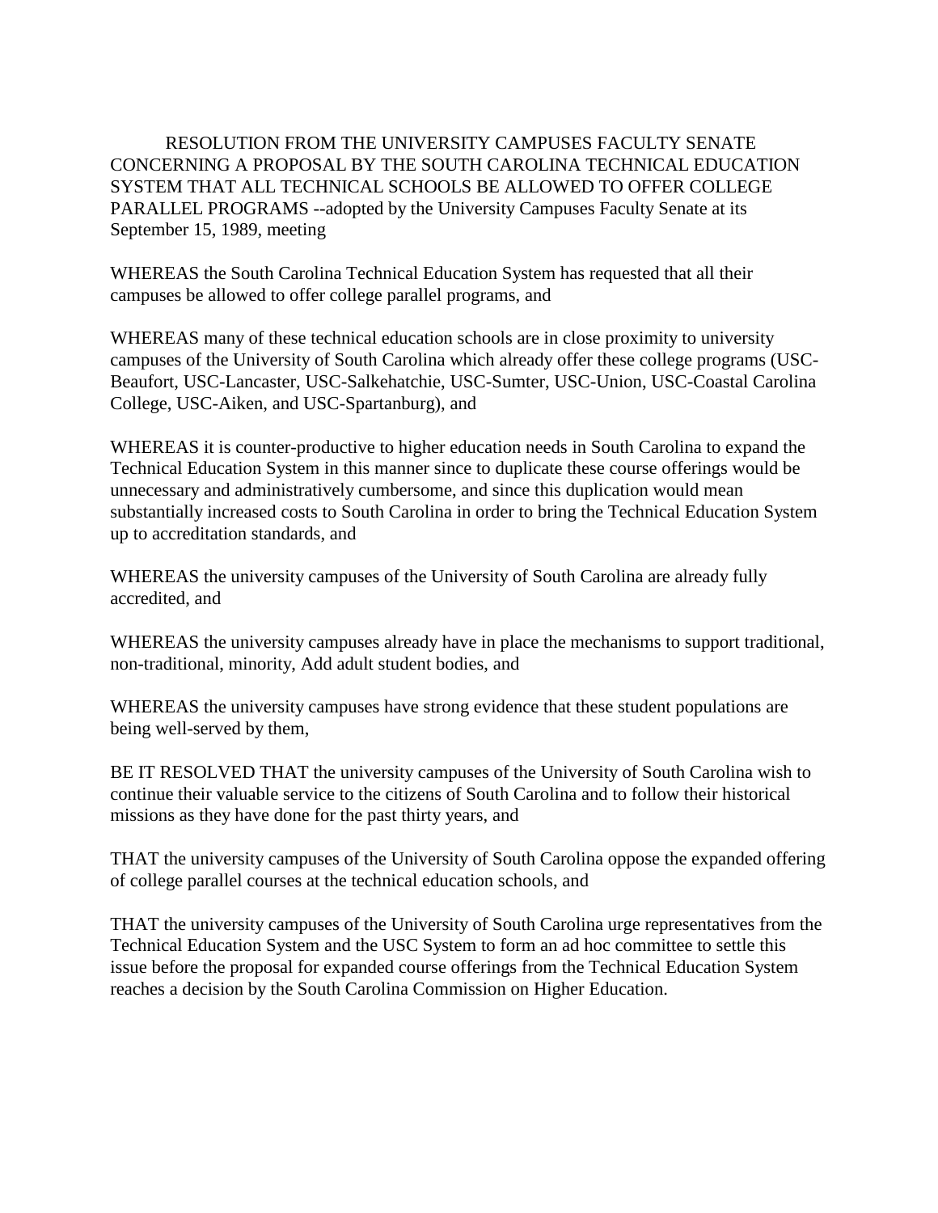RESOLUTION FROM THE UNIVERSITY CAMPUSES FACULTY SENATE CONCERNING A PROPOSAL BY THE SOUTH CAROLINA TECHNICAL EDUCATION SYSTEM THAT ALL TECHNICAL SCHOOLS BE ALLOWED TO OFFER COLLEGE PARALLEL PROGRAMS --adopted by the University Campuses Faculty Senate at its September 15, 1989, meeting

WHEREAS the South Carolina Technical Education System has requested that all their campuses be allowed to offer college parallel programs, and

WHEREAS many of these technical education schools are in close proximity to university campuses of the University of South Carolina which already offer these college programs (USC-Beaufort, USC-Lancaster, USC-Salkehatchie, USC-Sumter, USC-Union, USC-Coastal Carolina College, USC-Aiken, and USC-Spartanburg), and

WHEREAS it is counter-productive to higher education needs in South Carolina to expand the Technical Education System in this manner since to duplicate these course offerings would be unnecessary and administratively cumbersome, and since this duplication would mean substantially increased costs to South Carolina in order to bring the Technical Education System up to accreditation standards, and

WHEREAS the university campuses of the University of South Carolina are already fully accredited, and

WHEREAS the university campuses already have in place the mechanisms to support traditional, non-traditional, minority, Add adult student bodies, and

WHEREAS the university campuses have strong evidence that these student populations are being well-served by them,

BE IT RESOLVED THAT the university campuses of the University of South Carolina wish to continue their valuable service to the citizens of South Carolina and to follow their historical missions as they have done for the past thirty years, and

THAT the university campuses of the University of South Carolina oppose the expanded offering of college parallel courses at the technical education schools, and

THAT the university campuses of the University of South Carolina urge representatives from the Technical Education System and the USC System to form an ad hoc committee to settle this issue before the proposal for expanded course offerings from the Technical Education System reaches a decision by the South Carolina Commission on Higher Education.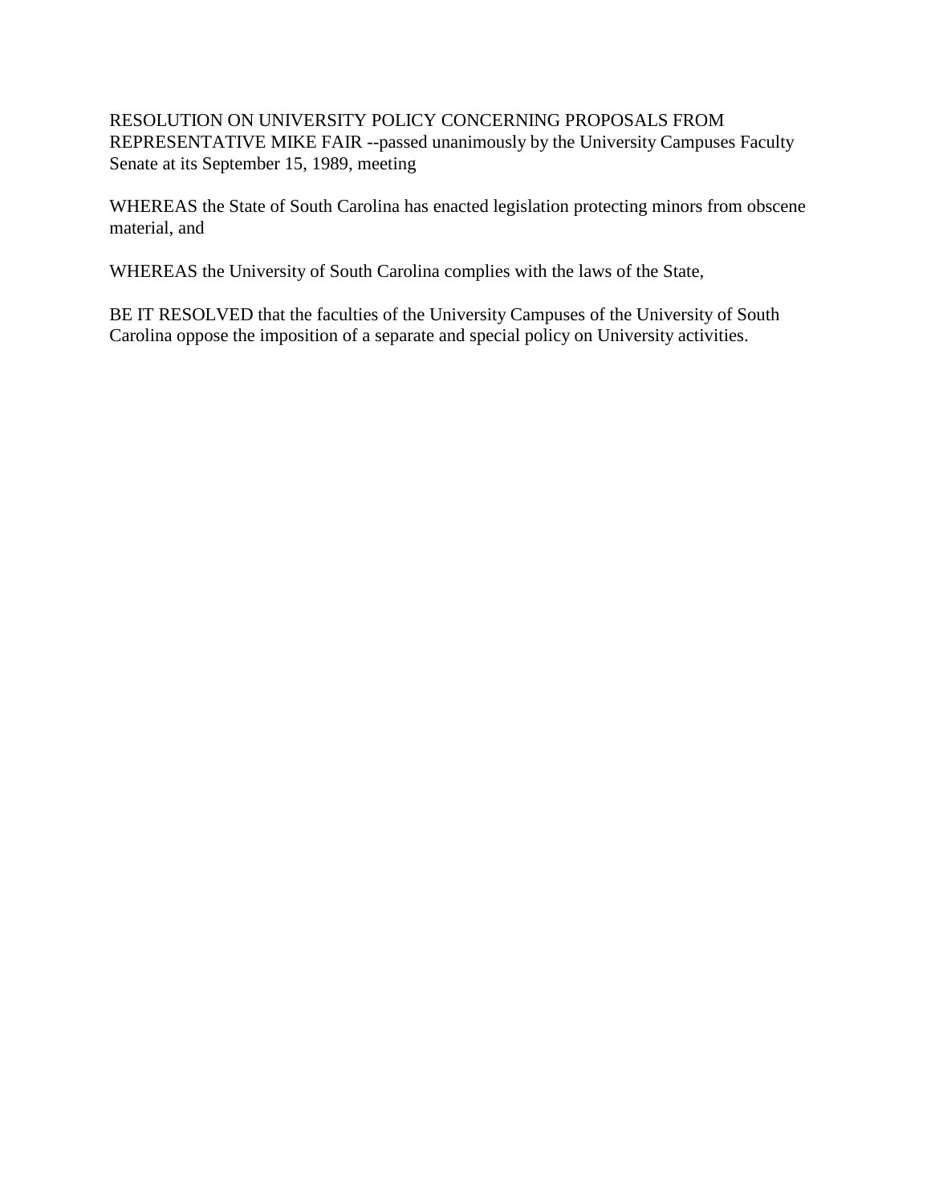RESOLUTION ON UNIVERSITY POLICY CONCERNING PROPOSALS FROM REPRESENTATIVE MIKE FAIR --passed unanimously by the University Campuses Faculty Senate at its September 15, 1989, meeting

WHEREAS the State of South Carolina has enacted legislation protecting minors from obscene material, and

WHEREAS the University of South Carolina complies with the laws of the State,

BE IT RESOLVED that the faculties of the University Campuses of the University of South Carolina oppose the imposition of a separate and special policy on University activities.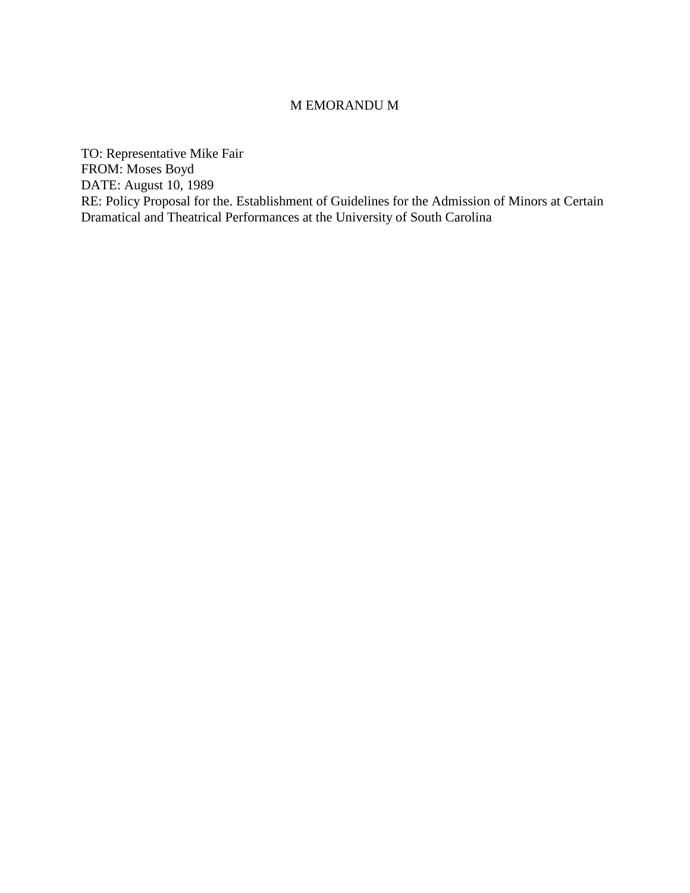# M EMORANDU M

TO: Representative Mike Fair
FROM: Moses Boyd
DATE: August 10, 1989
RE: Policy Proposal for the. Establishment of Guidelines for the Admission of Minors at Certain Dramatical and Theatrical Performances at the University of South Carolina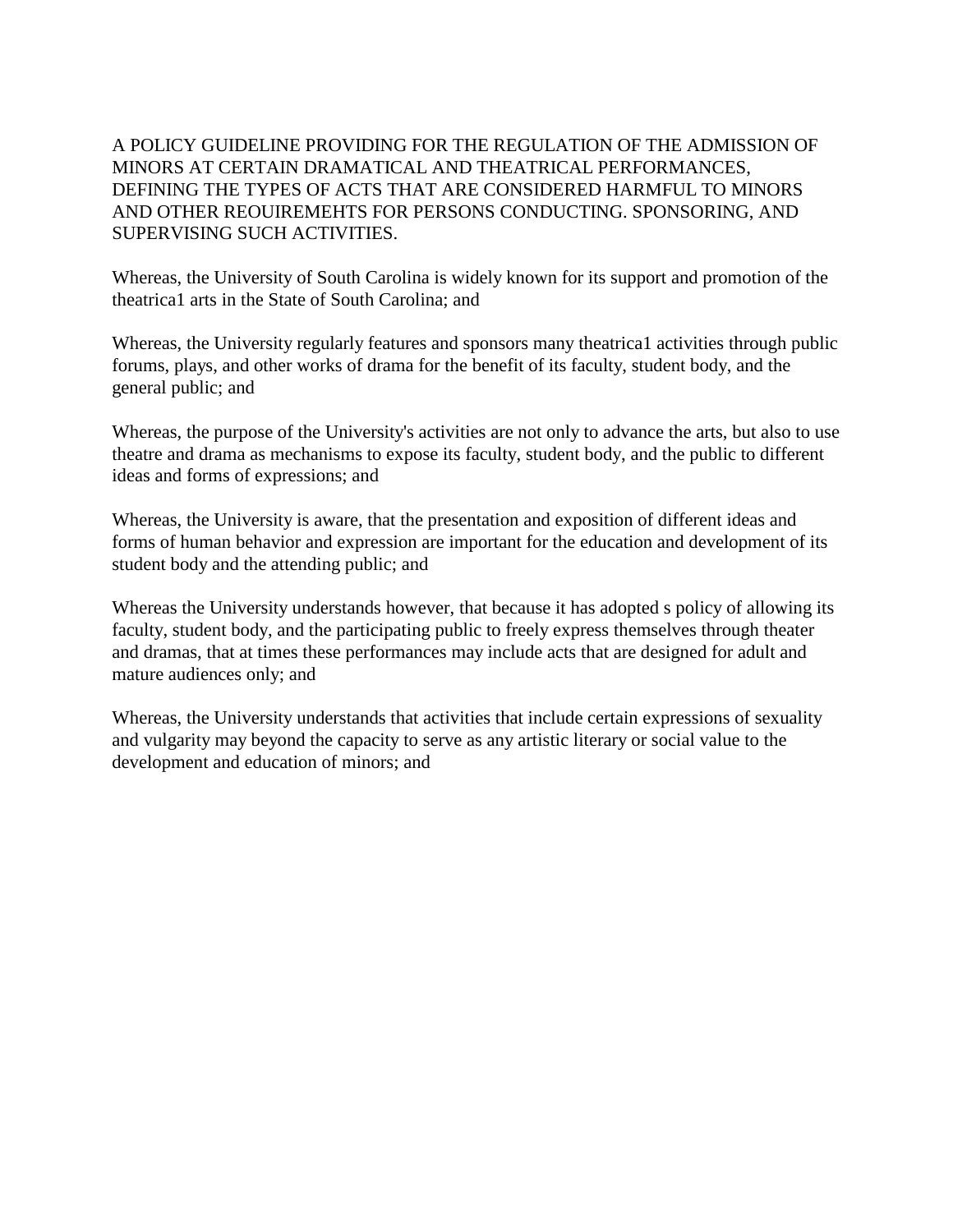A POLICY GUIDELINE PROVIDING FOR THE REGULATION OF THE ADMISSION OF MINORS AT CERTAIN DRAMATICAL AND THEATRICAL PERFORMANCES, DEFINING THE TYPES OF ACTS THAT ARE CONSIDERED HARMFUL TO MINORS AND OTHER REOUIREMEHTS FOR PERSONS CONDUCTING. SPONSORING, AND SUPERVISING SUCH ACTIVITIES.

Whereas, the University of South Carolina is widely known for its support and promotion of the theatrica1 arts in the State of South Carolina; and

Whereas, the University regularly features and sponsors many theatrica1 activities through public forums, plays, and other works of drama for the benefit of its faculty, student body, and the general public; and

Whereas, the purpose of the University's activities are not only to advance the arts, but also to use theatre and drama as mechanisms to expose its faculty, student body, and the public to different ideas and forms of expressions; and

Whereas, the University is aware, that the presentation and exposition of different ideas and forms of human behavior and expression are important for the education and development of its student body and the attending public; and

Whereas the University understands however, that because it has adopted s policy of allowing its faculty, student body, and the participating public to freely express themselves through theater and dramas, that at times these performances may include acts that are designed for adult and mature audiences only; and

Whereas, the University understands that activities that include certain expressions of sexuality and vulgarity may beyond the capacity to serve as any artistic literary or social value to the development and education of minors; and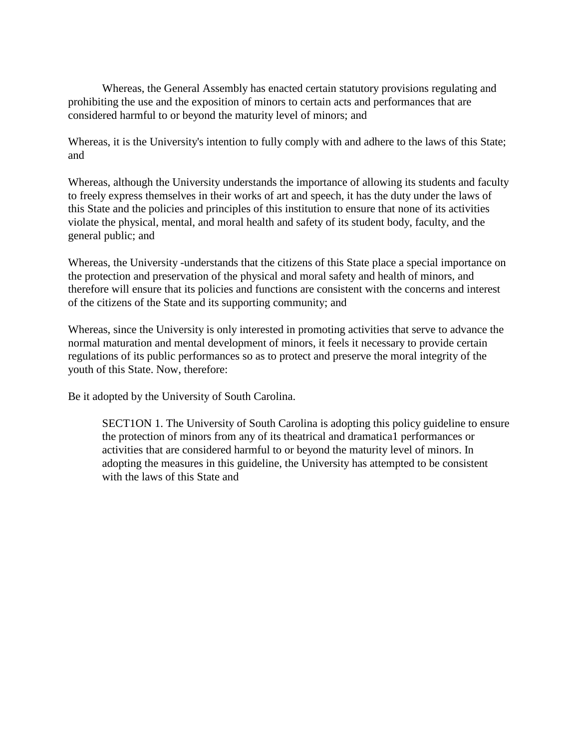Whereas, the General Assembly has enacted certain statutory provisions regulating and prohibiting the use and the exposition of minors to certain acts and performances that are considered harmful to or beyond the maturity level of minors; and

Whereas, it is the University's intention to fully comply with and adhere to the laws of this State; and

Whereas, although the University understands the importance of allowing its students and faculty to freely express themselves in their works of art and speech, it has the duty under the laws of this State and the policies and principles of this institution to ensure that none of its activities violate the physical, mental, and moral health and safety of its student body, faculty, and the general public; and

Whereas, the University -understands that the citizens of this State place a special importance on the protection and preservation of the physical and moral safety and health of minors, and therefore will ensure that its policies and functions are consistent with the concerns and interest of the citizens of the State and its supporting community; and

Whereas, since the University is only interested in promoting activities that serve to advance the normal maturation and mental development of minors, it feels it necessary to provide certain regulations of its public performances so as to protect and preserve the moral integrity of the youth of this State. Now, therefore:

Be it adopted by the University of South Carolina.

> SECT1ON 1. The University of South Carolina is adopting this policy guideline to ensure the protection of minors from any of its theatrical and dramatica1 performances or activities that are considered harmful to or beyond the maturity level of minors. In adopting the measures in this guideline, the University has attempted to be consistent with the laws of this State and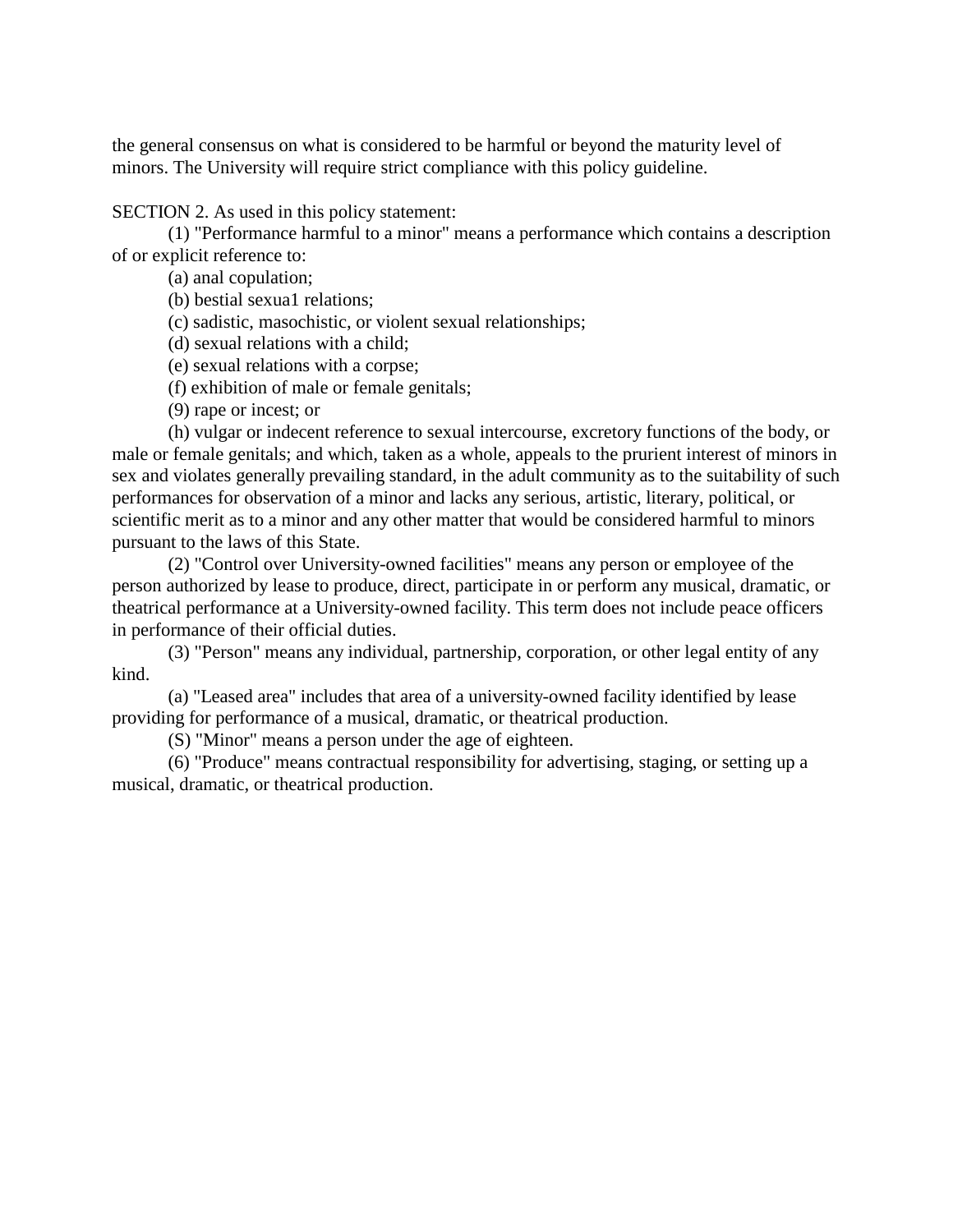the general consensus on what is considered to be harmful or beyond the maturity level of minors. The University will require strict compliance with this policy guideline.

SECTION 2. As used in this policy statement:

(1) "Performance harmful to a minor" means a performance which contains a description of or explicit reference to:

(a) anal copulation;

(b) bestial sexua1 relations;

(c) sadistic, masochistic, or violent sexual relationships;

(d) sexual relations with a child;

(e) sexual relations with a corpse;

(f) exhibition of male or female genitals;

(9) rape or incest; or

(h) vulgar or indecent reference to sexual intercourse, excretory functions of the body, or male or female genitals; and which, taken as a whole, appeals to the prurient interest of minors in sex and violates generally prevailing standard, in the adult community as to the suitability of such performances for observation of a minor and lacks any serious, artistic, literary, political, or scientific merit as to a minor and any other matter that would be considered harmful to minors pursuant to the laws of this State.

(2) "Control over University-owned facilities" means any person or employee of the person authorized by lease to produce, direct, participate in or perform any musical, dramatic, or theatrical performance at a University-owned facility. This term does not include peace officers in performance of their official duties.

(3) "Person" means any individual, partnership, corporation, or other legal entity of any kind.

(a) "Leased area" includes that area of a university-owned facility identified by lease providing for performance of a musical, dramatic, or theatrical production.

(S) "Minor" means a person under the age of eighteen.

(6) "Produce" means contractual responsibility for advertising, staging, or setting up a musical, dramatic, or theatrical production.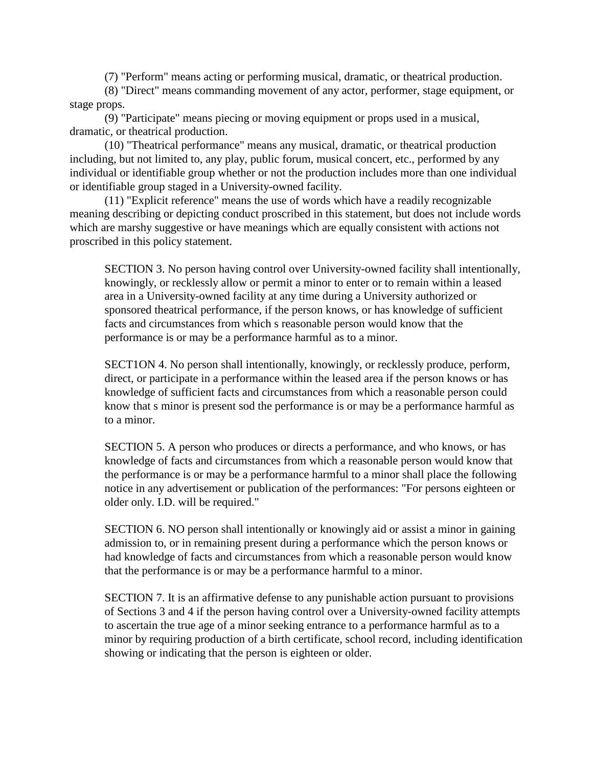(7) "Perform" means acting or performing musical, dramatic, or theatrical production.

(8) "Direct" means commanding movement of any actor, performer, stage equipment, or stage props.

(9) "Participate" means piecing or moving equipment or props used in a musical, dramatic, or theatrical production.

(10) "Theatrical performance" means any musical, dramatic, or theatrical production including, but not limited to, any play, public forum, musical concert, etc., performed by any individual or identifiable group whether or not the production includes more than one individual or identifiable group staged in a University-owned facility.

(11) "Explicit reference" means the use of words which have a readily recognizable meaning describing or depicting conduct proscribed in this statement, but does not include words which are marshy suggestive or have meanings which are equally consistent with actions not proscribed in this policy statement.

> SECTION 3. No person having control over University-owned facility shall intentionally, knowingly, or recklessly allow or permit a minor to enter or to remain within a leased area in a University-owned facility at any time during a University authorized or sponsored theatrical performance, if the person knows, or has knowledge of sufficient facts and circumstances from which s reasonable person would know that the performance is or may be a performance harmful as to a minor.
>
> SECT1ON 4. No person shall intentionally, knowingly, or recklessly produce, perform, direct, or participate in a performance within the leased area if the person knows or has knowledge of sufficient facts and circumstances from which a reasonable person could know that s minor is present sod the performance is or may be a performance harmful as to a minor.
>
> SECTION 5. A person who produces or directs a performance, and who knows, or has knowledge of facts and circumstances from which a reasonable person would know that the performance is or may be a performance harmful to a minor shall place the following notice in any advertisement or publication of the performances: "For persons eighteen or older only. I.D. will be required."
>
> SECTION 6. NO person shall intentionally or knowingly aid or assist a minor in gaining admission to, or in remaining present during a performance which the person knows or had knowledge of facts and circumstances from which a reasonable person would know that the performance is or may be a performance harmful to a minor.
>
> SECTION 7. It is an affirmative defense to any punishable action pursuant to provisions of Sections 3 and 4 if the person having control over a University-owned facility attempts to ascertain the true age of a minor seeking entrance to a performance harmful as to a minor by requiring production of a birth certificate, school record, including identification showing or indicating that the person is eighteen or older.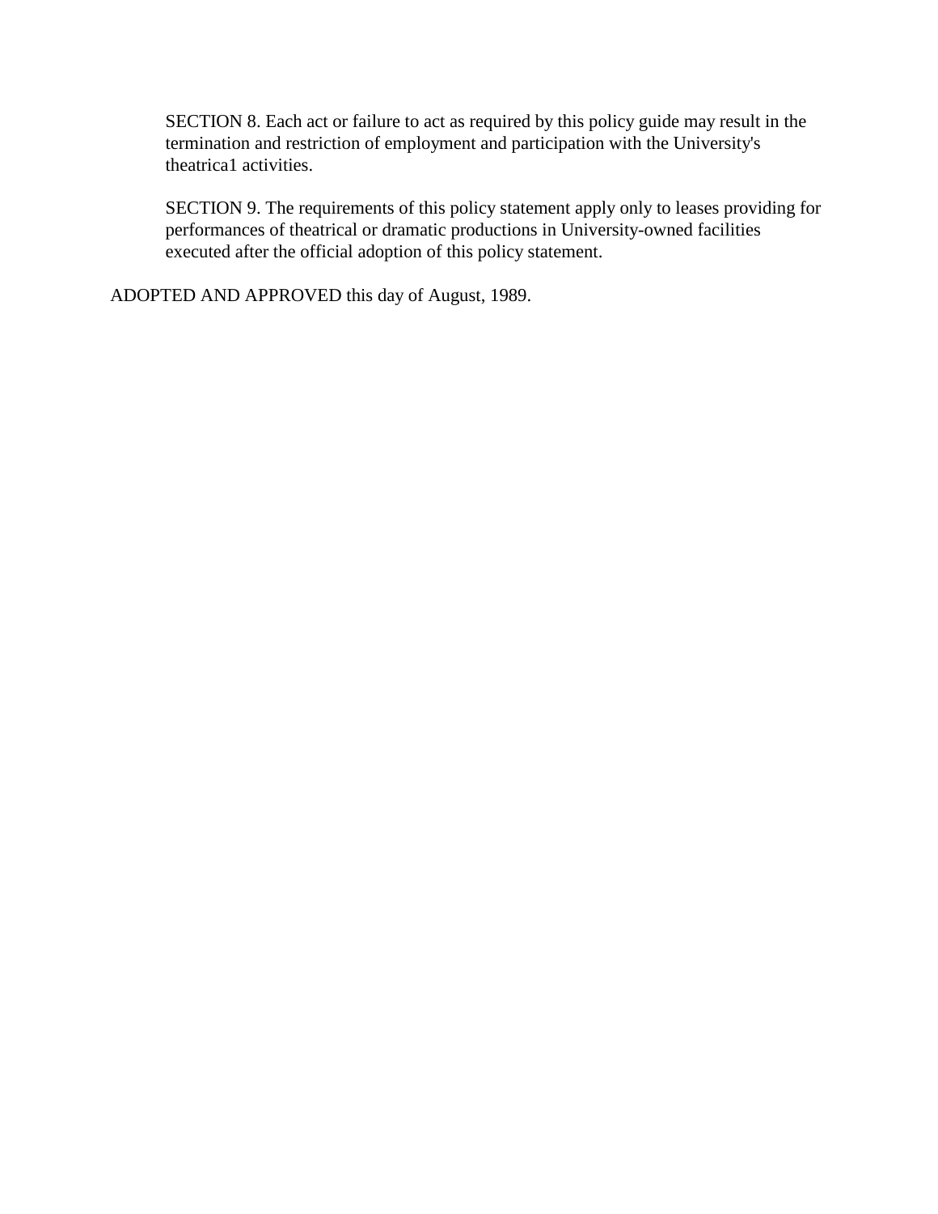SECTION 8. Each act or failure to act as required by this policy guide may result in the termination and restriction of employment and participation with the University's theatrica1 activities.

SECTION 9. The requirements of this policy statement apply only to leases providing for performances of theatrical or dramatic productions in University-owned facilities executed after the official adoption of this policy statement.

ADOPTED AND APPROVED this day of August, 1989.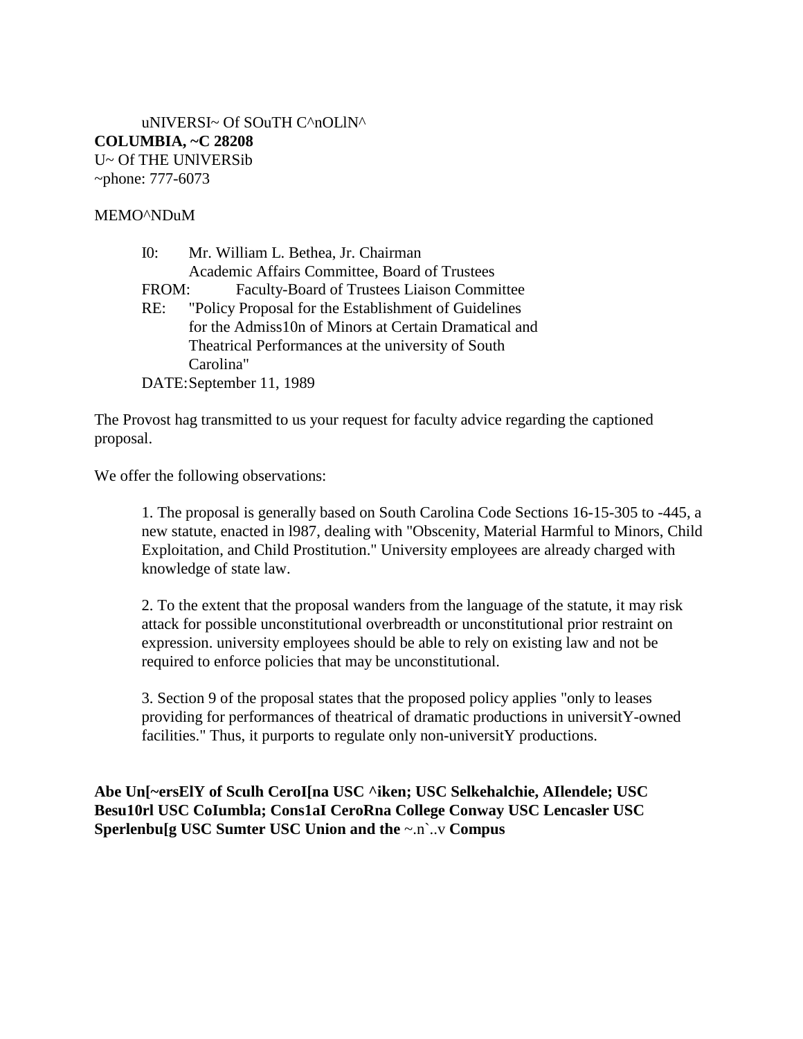uNIVERSI~ Of SOuTH C^nOLlN^
**COLUMBIA, ~C 28208**
U~ Of THE UNlVERSib
~phone: 777-6073

MEMO^NDuM

I0: Mr. William L. Bethea, Jr. Chairman
Academic Affairs Committee, Board of Trustees
FROM: Faculty-Board of Trustees Liaison Committee
RE: "Policy Proposal for the Establishment of Guidelines for the Admiss10n of Minors at Certain Dramatical and Theatrical Performances at the university of South Carolina"
DATE: September 11, 1989

The Provost hag transmitted to us your request for faculty advice regarding the captioned proposal.

We offer the following observations:

1. The proposal is generally based on South Carolina Code Sections 16-15-305 to -445, a new statute, enacted in l987, dealing with "Obscenity, Material Harmful to Minors, Child Exploitation, and Child Prostitution." University employees are already charged with knowledge of state law.

2. To the extent that the proposal wanders from the language of the statute, it may risk attack for possible unconstitutional overbreadth or unconstitutional prior restraint on expression. university employees should be able to rely on existing law and not be required to enforce policies that may be unconstitutional.

3. Section 9 of the proposal states that the proposed policy applies "only to leases providing for performances of theatrical of dramatic productions in universitY-owned facilities." Thus, it purports to regulate only non-universitY productions.

**Abe Un[~ersElY of Sculh CeroI[na USC ^iken; USC Selkehalchie, AIlendele; USC Besu10rl USC CoIumbla; Cons1aI CeroRna College Conway USC Lencasler USC Sperlenbu[g USC Sumter USC Union and the** ~.n`..v **Compus**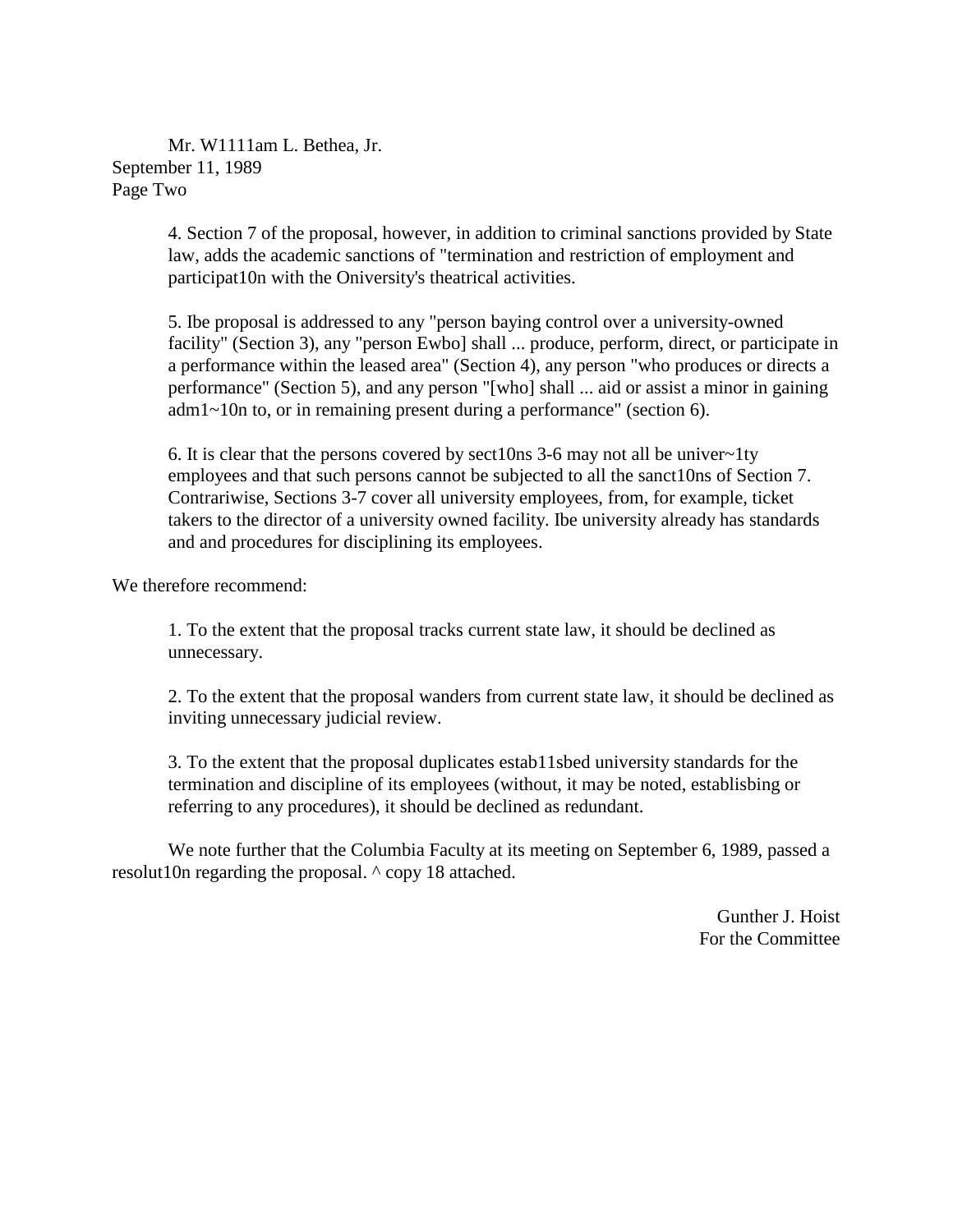Mr. W1111am L. Bethea, Jr.
September 11, 1989
Page Two

4. Section 7 of the proposal, however, in addition to criminal sanctions provided by State law, adds the academic sanctions of "termination and restriction of employment and participat10n with the Oniversity's theatrical activities.

5. Ibe proposal is addressed to any "person baying control over a university-owned facility" (Section 3), any "person Ewbo] shall ... produce, perform, direct, or participate in a performance within the leased area" (Section 4), any person "who produces or directs a performance" (Section 5), and any person "[who] shall ... aid or assist a minor in gaining adm1~10n to, or in remaining present during a performance" (section 6).

6. It is clear that the persons covered by sect10ns 3-6 may not all be univer~1ty employees and that such persons cannot be subjected to all the sanct10ns of Section 7. Contrariwise, Sections 3-7 cover all university employees, from, for example, ticket takers to the director of a university owned facility. Ibe university already has standards and and procedures for disciplining its employees.

We therefore recommend:

1. To the extent that the proposal tracks current state law, it should be declined as unnecessary.

2. To the extent that the proposal wanders from current state law, it should be declined as inviting unnecessary judicial review.

3. To the extent that the proposal duplicates estab11sbed university standards for the termination and discipline of its employees (without, it may be noted, establisbing or referring to any procedures), it should be declined as redundant.

We note further that the Columbia Faculty at its meeting on September 6, 1989, passed a resolut10n regarding the proposal. ^ copy 18 attached.

Gunther J. Hoist
For the Committee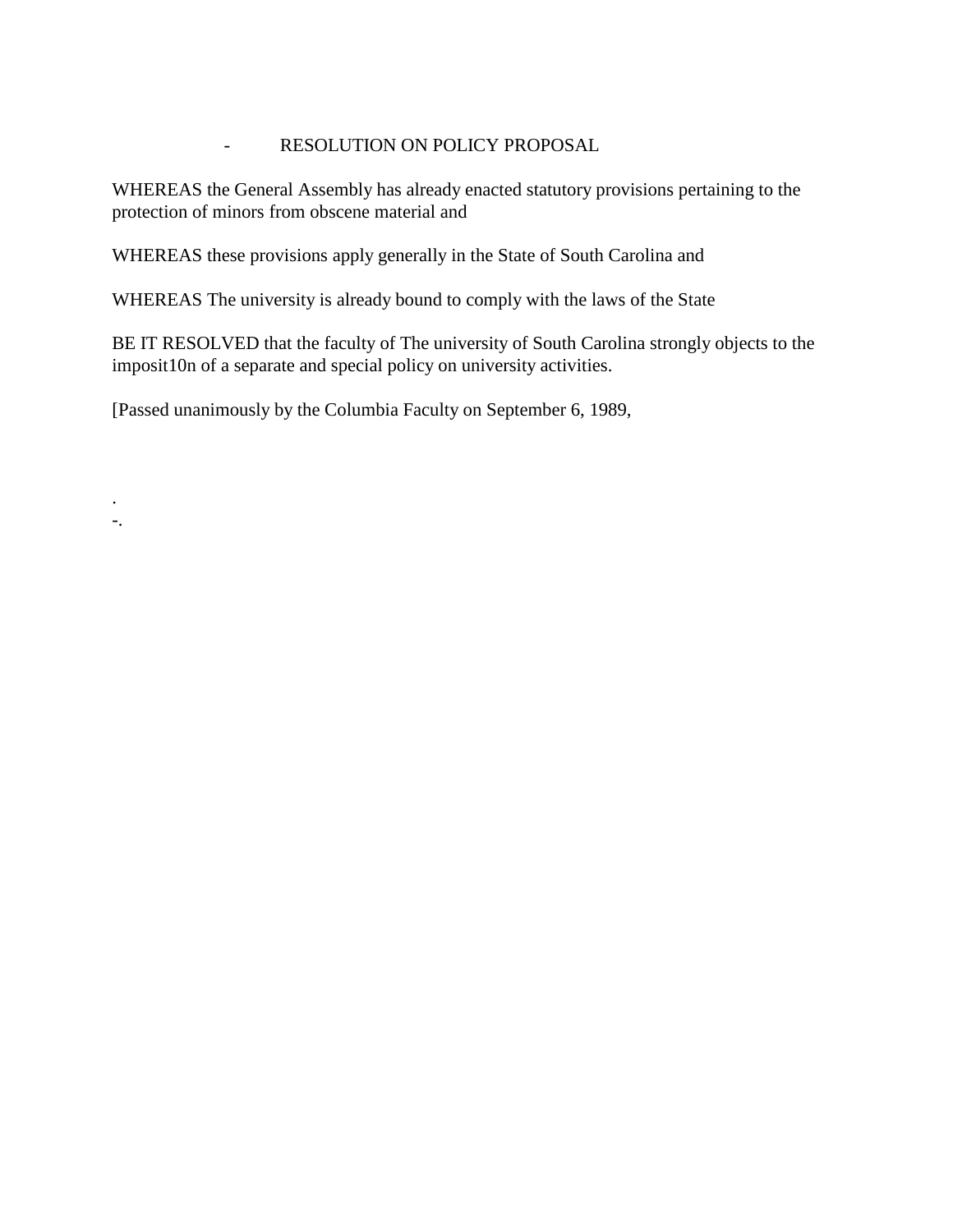## RESOLUTION ON POLICY PROPOSAL

WHEREAS the General Assembly has already enacted statutory provisions pertaining to the protection of minors from obscene material and

WHEREAS these provisions apply generally in the State of South Carolina and

WHEREAS The university is already bound to comply with the laws of the State

BE IT RESOLVED that the faculty of The university of South Carolina strongly objects to the imposit10n of a separate and special policy on university activities.

[Passed unanimously by the Columbia Faculty on September 6, 1989,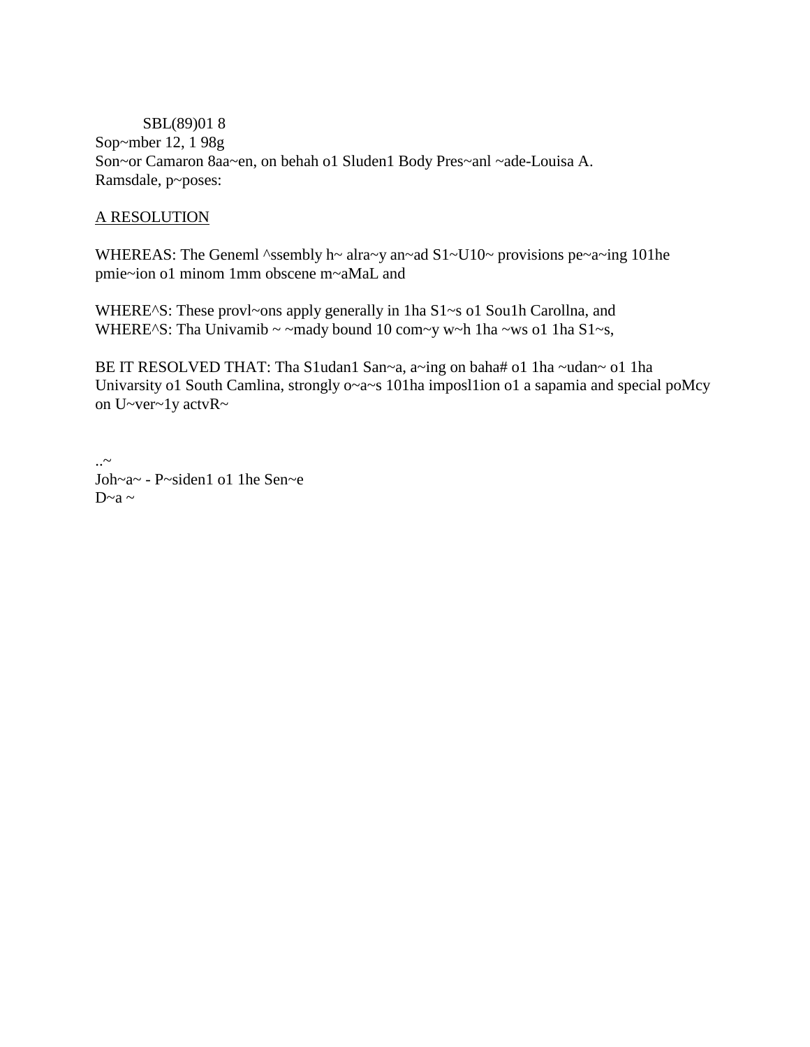SBL(89)01 8

Sop~mber 12, 1 98g

Son~or Camaron 8aa~en, on behah o1 Sluden1 Body Pres~anl ~ade-Louisa A. Ramsdale, p~poses:

A RESOLUTION

WHEREAS: The Geneml ^ssembly h~ alra~y an~ad S1~U10~ provisions pe~a~ing 101he pmie~ion o1 minom 1mm obscene m~aMaL and

WHERE^S: These provl~ons apply generally in 1ha S1~s o1 Sou1h Carollna, and

WHERE^S: Tha Univamib ~ ~mady bound 10 com~y w~h 1ha ~ws o1 1ha S1~s,

BE IT RESOLVED THAT: Tha S1udan1 San~a, a~ing on baha# o1 1ha ~udan~ o1 1ha Univarsity o1 South Camlina, strongly o~a~s 101ha imposl1ion o1 a sapamia and special poMcy on U~ver~1y actvR~

..~

Joh~a~ - P~siden1 o1 1he Sen~e

D~a ~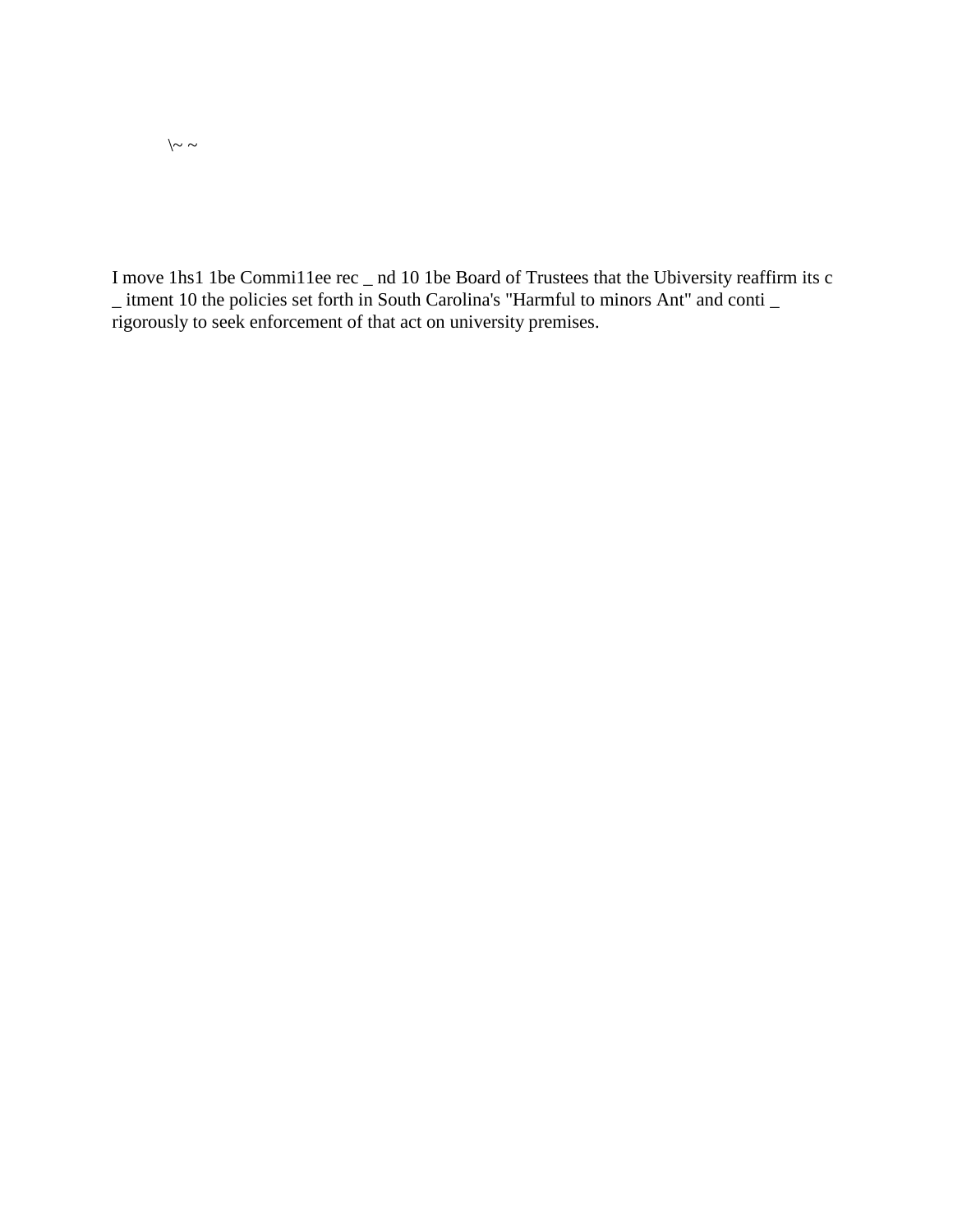\~ ~

I move 1hs1 1be Commi11ee rec _ nd 10 1be Board of Trustees that the Ubiversity reaffirm its c _ itment 10 the policies set forth in South Carolina's "Harmful to minors Ant" and conti _ rigorously to seek enforcement of that act on university premises.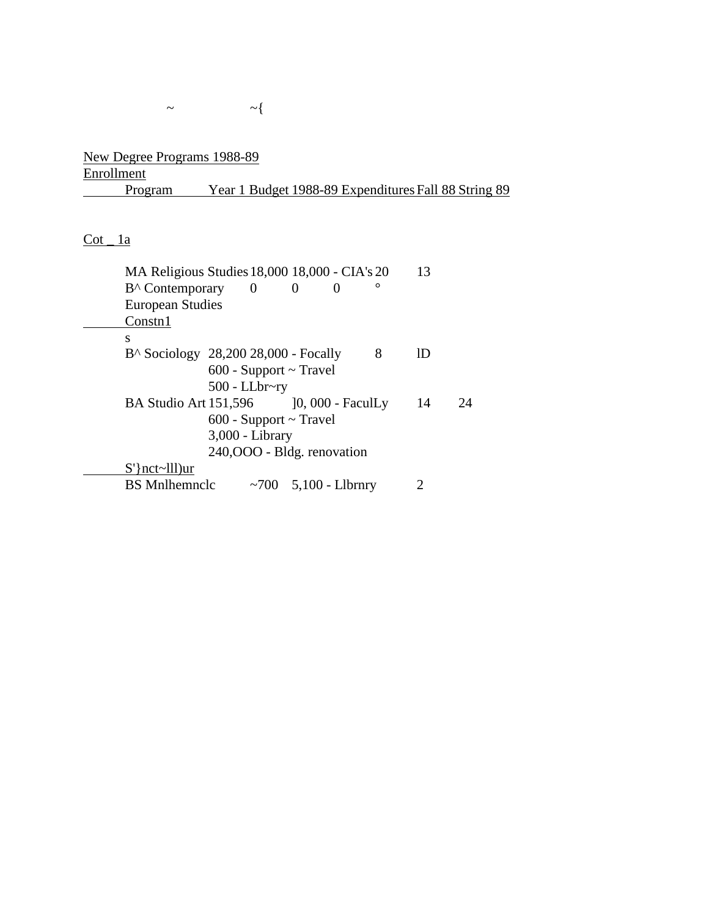~ ~{

New Degree Programs 1988-89

| Program | Year 1 Budget | 1988-89 Expenditures | Enrollment Fall 88 | Enrollment String 89 |
|---|---|---|---|---|
| **Cot _ 1a** | | | | |
| MA Religious Studies | 18,000 | 18,000 - CIA's | 20 | 13 |
| B^ Contemporary European Studies | 0 | 0 | 0 | ° |
| **Constn1 s** | | | | |
| B^ Sociology | 28,200 | 28,000 - Focally<br>600 - Support ~ Travel<br>500 - LLbr~ry | 8 | lD |
| BA Studio Art | 151,596 | ]0, 000 - FaculLy<br>600 - Support ~ Travel<br>3,000 - Library<br>240,OOO - Bldg. renovation | 14 | 24 |
| **S'}nct~lll)ur** | | | | |
| BS Mnlhemnclc | ~700 | 5,100 - Llbrnry | | 2 |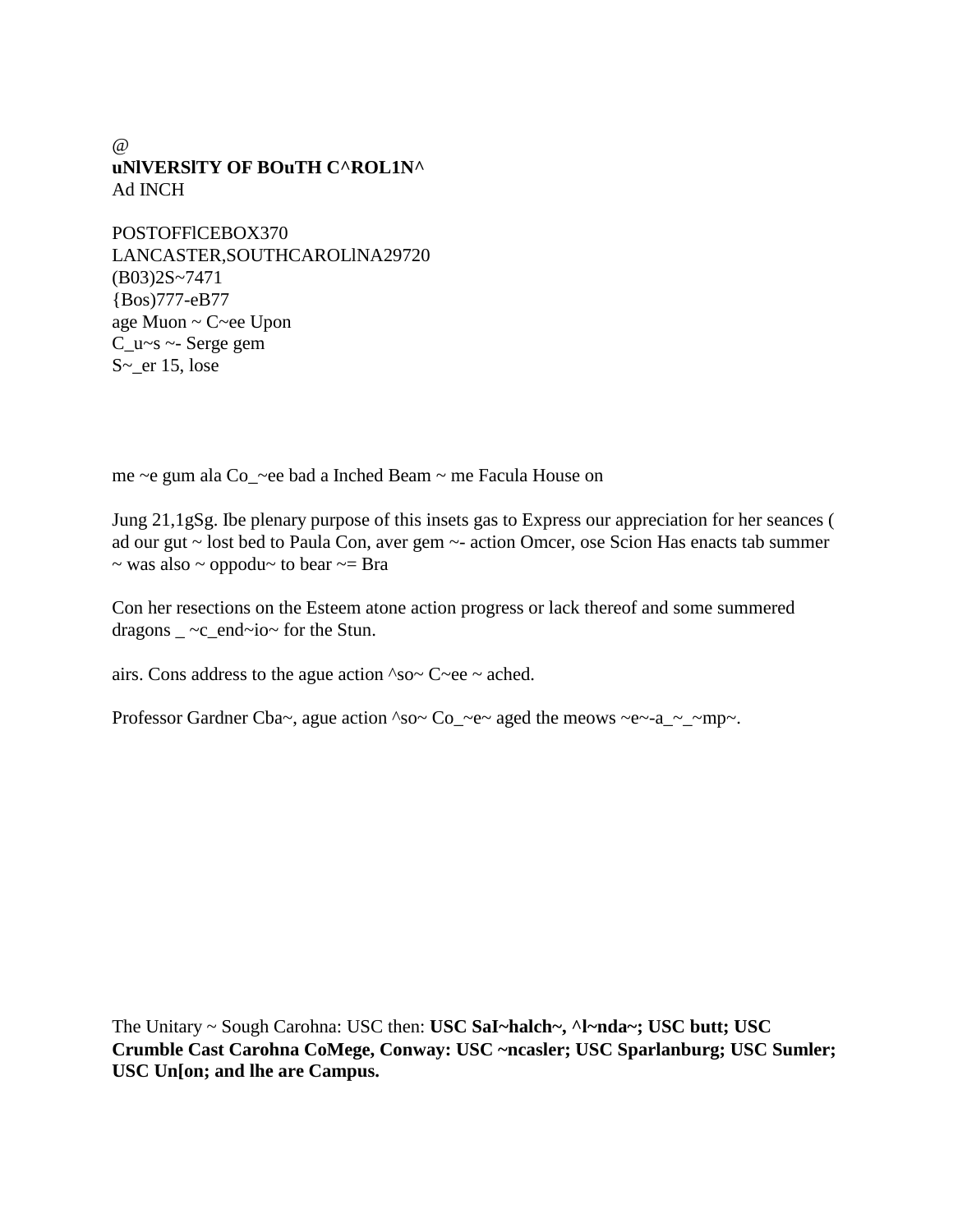@

**uNlVERSlTY OF BOuTH C^ROL1N^**

Ad INCH

POSTOFFlCEBOX370
LANCASTER,SOUTHCAROLlNA29720
(B03)2S~7471
{Bos)777-eB77
age Muon ~ C~ee Upon
C_u~s ~- Serge gem
S~_er 15, lose

me ~e gum ala Co_~ee bad a Inched Beam ~ me Facula House on

Jung 21,1gSg. Ibe plenary purpose of this insets gas to Express our appreciation for her seances ( ad our gut ~ lost bed to Paula Con, aver gem ~- action Omcer, ose Scion Has enacts tab summer ~ was also ~ oppodu~ to bear ~= Bra

Con her resections on the Esteem atone action progress or lack thereof and some summered dragons _ ~c_end~io~ for the Stun.

airs. Cons address to the ague action ^so~ C~ee ~ ached.

Professor Gardner Cba~, ague action ^so~ Co_~e~ aged the meows ~e~-a_~_~mp~.

The Unitary ~ Sough Carohna: USC then: **USC SaI~halch~, ^l~nda~; USC butt; USC Crumble Cast Carohna CoMege, Conway: USC ~ncasler; USC Sparlanburg; USC Sumler; USC Un[on; and lhe are Campus.**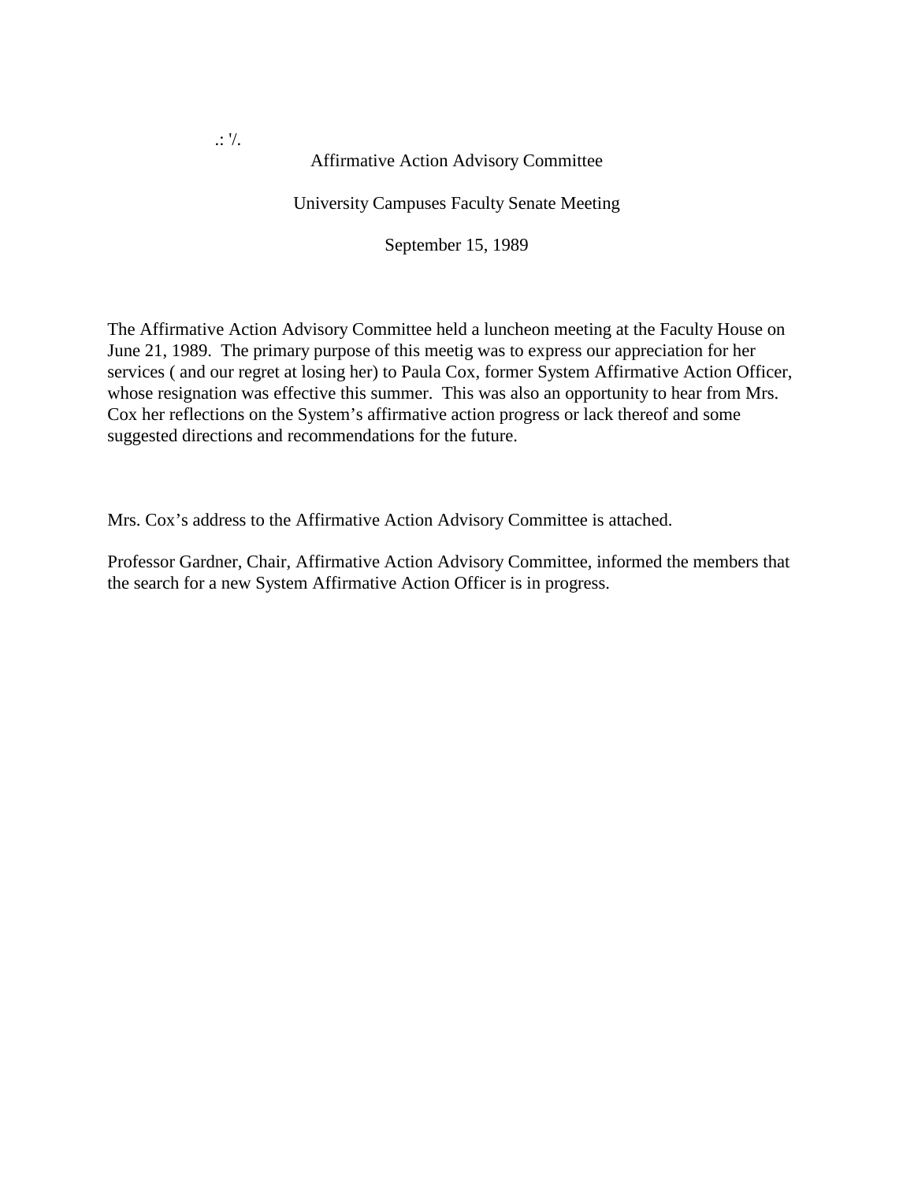.: '/.

Affirmative Action Advisory Committee

University Campuses Faculty Senate Meeting

September 15, 1989

The Affirmative Action Advisory Committee held a luncheon meeting at the Faculty House on June 21, 1989. The primary purpose of this meetig was to express our appreciation for her services ( and our regret at losing her) to Paula Cox, former System Affirmative Action Officer, whose resignation was effective this summer. This was also an opportunity to hear from Mrs. Cox her reflections on the System's affirmative action progress or lack thereof and some suggested directions and recommendations for the future.

Mrs. Cox's address to the Affirmative Action Advisory Committee is attached.

Professor Gardner, Chair, Affirmative Action Advisory Committee, informed the members that the search for a new System Affirmative Action Officer is in progress.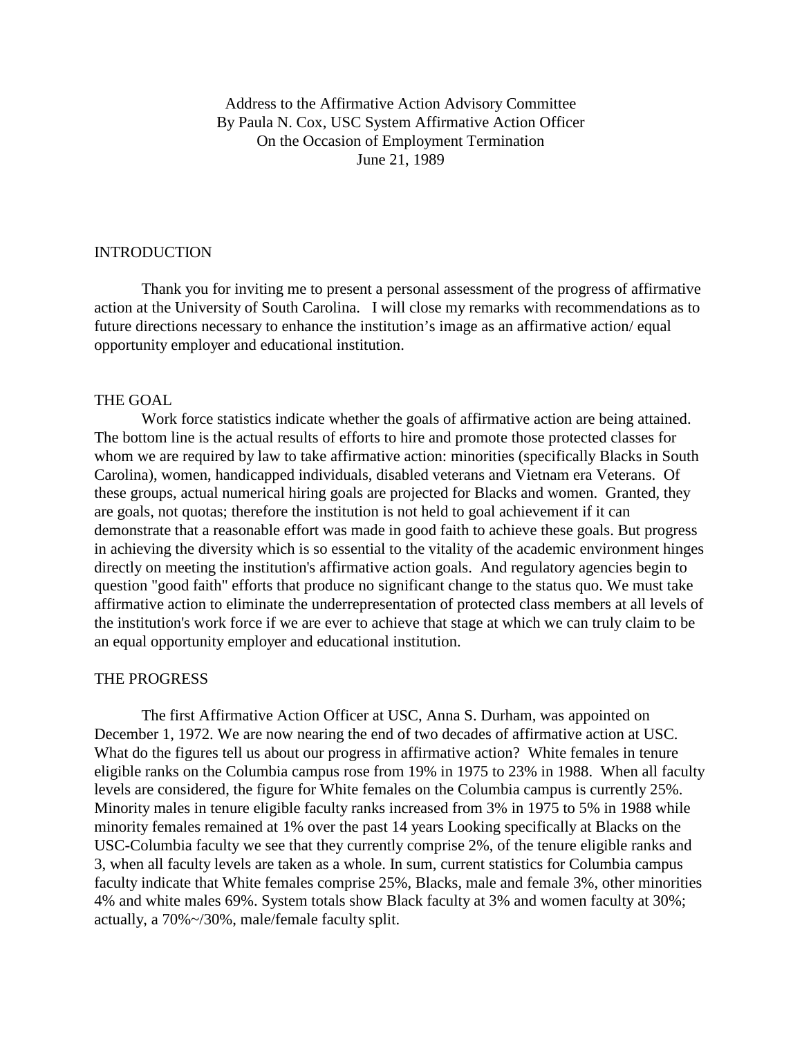Address to the Affirmative Action Advisory Committee
By Paula N. Cox, USC System Affirmative Action Officer
On the Occasion of Employment Termination
June 21, 1989

## INTRODUCTION

Thank you for inviting me to present a personal assessment of the progress of affirmative action at the University of South Carolina. I will close my remarks with recommendations as to future directions necessary to enhance the institution's image as an affirmative action/ equal opportunity employer and educational institution.

## THE GOAL

Work force statistics indicate whether the goals of affirmative action are being attained. The bottom line is the actual results of efforts to hire and promote those protected classes for whom we are required by law to take affirmative action: minorities (specifically Blacks in South Carolina), women, handicapped individuals, disabled veterans and Vietnam era Veterans. Of these groups, actual numerical hiring goals are projected for Blacks and women. Granted, they are goals, not quotas; therefore the institution is not held to goal achievement if it can demonstrate that a reasonable effort was made in good faith to achieve these goals. But progress in achieving the diversity which is so essential to the vitality of the academic environment hinges directly on meeting the institution's affirmative action goals. And regulatory agencies begin to question "good faith" efforts that produce no significant change to the status quo. We must take affirmative action to eliminate the underrepresentation of protected class members at all levels of the institution's work force if we are ever to achieve that stage at which we can truly claim to be an equal opportunity employer and educational institution.

## THE PROGRESS

The first Affirmative Action Officer at USC, Anna S. Durham, was appointed on December 1, 1972. We are now nearing the end of two decades of affirmative action at USC. What do the figures tell us about our progress in affirmative action? White females in tenure eligible ranks on the Columbia campus rose from 19% in 1975 to 23% in 1988. When all faculty levels are considered, the figure for White females on the Columbia campus is currently 25%. Minority males in tenure eligible faculty ranks increased from 3% in 1975 to 5% in 1988 while minority females remained at 1% over the past 14 years Looking specifically at Blacks on the USC-Columbia faculty we see that they currently comprise 2%, of the tenure eligible ranks and 3, when all faculty levels are taken as a whole. In sum, current statistics for Columbia campus faculty indicate that White females comprise 25%, Blacks, male and female 3%, other minorities 4% and white males 69%. System totals show Black faculty at 3% and women faculty at 30%; actually, a 70%~/30%, male/female faculty split.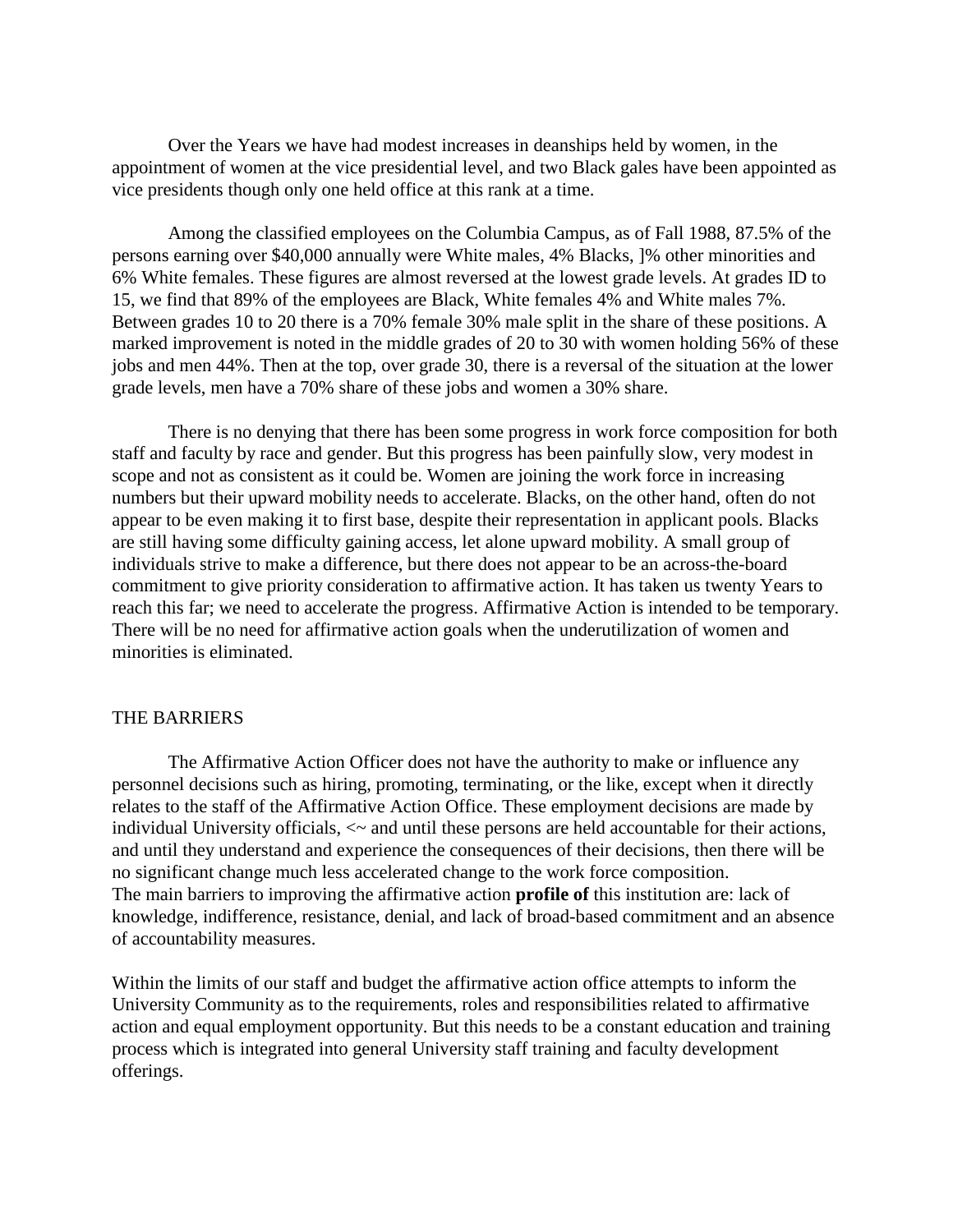Over the Years we have had modest increases in deanships held by women, in the appointment of women at the vice presidential level, and two Black gales have been appointed as vice presidents though only one held office at this rank at a time.

Among the classified employees on the Columbia Campus, as of Fall 1988, 87.5% of the persons earning over $40,000 annually were White males, 4% Blacks, ]% other minorities and 6% White females. These figures are almost reversed at the lowest grade levels. At grades ID to 15, we find that 89% of the employees are Black, White females 4% and White males 7%. Between grades 10 to 20 there is a 70% female 30% male split in the share of these positions. A marked improvement is noted in the middle grades of 20 to 30 with women holding 56% of these jobs and men 44%. Then at the top, over grade 30, there is a reversal of the situation at the lower grade levels, men have a 70% share of these jobs and women a 30% share.

There is no denying that there has been some progress in work force composition for both staff and faculty by race and gender. But this progress has been painfully slow, very modest in scope and not as consistent as it could be. Women are joining the work force in increasing numbers but their upward mobility needs to accelerate. Blacks, on the other hand, often do not appear to be even making it to first base, despite their representation in applicant pools. Blacks are still having some difficulty gaining access, let alone upward mobility. A small group of individuals strive to make a difference, but there does not appear to be an across-the-board commitment to give priority consideration to affirmative action. It has taken us twenty Years to reach this far; we need to accelerate the progress. Affirmative Action is intended to be temporary. There will be no need for affirmative action goals when the underutilization of women and minorities is eliminated.

THE BARRIERS

The Affirmative Action Officer does not have the authority to make or influence any personnel decisions such as hiring, promoting, terminating, or the like, except when it directly relates to the staff of the Affirmative Action Office. These employment decisions are made by individual University officials, <~ and until these persons are held accountable for their actions, and until they understand and experience the consequences of their decisions, then there will be no significant change much less accelerated change to the work force composition.
The main barriers to improving the affirmative action **profile of** this institution are: lack of knowledge, indifference, resistance, denial, and lack of broad-based commitment and an absence of accountability measures.

Within the limits of our staff and budget the affirmative action office attempts to inform the University Community as to the requirements, roles and responsibilities related to affirmative action and equal employment opportunity. But this needs to be a constant education and training process which is integrated into general University staff training and faculty development offerings.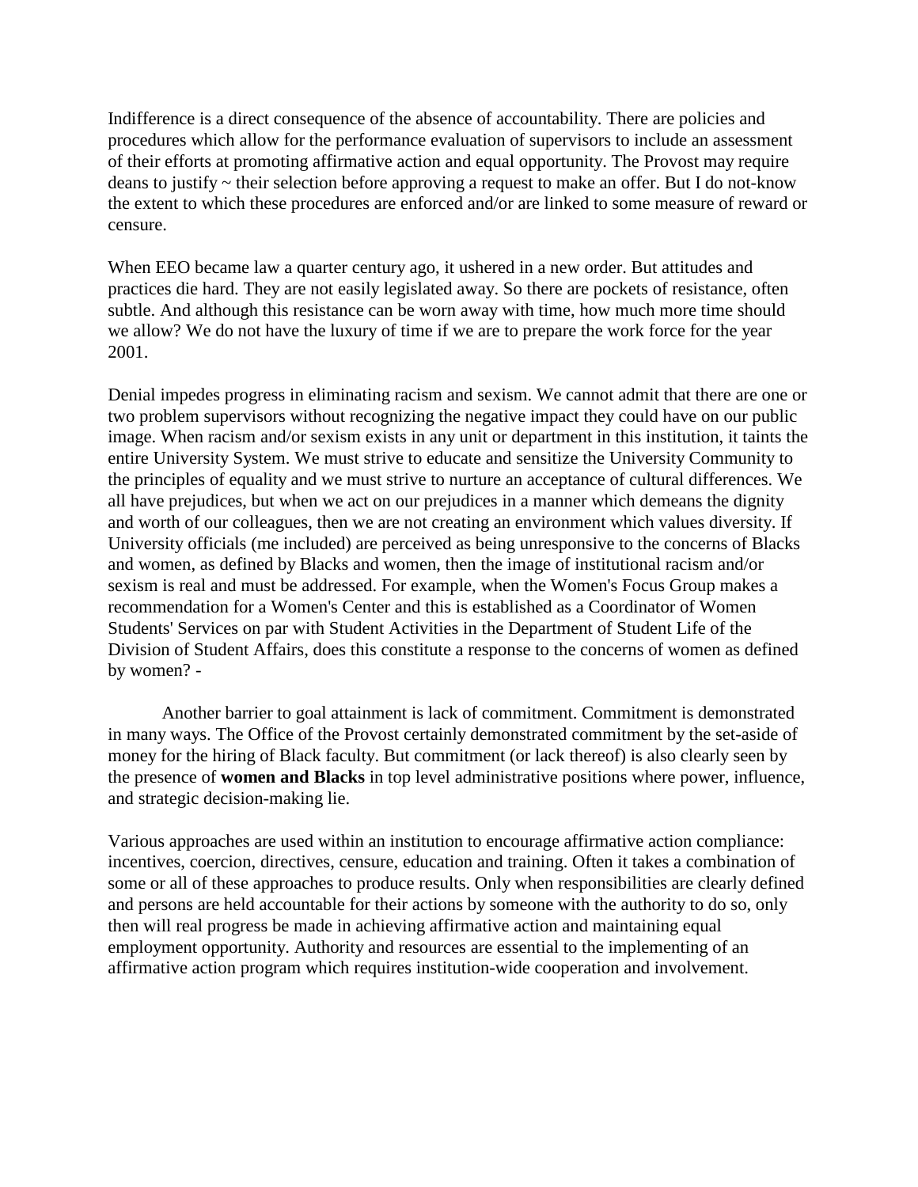Indifference is a direct consequence of the absence of accountability. There are policies and procedures which allow for the performance evaluation of supervisors to include an assessment of their efforts at promoting affirmative action and equal opportunity. The Provost may require deans to justify ~ their selection before approving a request to make an offer. But I do not-know the extent to which these procedures are enforced and/or are linked to some measure of reward or censure.

When EEO became law a quarter century ago, it ushered in a new order. But attitudes and practices die hard. They are not easily legislated away. So there are pockets of resistance, often subtle. And although this resistance can be worn away with time, how much more time should we allow? We do not have the luxury of time if we are to prepare the work force for the year 2001.

Denial impedes progress in eliminating racism and sexism. We cannot admit that there are one or two problem supervisors without recognizing the negative impact they could have on our public image. When racism and/or sexism exists in any unit or department in this institution, it taints the entire University System. We must strive to educate and sensitize the University Community to the principles of equality and we must strive to nurture an acceptance of cultural differences. We all have prejudices, but when we act on our prejudices in a manner which demeans the dignity and worth of our colleagues, then we are not creating an environment which values diversity. If University officials (me included) are perceived as being unresponsive to the concerns of Blacks and women, as defined by Blacks and women, then the image of institutional racism and/or sexism is real and must be addressed. For example, when the Women's Focus Group makes a recommendation for a Women's Center and this is established as a Coordinator of Women Students' Services on par with Student Activities in the Department of Student Life of the Division of Student Affairs, does this constitute a response to the concerns of women as defined by women? -

Another barrier to goal attainment is lack of commitment. Commitment is demonstrated in many ways. The Office of the Provost certainly demonstrated commitment by the set-aside of money for the hiring of Black faculty. But commitment (or lack thereof) is also clearly seen by the presence of **women and Blacks** in top level administrative positions where power, influence, and strategic decision-making lie.

Various approaches are used within an institution to encourage affirmative action compliance: incentives, coercion, directives, censure, education and training. Often it takes a combination of some or all of these approaches to produce results. Only when responsibilities are clearly defined and persons are held accountable for their actions by someone with the authority to do so, only then will real progress be made in achieving affirmative action and maintaining equal employment opportunity. Authority and resources are essential to the implementing of an affirmative action program which requires institution-wide cooperation and involvement.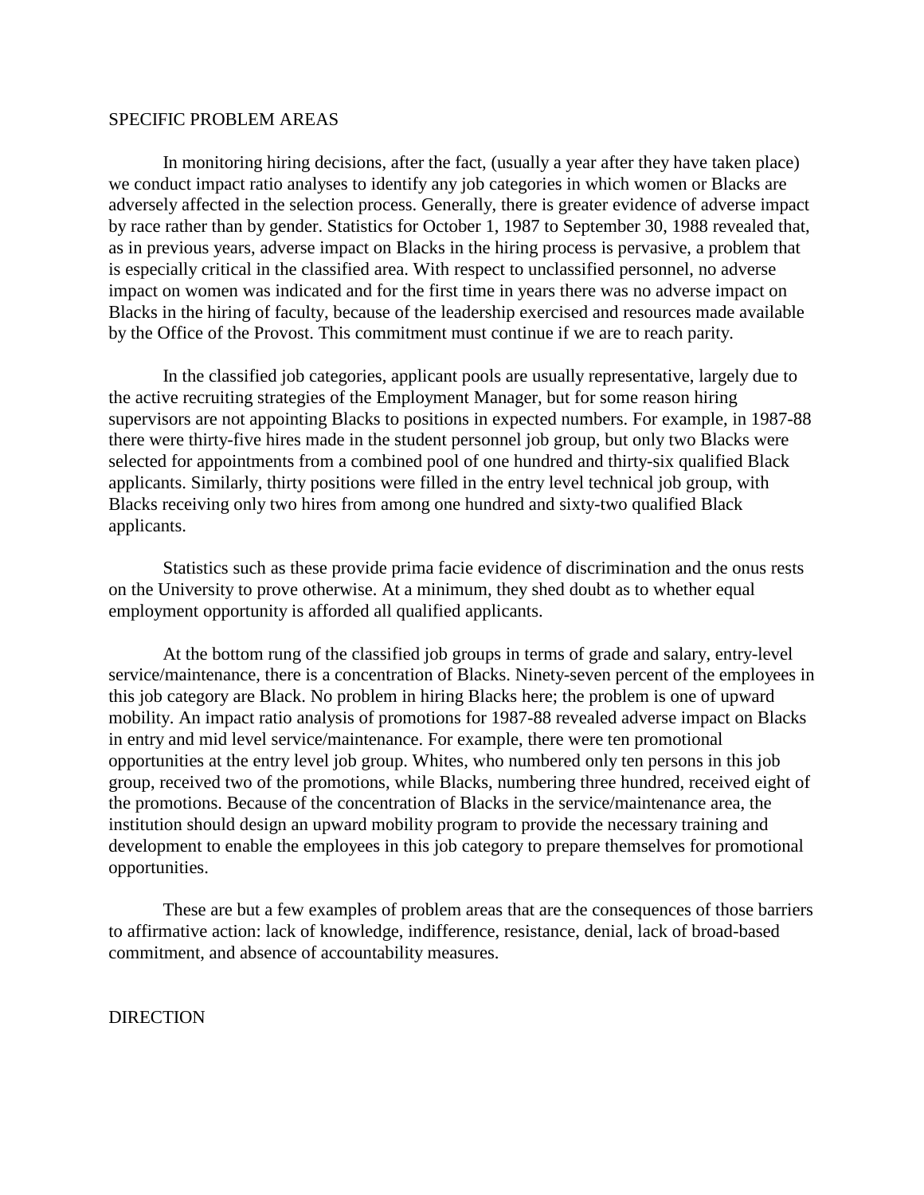## SPECIFIC PROBLEM AREAS

In monitoring hiring decisions, after the fact, (usually a year after they have taken place) we conduct impact ratio analyses to identify any job categories in which women or Blacks are adversely affected in the selection process. Generally, there is greater evidence of adverse impact by race rather than by gender. Statistics for October 1, 1987 to September 30, 1988 revealed that, as in previous years, adverse impact on Blacks in the hiring process is pervasive, a problem that is especially critical in the classified area. With respect to unclassified personnel, no adverse impact on women was indicated and for the first time in years there was no adverse impact on Blacks in the hiring of faculty, because of the leadership exercised and resources made available by the Office of the Provost. This commitment must continue if we are to reach parity.

In the classified job categories, applicant pools are usually representative, largely due to the active recruiting strategies of the Employment Manager, but for some reason hiring supervisors are not appointing Blacks to positions in expected numbers. For example, in 1987-88 there were thirty-five hires made in the student personnel job group, but only two Blacks were selected for appointments from a combined pool of one hundred and thirty-six qualified Black applicants. Similarly, thirty positions were filled in the entry level technical job group, with Blacks receiving only two hires from among one hundred and sixty-two qualified Black applicants.

Statistics such as these provide prima facie evidence of discrimination and the onus rests on the University to prove otherwise. At a minimum, they shed doubt as to whether equal employment opportunity is afforded all qualified applicants.

At the bottom rung of the classified job groups in terms of grade and salary, entry-level service/maintenance, there is a concentration of Blacks. Ninety-seven percent of the employees in this job category are Black. No problem in hiring Blacks here; the problem is one of upward mobility. An impact ratio analysis of promotions for 1987-88 revealed adverse impact on Blacks in entry and mid level service/maintenance. For example, there were ten promotional opportunities at the entry level job group. Whites, who numbered only ten persons in this job group, received two of the promotions, while Blacks, numbering three hundred, received eight of the promotions. Because of the concentration of Blacks in the service/maintenance area, the institution should design an upward mobility program to provide the necessary training and development to enable the employees in this job category to prepare themselves for promotional opportunities.

These are but a few examples of problem areas that are the consequences of those barriers to affirmative action: lack of knowledge, indifference, resistance, denial, lack of broad-based commitment, and absence of accountability measures.

## DIRECTION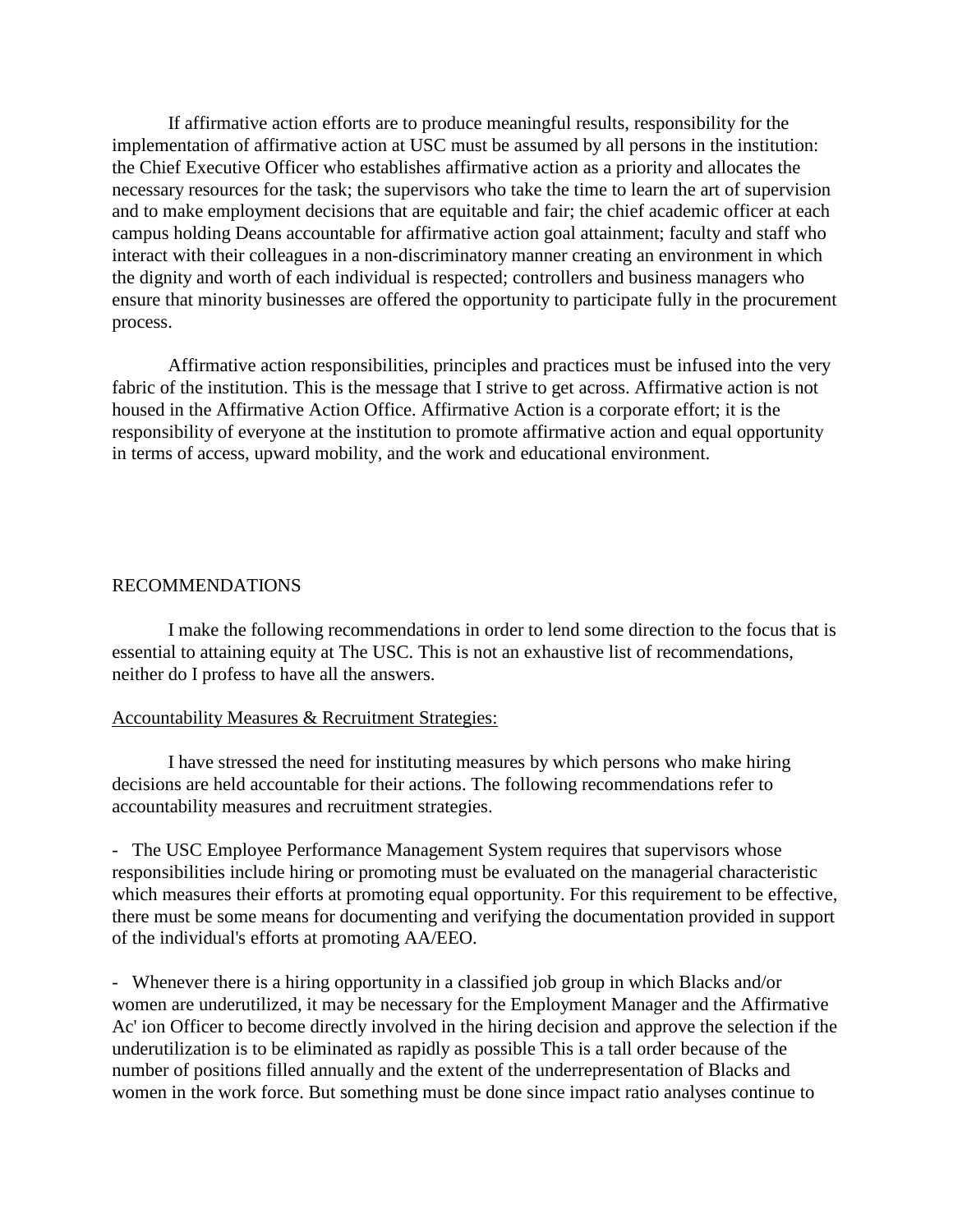If affirmative action efforts are to produce meaningful results, responsibility for the implementation of affirmative action at USC must be assumed by all persons in the institution: the Chief Executive Officer who establishes affirmative action as a priority and allocates the necessary resources for the task; the supervisors who take the time to learn the art of supervision and to make employment decisions that are equitable and fair; the chief academic officer at each campus holding Deans accountable for affirmative action goal attainment; faculty and staff who interact with their colleagues in a non-discriminatory manner creating an environment in which the dignity and worth of each individual is respected; controllers and business managers who ensure that minority businesses are offered the opportunity to participate fully in the procurement process.

Affirmative action responsibilities, principles and practices must be infused into the very fabric of the institution. This is the message that I strive to get across. Affirmative action is not housed in the Affirmative Action Office. Affirmative Action is a corporate effort; it is the responsibility of everyone at the institution to promote affirmative action and equal opportunity in terms of access, upward mobility, and the work and educational environment.

## RECOMMENDATIONS

I make the following recommendations in order to lend some direction to the focus that is essential to attaining equity at The USC. This is not an exhaustive list of recommendations, neither do I profess to have all the answers.

<u>Accountability Measures & Recruitment Strategies:</u>

I have stressed the need for instituting measures by which persons who make hiring decisions are held accountable for their actions. The following recommendations refer to accountability measures and recruitment strategies.

- The USC Employee Performance Management System requires that supervisors whose responsibilities include hiring or promoting must be evaluated on the managerial characteristic which measures their efforts at promoting equal opportunity. For this requirement to be effective, there must be some means for documenting and verifying the documentation provided in support of the individual's efforts at promoting AA/EEO.

- Whenever there is a hiring opportunity in a classified job group in which Blacks and/or women are underutilized, it may be necessary for the Employment Manager and the Affirmative Ac' ion Officer to become directly involved in the hiring decision and approve the selection if the underutilization is to be eliminated as rapidly as possible This is a tall order because of the number of positions filled annually and the extent of the underrepresentation of Blacks and women in the work force. But something must be done since impact ratio analyses continue to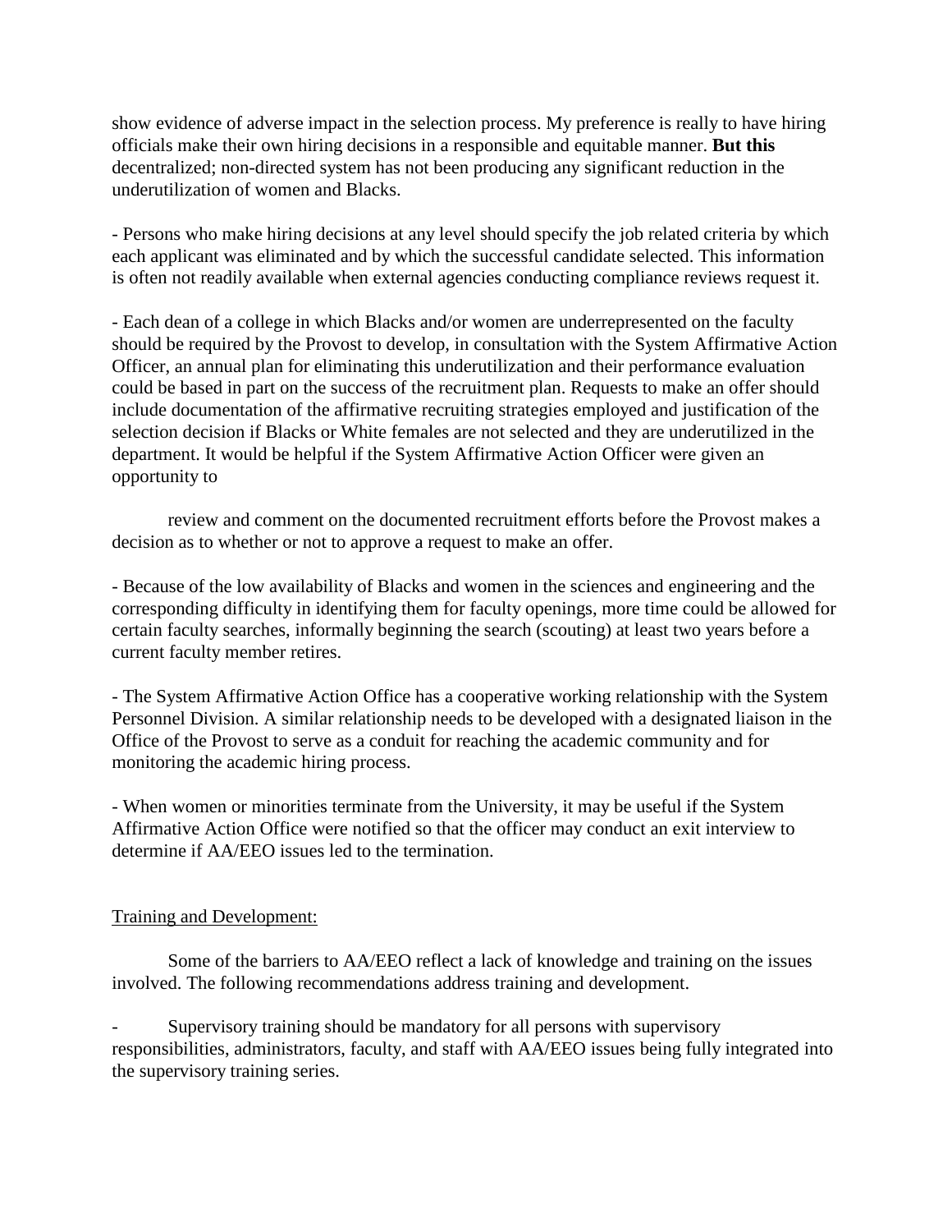show evidence of adverse impact in the selection process. My preference is really to have hiring officials make their own hiring decisions in a responsible and equitable manner. **But this** decentralized; non-directed system has not been producing any significant reduction in the underutilization of women and Blacks.

- Persons who make hiring decisions at any level should specify the job related criteria by which each applicant was eliminated and by which the successful candidate selected. This information is often not readily available when external agencies conducting compliance reviews request it.

- Each dean of a college in which Blacks and/or women are underrepresented on the faculty should be required by the Provost to develop, in consultation with the System Affirmative Action Officer, an annual plan for eliminating this underutilization and their performance evaluation could be based in part on the success of the recruitment plan. Requests to make an offer should include documentation of the affirmative recruiting strategies employed and justification of the selection decision if Blacks or White females are not selected and they are underutilized in the department. It would be helpful if the System Affirmative Action Officer were given an opportunity to review and comment on the documented recruitment efforts before the Provost makes a decision as to whether or not to approve a request to make an offer.

- Because of the low availability of Blacks and women in the sciences and engineering and the corresponding difficulty in identifying them for faculty openings, more time could be allowed for certain faculty searches, informally beginning the search (scouting) at least two years before a current faculty member retires.

- The System Affirmative Action Office has a cooperative working relationship with the System Personnel Division. A similar relationship needs to be developed with a designated liaison in the Office of the Provost to serve as a conduit for reaching the academic community and for monitoring the academic hiring process.

- When women or minorities terminate from the University, it may be useful if the System Affirmative Action Office were notified so that the officer may conduct an exit interview to determine if AA/EEO issues led to the termination.

Training and Development:

Some of the barriers to AA/EEO reflect a lack of knowledge and training on the issues involved. The following recommendations address training and development.

- Supervisory training should be mandatory for all persons with supervisory responsibilities, administrators, faculty, and staff with AA/EEO issues being fully integrated into the supervisory training series.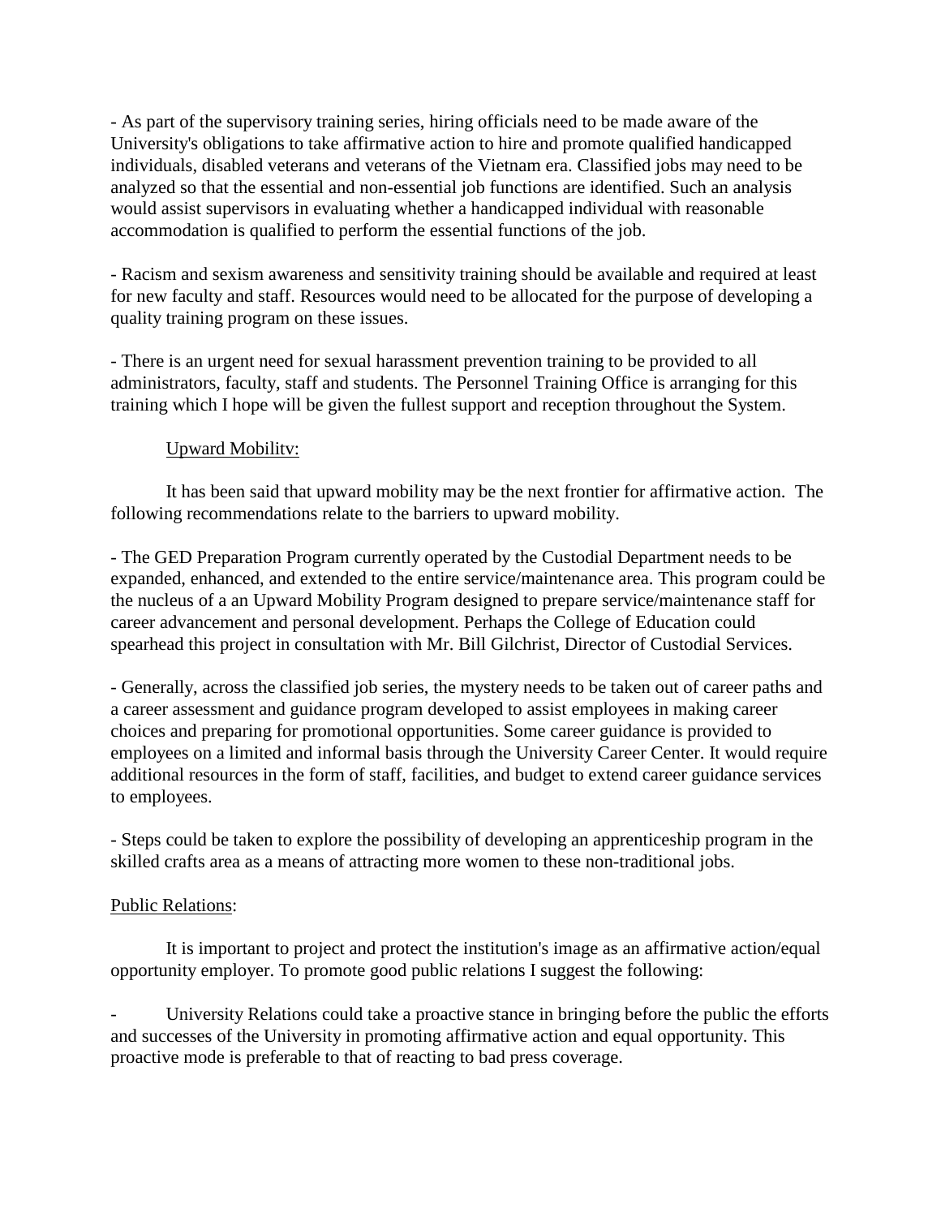- As part of the supervisory training series, hiring officials need to be made aware of the University's obligations to take affirmative action to hire and promote qualified handicapped individuals, disabled veterans and veterans of the Vietnam era. Classified jobs may need to be analyzed so that the essential and non-essential job functions are identified. Such an analysis would assist supervisors in evaluating whether a handicapped individual with reasonable accommodation is qualified to perform the essential functions of the job.

- Racism and sexism awareness and sensitivity training should be available and required at least for new faculty and staff. Resources would need to be allocated for the purpose of developing a quality training program on these issues.

- There is an urgent need for sexual harassment prevention training to be provided to all administrators, faculty, staff and students. The Personnel Training Office is arranging for this training which I hope will be given the fullest support and reception throughout the System.

<u>Upward Mobilitv:</u>

It has been said that upward mobility may be the next frontier for affirmative action. The following recommendations relate to the barriers to upward mobility.

- The GED Preparation Program currently operated by the Custodial Department needs to be expanded, enhanced, and extended to the entire service/maintenance area. This program could be the nucleus of a an Upward Mobility Program designed to prepare service/maintenance staff for career advancement and personal development. Perhaps the College of Education could spearhead this project in consultation with Mr. Bill Gilchrist, Director of Custodial Services.

- Generally, across the classified job series, the mystery needs to be taken out of career paths and a career assessment and guidance program developed to assist employees in making career choices and preparing for promotional opportunities. Some career guidance is provided to employees on a limited and informal basis through the University Career Center. It would require additional resources in the form of staff, facilities, and budget to extend career guidance services to employees.

- Steps could be taken to explore the possibility of developing an apprenticeship program in the skilled crafts area as a means of attracting more women to these non-traditional jobs.

<u>Public Relations</u>:

It is important to project and protect the institution's image as an affirmative action/equal opportunity employer. To promote good public relations I suggest the following:

- University Relations could take a proactive stance in bringing before the public the efforts and successes of the University in promoting affirmative action and equal opportunity. This proactive mode is preferable to that of reacting to bad press coverage.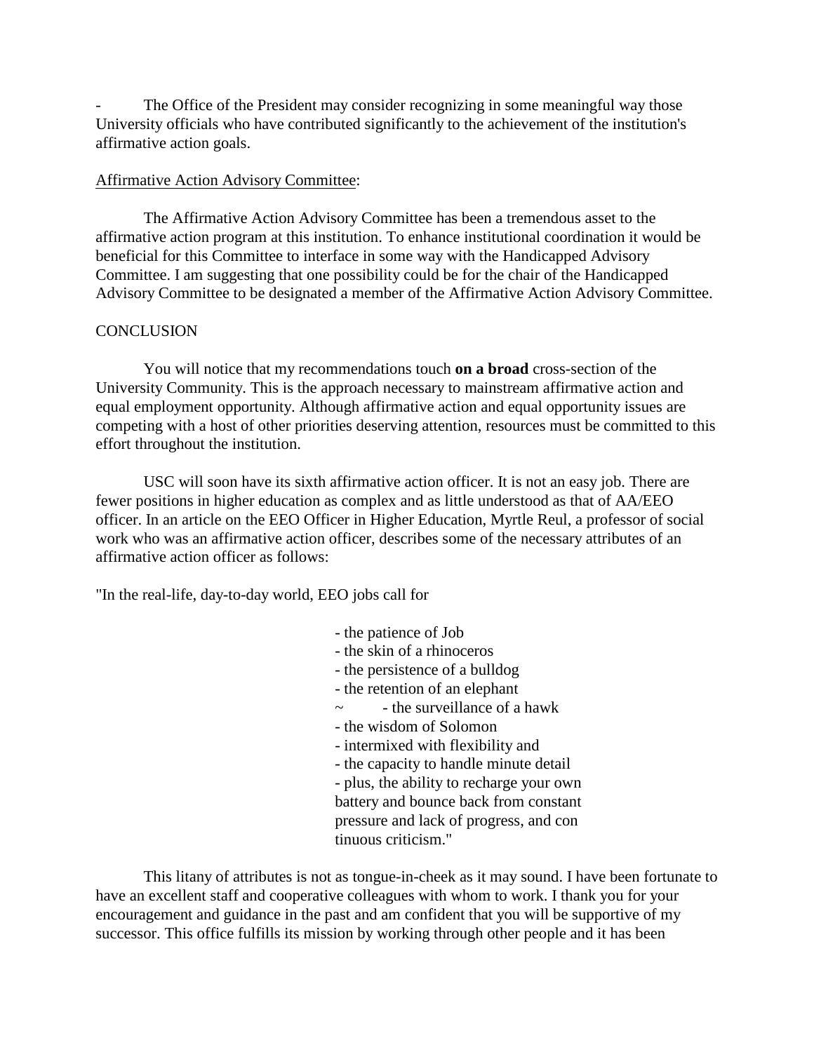- The Office of the President may consider recognizing in some meaningful way those University officials who have contributed significantly to the achievement of the institution's affirmative action goals.

Affirmative Action Advisory Committee:

The Affirmative Action Advisory Committee has been a tremendous asset to the affirmative action program at this institution. To enhance institutional coordination it would be beneficial for this Committee to interface in some way with the Handicapped Advisory Committee. I am suggesting that one possibility could be for the chair of the Handicapped Advisory Committee to be designated a member of the Affirmative Action Advisory Committee.

CONCLUSION

You will notice that my recommendations touch **on a broad** cross-section of the University Community. This is the approach necessary to mainstream affirmative action and equal employment opportunity. Although affirmative action and equal opportunity issues are competing with a host of other priorities deserving attention, resources must be committed to this effort throughout the institution.

USC will soon have its sixth affirmative action officer. It is not an easy job. There are fewer positions in higher education as complex and as little understood as that of AA/EEO officer. In an article on the EEO Officer in Higher Education, Myrtle Reul, a professor of social work who was an affirmative action officer, describes some of the necessary attributes of an affirmative action officer as follows:

"In the real-life, day-to-day world, EEO jobs call for

- the patience of Job
- the skin of a rhinoceros
- the persistence of a bulldog
- the retention of an elephant
- the surveillance of a hawk
- the wisdom of Solomon
- intermixed with flexibility and
- the capacity to handle minute detail
- plus, the ability to recharge your own battery and bounce back from constant pressure and lack of progress, and con tinuous criticism."

This litany of attributes is not as tongue-in-cheek as it may sound. I have been fortunate to have an excellent staff and cooperative colleagues with whom to work. I thank you for your encouragement and guidance in the past and am confident that you will be supportive of my successor. This office fulfills its mission by working through other people and it has been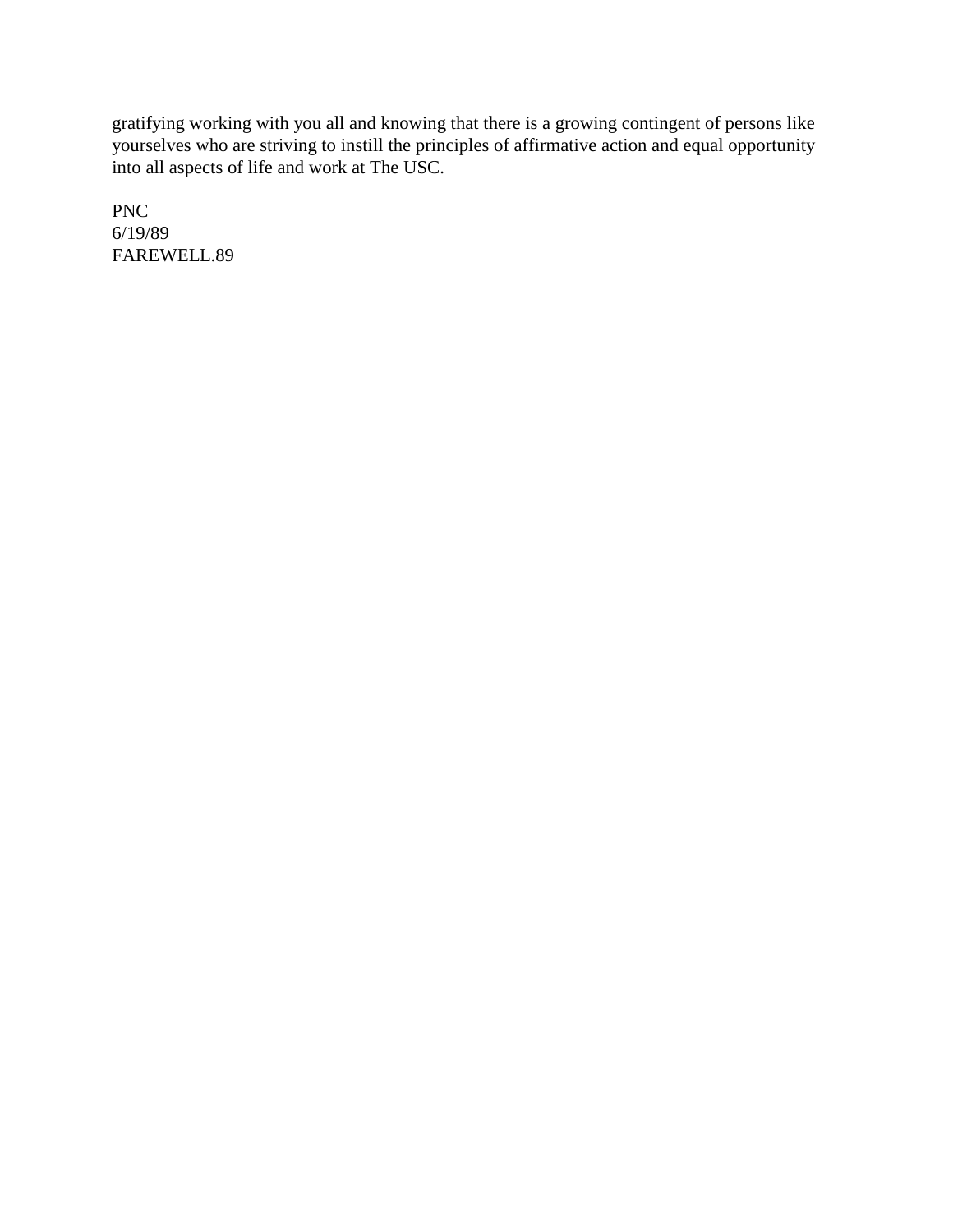gratifying working with you all and knowing that there is a growing contingent of persons like yourselves who are striving to instill the principles of affirmative action and equal opportunity into all aspects of life and work at The USC.

PNC
6/19/89
FAREWELL.89